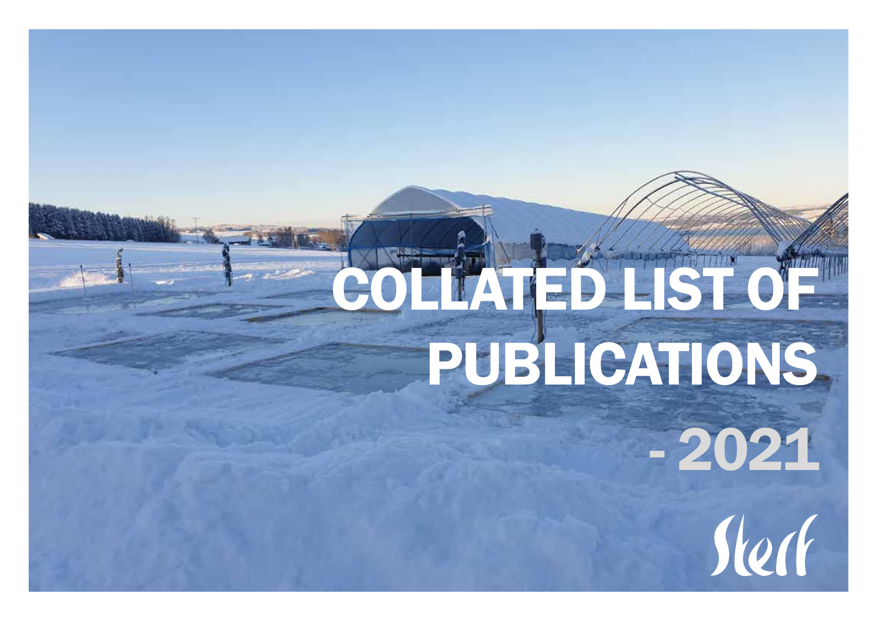# COLLATED LIST OF PUBLICATIONS

# - 2021

Sterf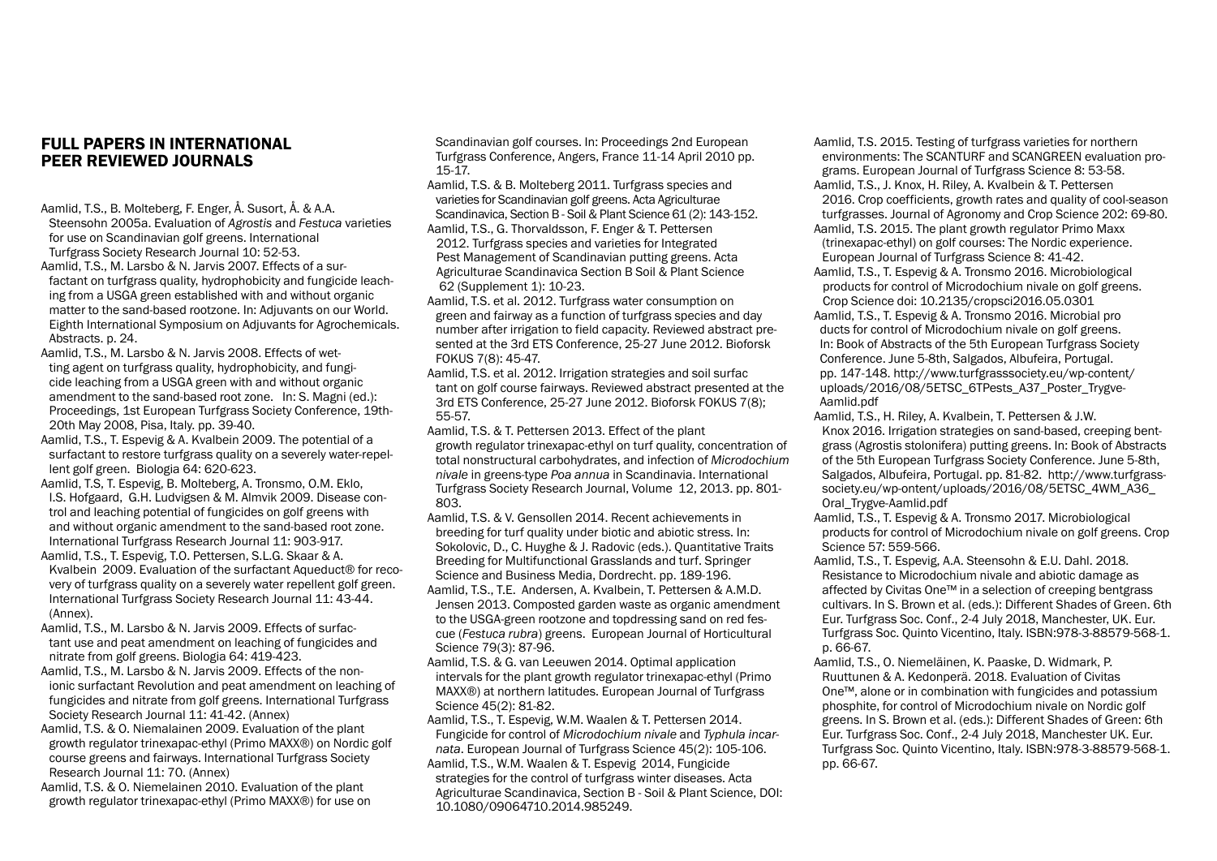## FULL PAPERS IN INTERNATIONAL PEER REVIEWED JOURNALS

Aamlid, T.S., B. Molteberg, F. Enger, Å. Susort, Å. & A.A. Steensohn 2005a. Evaluation of *Agrostis* and *Festuca* varieties for use on Scandinavian golf greens. International Turfgrass Society Research Journal 10: 52-53.

Aamlid, T.S., M. Larsbo & N. Jarvis 2007. Effects of a surfactant on turfgrass quality, hydrophobicity and fungicide leaching from a USGA green established with and without organic matter to the sand-based rootzone. In: Adjuvants on our World. Eighth International Symposium on Adjuvants for Agrochemicals. Abstracts. p. 24.

Aamlid, T.S., M. Larsbo & N. Jarvis 2008. Effects of wetting agent on turfgrass quality, hydrophobicity, and fungicide leaching from a USGA green with and without organic amendment to the sand-based root zone. In: S. Magni (ed.): Proceedings, 1st European Turfgrass Society Conference, 19th-20th May 2008, Pisa, Italy. pp. 39-40.

Aamlid, T.S., T. Espevig & A. Kvalbein 2009. The potential of a surfactant to restore turfgrass quality on a severely water-repellent golf green. Biologia 64: 620-623.

Aamlid, T.S, T. Espevig, B. Molteberg, A. Tronsmo, O.M. Eklo, I.S. Hofgaard, G.H. Ludvigsen & M. Almvik 2009. Disease control and leaching potential of fungicides on golf greens with and without organic amendment to the sand-based root zone. International Turfgrass Research Journal 11: 903-917.

Aamlid, T.S., T. Espevig, T.O. Pettersen, S.L.G. Skaar & A. Kvalbein 2009. Evaluation of the surfactant Aqueduct® for recovery of turfgrass quality on a severely water repellent golf green. International Turfgrass Society Research Journal 11: 43-44. (Annex).

Aamlid, T.S., M. Larsbo & N. Jarvis 2009. Effects of surfactant use and peat amendment on leaching of fungicides and nitrate from golf greens. Biologia 64: 419-423.

Aamlid, T.S., M. Larsbo & N. Jarvis 2009. Effects of the nonionic surfactant Revolution and peat amendment on leaching of fungicides and nitrate from golf greens. International Turfgrass Society Research Journal 11: 41-42. (Annex)

Aamlid, T.S. & O. Niemalainen 2009. Evaluation of the plant growth regulator trinexapac-ethyl (Primo MAXX®) on Nordic golf course greens and fairways. International Turfgrass Society Research Journal 11: 70. (Annex)

Aamlid, T.S. & O. Niemelainen 2010. Evaluation of the plant growth regulator trinexapac-ethyl (Primo MAXX®) for use on Scandinavian golf courses. In: Proceedings 2nd European Turfgrass Conference, Angers, France 11-14 April 2010 pp. 15-17.

Aamlid, T.S. & B. Molteberg 2011. Turfgrass species and varieties for Scandinavian golf greens. Acta Agriculturae Scandinavica, Section B - Soil & Plant Science 61 (2): 143-152.

Aamlid, T.S., G. Thorvaldsson, F. Enger & T. Pettersen 2012. Turfgrass species and varieties for Integrated Pest Management of Scandinavian putting greens. Acta Agriculturae Scandinavica Section B Soil & Plant Science 62 (Supplement 1): 10-23.

Aamlid, T.S. et al. 2012. Turfgrass water consumption on green and fairway as a function of turfgrass species and day number after irrigation to field capacity. Reviewed abstract presented at the 3rd ETS Conference, 25-27 June 2012. Bioforsk FOKUS 7(8): 45-47.

Aamlid, T.S. et al. 2012. Irrigation strategies and soil surfac tant on golf course fairways. Reviewed abstract presented at the 3rd ETS Conference, 25-27 June 2012. Bioforsk FOKUS 7(8); 55-57.

Aamlid, T.S. & T. Pettersen 2013. Effect of the plant growth regulator trinexapac-ethyl on turf quality, concentration of total nonstructural carbohydrates, and infection of *Microdochium nivale* in greens-type *Poa annua* in Scandinavia. International Turfgrass Society Research Journal, Volume 12, 2013. pp. 801-803.

Aamlid, T.S. & V. Gensollen 2014. Recent achievements in breeding for turf quality under biotic and abiotic stress. In: Sokolovic, D., C. Huyghe & J. Radovic (eds.). Quantitative Traits Breeding for Multifunctional Grasslands and turf. Springer Science and Business Media, Dordrecht. pp. 189-196.

Aamlid, T.S., T.E. Andersen, A. Kvalbein, T. Pettersen & A.M.D. Jensen 2013. Composted garden waste as organic amendment to the USGA-green rootzone and topdressing sand on red fescue (*Festuca rubra*) greens. European Journal of Horticultural Science 79(3): 87-96.

Aamlid, T.S. & G. van Leeuwen 2014. Optimal application intervals for the plant growth regulator trinexapac-ethyl (Primo MAXX®) at northern latitudes. European Journal of Turfgrass Science 45(2): 81-82.

Aamlid, T.S., T. Espevig, W.M. Waalen & T. Pettersen 2014. Fungicide for control of *Microdochium nivale* and *Typhula incarnata*. European Journal of Turfgrass Science 45(2): 105-106.

Aamlid, T.S., W.M. Waalen & T. Espevig 2014, Fungicide strategies for the control of turfgrass winter diseases. Acta Agriculturae Scandinavica, Section B - Soil & Plant Science, DOI: 10.1080/09064710.2014.985249.

Aamlid, T.S. 2015. Testing of turfgrass varieties for northern environments: The SCANTURF and SCANGREEN evaluation programs. European Journal of Turfgrass Science 8: 53-58.

Aamlid, T.S., J. Knox, H. Riley, A. Kvalbein & T. Pettersen 2016. Crop coefficients, growth rates and quality of cool-season turfgrasses. Journal of Agronomy and Crop Science 202: 69-80.

Aamlid, T.S. 2015. The plant growth regulator Primo Maxx (trinexapac-ethyl) on golf courses: The Nordic experience. European Journal of Turfgrass Science 8: 41-42.

Aamlid, T.S., T. Espevig & A. Tronsmo 2016. Microbiological products for control of Microdochium nivale on golf greens. Crop Science doi: 10.2135/cropsci2016.05.0301

Aamlid, T.S., T. Espevig & A. Tronsmo 2016. Microbial pro ducts for control of Microdochium nivale on golf greens. In: Book of Abstracts of the 5th European Turfgrass Society Conference. June 5-8th, Salgados, Albufeira, Portugal. pp. 147-148. http://www.turfgrasssociety.eu/wp-content/uploads/2016/08/5ETSC_6TPests_A37_Poster_Trygve-Aamlid.pdf

Aamlid, T.S., H. Riley, A. Kvalbein, T. Pettersen & J.W. Knox 2016. Irrigation strategies on sand-based, creeping bentgrass (Agrostis stolonifera) putting greens. In: Book of Abstracts of the 5th European Turfgrass Society Conference. June 5-8th, Salgados, Albufeira, Portugal. pp. 81-82. http://www.turfgrasssociety.eu/wp-ontent/uploads/2016/08/5ETSC_4WM_A36_Oral_Trygve-Aamlid.pdf

Aamlid, T.S., T. Espevig & A. Tronsmo 2017. Microbiological products for control of Microdochium nivale on golf greens. Crop Science 57: 559-566.

Aamlid, T.S., T. Espevig, A.A. Steensohn & E.U. Dahl. 2018. Resistance to Microdochium nivale and abiotic damage as affected by Civitas One™ in a selection of creeping bentgrass cultivars. In S. Brown et al. (eds.): Different Shades of Green. 6th Eur. Turfgrass Soc. Conf., 2-4 July 2018, Manchester, UK. Eur. Turfgrass Soc. Quinto Vicentino, Italy. ISBN:978-3-88579-568-1. p. 66-67.

Aamlid, T.S., O. Niemeläinen, K. Paaske, D. Widmark, P. Ruuttunen & A. Kedonperä. 2018. Evaluation of Civitas One™, alone or in combination with fungicides and potassium phosphite, for control of Microdochium nivale on Nordic golf greens. In S. Brown et al. (eds.): Different Shades of Green: 6th Eur. Turfgrass Soc. Conf., 2-4 July 2018, Manchester UK. Eur. Turfgrass Soc. Quinto Vicentino, Italy. ISBN:978-3-88579-568-1. pp. 66-67.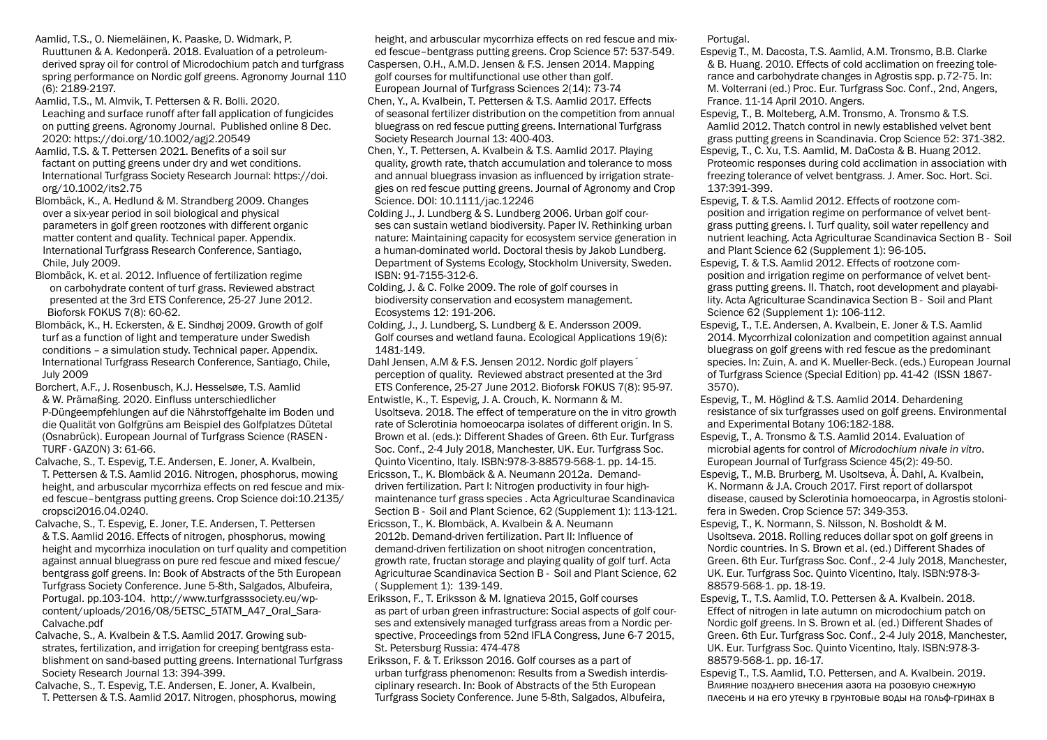Aamlid, T.S., O. Niemeläinen, K. Paaske, D. Widmark, P. Ruuttunen & A. Kedonperä. 2018. Evaluation of a petroleum-derived spray oil for control of Microdochium patch and turfgrass spring performance on Nordic golf greens. Agronomy Journal 110 (6): 2189-2197.

Aamlid, T.S., M. Almvik, T. Pettersen & R. Bolli. 2020. Leaching and surface runoff after fall application of fungicides on putting greens. Agronomy Journal. Published online 8 Dec. 2020: https://doi.org/10.1002/agj2.20549

Aamlid, T.S. & T. Pettersen 2021. Benefits of a soil sur factant on putting greens under dry and wet conditions. International Turfgrass Society Research Journal: https://doi.org/10.1002/its2.75

Blombäck, K., A. Hedlund & M. Strandberg 2009. Changes over a six-year period in soil biological and physical parameters in golf green rootzones with different organic matter content and quality. Technical paper. Appendix. International Turfgrass Research Conference, Santiago, Chile, July 2009.

Blombäck, K. et al. 2012. Influence of fertilization regime on carbohydrate content of turf grass. Reviewed abstract presented at the 3rd ETS Conference, 25-27 June 2012. Bioforsk FOKUS 7(8): 60-62.

Blombäck, K., H. Eckersten, & E. Sindhøj 2009. Growth of golf turf as a function of light and temperature under Swedish conditions – a simulation study. Technical paper. Appendix. International Turfgrass Research Conference, Santiago, Chile, July 2009

Borchert, A.F., J. Rosenbusch, K.J. Hesselsøe, T.S. Aamlid & W. Prämaßing. 2020. Einfluss unterschiedlicher P-Düngeempfehlungen auf die Nährstoffgehalte im Boden und die Qualität von Golfgrüns am Beispiel des Golfplatzes Dütetal (Osnabrück). European Journal of Turfgrass Science (RASEN · TURF · GAZON) 3: 61-66.

Calvache, S., T. Espevig, T.E. Andersen, E. Joner, A. Kvalbein, T. Pettersen & T.S. Aamlid 2016. Nitrogen, phosphorus, mowing height, and arbuscular mycorrhiza effects on red fescue and mixed fescue–bentgrass putting greens. Crop Science doi:10.2135/cropsci2016.04.0240.

Calvache, S., T. Espevig, E. Joner, T.E. Andersen, T. Pettersen & T.S. Aamlid 2016. Effects of nitrogen, phosphorus, mowing height and mycorrhiza inoculation on turf quality and competition against annual bluegrass on pure red fescue and mixed fescue/bentgrass golf greens. In: Book of Abstracts of the 5th European Turfgrass Society Conference. June 5-8th, Salgados, Albufeira, Portugal. pp.103-104. http://www.turfgrasssociety.eu/wp-content/uploads/2016/08/5ETSC_5TATM_A47_Oral_Sara-Calvache.pdf

Calvache, S., A. Kvalbein & T.S. Aamlid 2017. Growing substrates, fertilization, and irrigation for creeping bentgrass establishment on sand-based putting greens. International Turfgrass Society Research Journal 13: 394-399.

Calvache, S., T. Espevig, T.E. Andersen, E. Joner, A. Kvalbein, T. Pettersen & T.S. Aamlid 2017. Nitrogen, phosphorus, mowing height, and arbuscular mycorrhiza effects on red fescue and mixed fescue–bentgrass putting greens. Crop Science 57: 537-549.

Caspersen, O.H., A.M.D. Jensen & F.S. Jensen 2014. Mapping golf courses for multifunctional use other than golf. European Journal of Turfgrass Sciences 2(14): 73-74

Chen, Y., A. Kvalbein, T. Pettersen & T.S. Aamlid 2017. Effects of seasonal fertilizer distribution on the competition from annual bluegrass on red fescue putting greens. International Turfgrass Society Research Journal 13: 400-403.

Chen, Y., T. Pettersen, A. Kvalbein & T.S. Aamlid 2017. Playing quality, growth rate, thatch accumulation and tolerance to moss and annual bluegrass invasion as influenced by irrigation strategies on red fescue putting greens. Journal of Agronomy and Crop Science. DOI: 10.1111/jac.12246

Colding J., J. Lundberg & S. Lundberg 2006. Urban golf courses can sustain wetland biodiversity. Paper IV. Rethinking urban nature: Maintaining capacity for ecosystem service generation in a human-dominated world. Doctoral thesis by Jakob Lundberg. Department of Systems Ecology, Stockholm University, Sweden. ISBN: 91-7155-312-6.

Colding, J. & C. Folke 2009. The role of golf courses in biodiversity conservation and ecosystem management. Ecosystems 12: 191-206.

Colding, J., J. Lundberg, S. Lundberg & E. Andersson 2009. Golf courses and wetland fauna. Ecological Applications 19(6): 1481-149.

Dahl Jensen, A.M & F.S. Jensen 2012. Nordic golf players´ perception of quality. Reviewed abstract presented at the 3rd ETS Conference, 25-27 June 2012. Bioforsk FOKUS 7(8): 95-97.

Entwistle, K., T. Espevig, J. A. Crouch, K. Normann & M. Usoltseva. 2018. The effect of temperature on the in vitro growth rate of Sclerotinia homoeocarpa isolates of different origin. In S. Brown et al. (eds.): Different Shades of Green. 6th Eur. Turfgrass Soc. Conf., 2-4 July 2018, Manchester, UK. Eur. Turfgrass Soc. Quinto Vicentino, Italy. ISBN:978-3-88579-568-1. pp. 14-15.

Ericsson, T., K. Blombäck & A. Neumann 2012a. Demand-driven fertilization. Part I: Nitrogen productivity in four high-maintenance turf grass species . Acta Agriculturae Scandinavica Section B - Soil and Plant Science, 62 (Supplement 1): 113-121.

Ericsson, T., K. Blombäck, A. Kvalbein & A. Neumann 2012b. Demand-driven fertilization. Part II: Influence of demand-driven fertilization on shoot nitrogen concentration, growth rate, fructan storage and playing quality of golf turf. Acta Agriculturae Scandinavica Section B - Soil and Plant Science, 62 ( Supplement 1): 139-149.

Eriksson, F., T. Eriksson & M. Ignatieva 2015, Golf courses as part of urban green infrastructure: Social aspects of golf courses and extensively managed turfgrass areas from a Nordic perspective, Proceedings from 52nd IFLA Congress, June 6-7 2015, St. Petersburg Russia: 474-478

Eriksson, F. & T. Eriksson 2016. Golf courses as a part of urban turfgrass phenomenon: Results from a Swedish interdisciplinary research. In: Book of Abstracts of the 5th European Turfgrass Society Conference. June 5-8th, Salgados, Albufeira, Portugal.

Espevig T., M. Dacosta, T.S. Aamlid, A.M. Tronsmo, B.B. Clarke & B. Huang. 2010. Effects of cold acclimation on freezing tolerance and carbohydrate changes in Agrostis spp. p.72-75. In: M. Volterrani (ed.) Proc. Eur. Turfgrass Soc. Conf., 2nd, Angers, France. 11-14 April 2010. Angers.

Espevig, T., B. Molteberg, A.M. Tronsmo, A. Tronsmo & T.S. Aamlid 2012. Thatch control in newly established velvet bent grass putting greens in Scandinavia. Crop Science 52: 371-382.

Espevig, T., C. Xu, T.S. Aamlid, M. DaCosta & B. Huang 2012. Proteomic responses during cold acclimation in association with freezing tolerance of velvet bentgrass. J. Amer. Soc. Hort. Sci. 137:391-399.

Espevig, T. & T.S. Aamlid 2012. Effects of rootzone composition and irrigation regime on performance of velvet bentgrass putting greens. I. Turf quality, soil water repellency and nutrient leaching. Acta Agriculturae Scandinavica Section B - Soil and Plant Science 62 (Supplement 1): 96-105.

Espevig, T. & T.S. Aamlid 2012. Effects of rootzone composition and irrigation regime on performance of velvet bentgrass putting greens. II. Thatch, root development and playability. Acta Agriculturae Scandinavica Section B - Soil and Plant Science 62 (Supplement 1): 106-112.

Espevig, T., T.E. Andersen, A. Kvalbein, E. Joner & T.S. Aamlid 2014. Mycorrhizal colonization and competition against annual bluegrass on golf greens with red fescue as the predominant species. In: Zuin, A. and K. Mueller-Beck. (eds.) European Journal of Turfgrass Science (Special Edition) pp. 41-42 (ISSN 1867-3570).

Espevig, T., M. Höglind & T.S. Aamlid 2014. Dehardening resistance of six turfgrasses used on golf greens. Environmental and Experimental Botany 106:182-188.

Espevig, T., A. Tronsmo & T.S. Aamlid 2014. Evaluation of microbial agents for control of *Microdochium nivale in vitro*. European Journal of Turfgrass Science 45(2): 49-50.

Espevig, T., M.B. Brurberg, M. Usoltseva, Å. Dahl, A. Kvalbein, K. Normann & J.A. Crouch 2017. First report of dollarspot disease, caused by Sclerotinia homoeocarpa, in Agrostis stolonifera in Sweden. Crop Science 57: 349-353.

Espevig, T., K. Normann, S. Nilsson, N. Bosholdt & M. Usoltseva. 2018. Rolling reduces dollar spot on golf greens in Nordic countries. In S. Brown et al (ed.) Different Shades of Green. 6th Eur. Turfgrass Soc. Conf., 2-4 July 2018, Manchester, UK. Eur. Turfgrass Soc. Quinto Vicentino, Italy. ISBN:978-3-88579-568-1. pp. 18-19.

Espevig, T., T.S. Aamlid, T.O. Pettersen & A. Kvalbein. 2018. Effect of nitrogen in late autumn on microdochium patch on Nordic golf greens. In S. Brown et al. (ed.) Different Shades of Green. 6th Eur. Turfgrass Soc. Conf., 2-4 July 2018, Manchester, UK. Eur. Turfgrass Soc. Quinto Vicentino, Italy. ISBN:978-3-88579-568-1. pp. 16-17.

Espevig T., T.S. Aamlid, T.O. Pettersen, and A. Kvalbein. 2019. Влияние позднего внесения азота на розовую снежную плесень и на его утечку в грунтовые воды на гольф-гринах в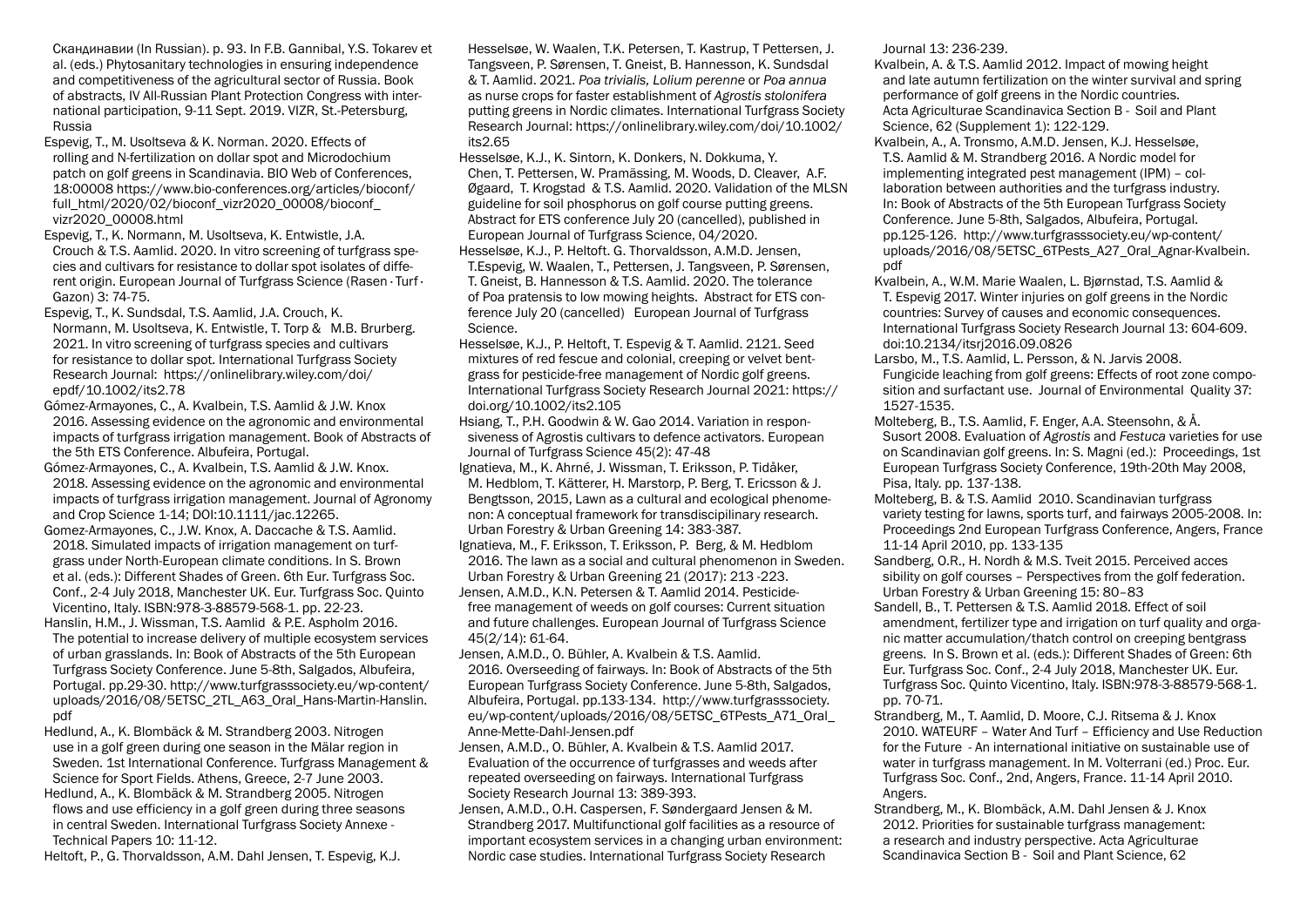Скандинавии (In Russian). p. 93. In F.B. Gannibal, Y.S. Tokarev et al. (eds.) Phytosanitary technologies in ensuring independence and competitiveness of the agricultural sector of Russia. Book of abstracts, IV All-Russian Plant Protection Congress with international participation, 9-11 Sept. 2019. VIZR, St.-Petersburg, Russia

Espevig, T., M. Usoltseva & K. Norman. 2020. Effects of rolling and N-fertilization on dollar spot and Microdochium patch on golf greens in Scandinavia. BIO Web of Conferences, 18:00008 https://www.bio-conferences.org/articles/bioconf/full_html/2020/02/bioconf_vizr2020_00008/bioconf_vizr2020_00008.html

Espevig, T., K. Normann, M. Usoltseva, K. Entwistle, J.A. Crouch & T.S. Aamlid. 2020. In vitro screening of turfgrass species and cultivars for resistance to dollar spot isolates of different origin. European Journal of Turfgrass Science (Rasen · Turf · Gazon) 3: 74-75.

Espevig, T., K. Sundsdal, T.S. Aamlid, J.A. Crouch, K. Normann, M. Usoltseva, K. Entwistle, T. Torp & M.B. Brurberg. 2021. In vitro screening of turfgrass species and cultivars for resistance to dollar spot. International Turfgrass Society Research Journal: https://onlinelibrary.wiley.com/doi/epdf/10.1002/its2.78

Gómez-Armayones, C., A. Kvalbein, T.S. Aamlid & J.W. Knox 2016. Assessing evidence on the agronomic and environmental impacts of turfgrass irrigation management. Book of Abstracts of the 5th ETS Conference. Albufeira, Portugal.

Gómez-Armayones, C., A. Kvalbein, T.S. Aamlid & J.W. Knox. 2018. Assessing evidence on the agronomic and environmental impacts of turfgrass irrigation management. Journal of Agronomy and Crop Science 1-14; DOI:10.1111/jac.12265.

Gomez-Armayones, C., J.W. Knox, A. Daccache & T.S. Aamlid. 2018. Simulated impacts of irrigation management on turfgrass under North-European climate conditions. In S. Brown et al. (eds.): Different Shades of Green. 6th Eur. Turfgrass Soc. Conf., 2-4 July 2018, Manchester UK. Eur. Turfgrass Soc. Quinto Vicentino, Italy. ISBN:978-3-88579-568-1. pp. 22-23.

Hanslin, H.M., J. Wissman, T.S. Aamlid & P.E. Aspholm 2016. The potential to increase delivery of multiple ecosystem services of urban grasslands. In: Book of Abstracts of the 5th European Turfgrass Society Conference. June 5-8th, Salgados, Albufeira, Portugal. pp.29-30. http://www.turfgrasssociety.eu/wp-content/uploads/2016/08/5ETSC_2TL_A63_Oral_Hans-Martin-Hanslin.pdf

Hedlund, A., K. Blombäck & M. Strandberg 2003. Nitrogen use in a golf green during one season in the Mälar region in Sweden. 1st International Conference. Turfgrass Management & Science for Sport Fields. Athens, Greece, 2-7 June 2003.

Hedlund, A., K. Blombäck & M. Strandberg 2005. Nitrogen flows and use efficiency in a golf green during three seasons in central Sweden. International Turfgrass Society Annexe - Technical Papers 10: 11-12.

Heltoft, P., G. Thorvaldsson, A.M. Dahl Jensen, T. Espevig, K.J. Hesselsøe, W. Waalen, T.K. Petersen, T. Kastrup, T Pettersen, J. Tangsveen, P. Sørensen, T. Gneist, B. Hannesson, K. Sundsdal & T. Aamlid. 2021. *Poa trivialis, Lolium perenne* or *Poa annua* as nurse crops for faster establishment of *Agrostis stolonifera* putting greens in Nordic climates. International Turfgrass Society Research Journal: https://onlinelibrary.wiley.com/doi/10.1002/its2.65

Hesselsøe, K.J., K. Sintorn, K. Donkers, N. Dokkuma, Y. Chen, T. Pettersen, W. Pramässing, M. Woods, D. Cleaver, A.F. Øgaard, T. Krogstad & T.S. Aamlid. 2020. Validation of the MLSN guideline for soil phosphorus on golf course putting greens. Abstract for ETS conference July 20 (cancelled), published in European Journal of Turfgrass Science, 04/2020.

Hesselsøe, K.J., P. Heltoft. G. Thorvaldsson, A.M.D. Jensen, T.Espevig, W. Waalen, T., Pettersen, J. Tangsveen, P. Sørensen, T. Gneist, B. Hannesson & T.S. Aamlid. 2020. The tolerance of Poa pratensis to low mowing heights. Abstract for ETS conference July 20 (cancelled) European Journal of Turfgrass Science.

Hesselsøe, K.J., P. Heltoft, T. Espevig & T. Aamlid. 2121. Seed mixtures of red fescue and colonial, creeping or velvet bentgrass for pesticide-free management of Nordic golf greens. International Turfgrass Society Research Journal 2021: https://doi.org/10.1002/its2.105

Hsiang, T., P.H. Goodwin & W. Gao 2014. Variation in responsiveness of Agrostis cultivars to defence activators. European Journal of Turfgrass Science 45(2): 47-48

Ignatieva, M., K. Ahrné, J. Wissman, T. Eriksson, P. Tidåker, M. Hedblom, T. Kätterer, H. Marstorp, P. Berg, T. Ericsson & J. Bengtsson, 2015, Lawn as a cultural and ecological phenomenon: A conceptual framework for transdiscipilinary research. Urban Forestry & Urban Greening 14: 383-387.

Ignatieva, M., F. Eriksson, T. Eriksson, P. Berg, & M. Hedblom 2016. The lawn as a social and cultural phenomenon in Sweden. Urban Forestry & Urban Greening 21 (2017): 213 -223.

Jensen, A.M.D., K.N. Petersen & T. Aamlid 2014. Pesticide-free management of weeds on golf courses: Current situation and future challenges. European Journal of Turfgrass Science 45(2/14): 61-64.

Jensen, A.M.D., O. Bühler, A. Kvalbein & T.S. Aamlid. 2016. Overseeding of fairways. In: Book of Abstracts of the 5th European Turfgrass Society Conference. June 5-8th, Salgados, Albufeira, Portugal. pp.133-134. http://www.turfgrasssociety.eu/wp-content/uploads/2016/08/5ETSC_6TPests_A71_Oral_Anne-Mette-Dahl-Jensen.pdf

Jensen, A.M.D., O. Bühler, A. Kvalbein & T.S. Aamlid 2017. Evaluation of the occurrence of turfgrasses and weeds after repeated overseeding on fairways. International Turfgrass Society Research Journal 13: 389-393.

Jensen, A.M.D., O.H. Caspersen, F. Søndergaard Jensen & M. Strandberg 2017. Multifunctional golf facilities as a resource of important ecosystem services in a changing urban environment: Nordic case studies. International Turfgrass Society Research Journal 13: 236-239.

Kvalbein, A. & T.S. Aamlid 2012. Impact of mowing height and late autumn fertilization on the winter survival and spring performance of golf greens in the Nordic countries. Acta Agriculturae Scandinavica Section B - Soil and Plant Science, 62 (Supplement 1): 122-129.

Kvalbein, A., A. Tronsmo, A.M.D. Jensen, K.J. Hesselsøe, T.S. Aamlid & M. Strandberg 2016. A Nordic model for implementing integrated pest management (IPM) – collaboration between authorities and the turfgrass industry. In: Book of Abstracts of the 5th European Turfgrass Society Conference. June 5-8th, Salgados, Albufeira, Portugal. pp.125-126. http://www.turfgrasssociety.eu/wp-content/uploads/2016/08/5ETSC_6TPests_A27_Oral_Agnar-Kvalbein.pdf

Kvalbein, A., W.M. Marie Waalen, L. Bjørnstad, T.S. Aamlid & T. Espevig 2017. Winter injuries on golf greens in the Nordic countries: Survey of causes and economic consequences. International Turfgrass Society Research Journal 13: 604-609. doi:10.2134/itsrj2016.09.0826

Larsbo, M., T.S. Aamlid, L. Persson, & N. Jarvis 2008. Fungicide leaching from golf greens: Effects of root zone composition and surfactant use. Journal of Environmental Quality 37: 1527-1535.

Molteberg, B., T.S. Aamlid, F. Enger, A.A. Steensohn, & Å. Susort 2008. Evaluation of *Agrostis* and *Festuca* varieties for use on Scandinavian golf greens. In: S. Magni (ed.): Proceedings, 1st European Turfgrass Society Conference, 19th-20th May 2008, Pisa, Italy. pp. 137-138.

Molteberg, B. & T.S. Aamlid 2010. Scandinavian turfgrass variety testing for lawns, sports turf, and fairways 2005-2008. In: Proceedings 2nd European Turfgrass Conference, Angers, France 11-14 April 2010, pp. 133-135

Sandberg, O.R., H. Nordh & M.S. Tveit 2015. Perceived accessibility on golf courses – Perspectives from the golf federation. Urban Forestry & Urban Greening 15: 80–83

Sandell, B., T. Pettersen & T.S. Aamlid 2018. Effect of soil amendment, fertilizer type and irrigation on turf quality and organic matter accumulation/thatch control on creeping bentgrass greens. In S. Brown et al. (eds.): Different Shades of Green: 6th Eur. Turfgrass Soc. Conf., 2-4 July 2018, Manchester UK. Eur. Turfgrass Soc. Quinto Vicentino, Italy. ISBN:978-3-88579-568-1. pp. 70-71.

Strandberg, M., T. Aamlid, D. Moore, C.J. Ritsema & J. Knox 2010. WATEURF – Water And Turf – Efficiency and Use Reduction for the Future - An international initiative on sustainable use of water in turfgrass management. In M. Volterrani (ed.) Proc. Eur. Turfgrass Soc. Conf., 2nd, Angers, France. 11-14 April 2010. Angers.

Strandberg, M., K. Blombäck, A.M. Dahl Jensen & J. Knox 2012. Priorities for sustainable turfgrass management: a research and industry perspective. Acta Agriculturae Scandinavica Section B - Soil and Plant Science, 62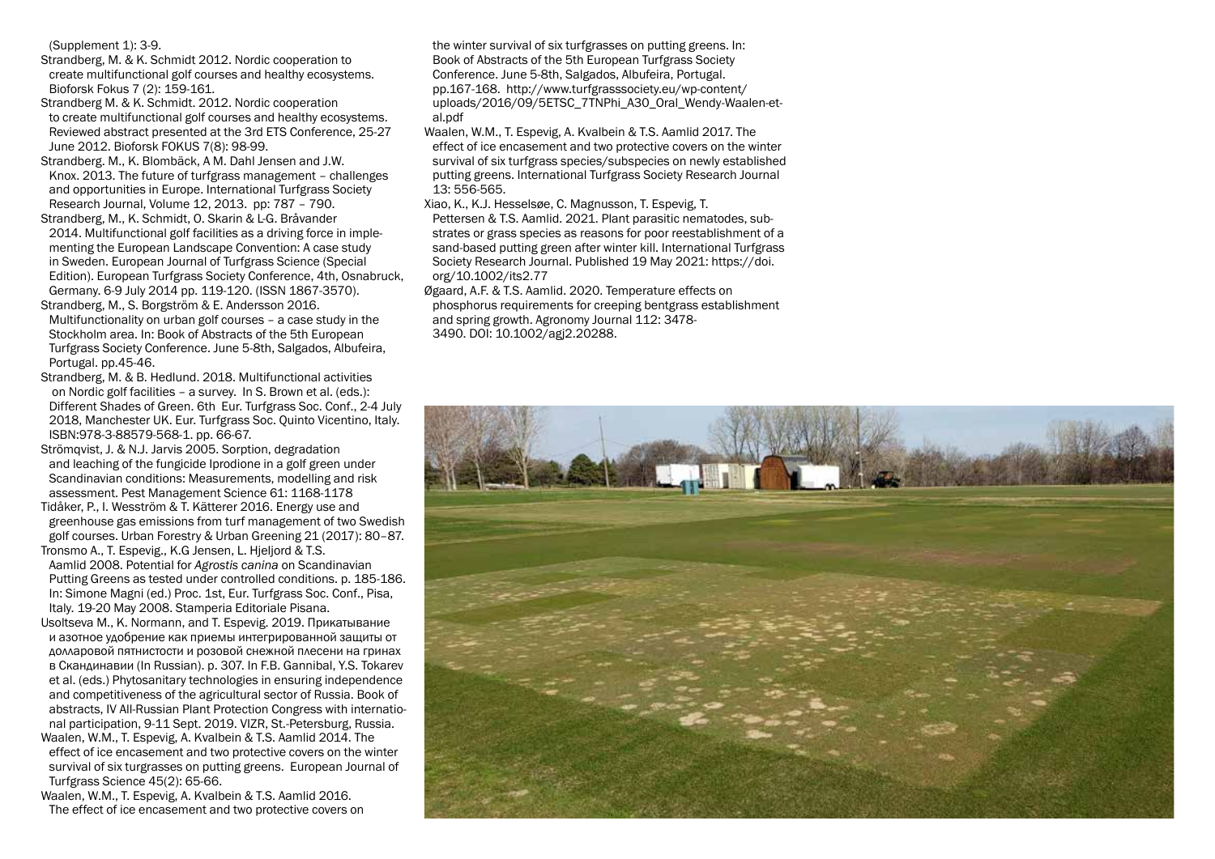(Supplement 1): 3-9.

Strandberg, M. & K. Schmidt 2012. Nordic cooperation to create multifunctional golf courses and healthy ecosystems. Bioforsk Fokus 7 (2): 159-161.

Strandberg M. & K. Schmidt. 2012. Nordic cooperation to create multifunctional golf courses and healthy ecosystems. Reviewed abstract presented at the 3rd ETS Conference, 25-27 June 2012. Bioforsk FOKUS 7(8): 98-99.

Strandberg. M., K. Blombäck, A M. Dahl Jensen and J.W. Knox. 2013. The future of turfgrass management – challenges and opportunities in Europe. International Turfgrass Society Research Journal, Volume 12, 2013. pp: 787 – 790.

Strandberg, M., K. Schmidt, O. Skarin & L-G. Bråvander 2014. Multifunctional golf facilities as a driving force in implementing the European Landscape Convention: A case study in Sweden. European Journal of Turfgrass Science (Special Edition). European Turfgrass Society Conference, 4th, Osnabruck, Germany. 6-9 July 2014 pp. 119-120. (ISSN 1867-3570).

Strandberg, M., S. Borgström & E. Andersson 2016. Multifunctionality on urban golf courses – a case study in the Stockholm area. In: Book of Abstracts of the 5th European Turfgrass Society Conference. June 5-8th, Salgados, Albufeira, Portugal. pp.45-46.

Strandberg, M. & B. Hedlund. 2018. Multifunctional activities on Nordic golf facilities – a survey. In S. Brown et al. (eds.): Different Shades of Green. 6th Eur. Turfgrass Soc. Conf., 2-4 July 2018, Manchester UK. Eur. Turfgrass Soc. Quinto Vicentino, Italy. ISBN:978-3-88579-568-1. pp. 66-67.

Strömqvist, J. & N.J. Jarvis 2005. Sorption, degradation and leaching of the fungicide Iprodione in a golf green under Scandinavian conditions: Measurements, modelling and risk assessment. Pest Management Science 61: 1168-1178

Tidåker, P., I. Wesström & T. Kätterer 2016. Energy use and greenhouse gas emissions from turf management of two Swedish golf courses. Urban Forestry & Urban Greening 21 (2017): 80–87.

Tronsmo A., T. Espevig., K.G Jensen, L. Hjeljord & T.S. Aamlid 2008. Potential for *Agrostis canina* on Scandinavian Putting Greens as tested under controlled conditions. p. 185-186. In: Simone Magni (ed.) Proc. 1st, Eur. Turfgrass Soc. Conf., Pisa, Italy. 19-20 May 2008. Stamperia Editoriale Pisana.

Usoltseva M., K. Normann, and T. Espevig. 2019. Прикатывание и азотное удобрение как приемы интегрированной защиты от долларовой пятнистости и розовой снежной плесени на гринах в Скандинавии (In Russian). p. 307. In F.B. Gannibal, Y.S. Tokarev et al. (eds.) Phytosanitary technologies in ensuring independence and competitiveness of the agricultural sector of Russia. Book of abstracts, IV All-Russian Plant Protection Congress with international participation, 9-11 Sept. 2019. VIZR, St.-Petersburg, Russia.

Waalen, W.M., T. Espevig, A. Kvalbein & T.S. Aamlid 2014. The effect of ice encasement and two protective covers on the winter survival of six turgrasses on putting greens. European Journal of Turfgrass Science 45(2): 65-66.

Waalen, W.M., T. Espevig, A. Kvalbein & T.S. Aamlid 2016. The effect of ice encasement and two protective covers on the winter survival of six turfgrasses on putting greens. In: Book of Abstracts of the 5th European Turfgrass Society Conference. June 5-8th, Salgados, Albufeira, Portugal. pp.167-168. http://www.turfgrasssociety.eu/wp-content/uploads/2016/09/5ETSC_7TNPhi_A30_Oral_Wendy-Waalen-et-al.pdf

Waalen, W.M., T. Espevig, A. Kvalbein & T.S. Aamlid 2017. The effect of ice encasement and two protective covers on the winter survival of six turfgrass species/subspecies on newly established putting greens. International Turfgrass Society Research Journal 13: 556-565.

Xiao, K., K.J. Hesselsøe, C. Magnusson, T. Espevig, T. Pettersen & T.S. Aamlid. 2021. Plant parasitic nematodes, substrates or grass species as reasons for poor reestablishment of a sand-based putting green after winter kill. International Turfgrass Society Research Journal. Published 19 May 2021: https://doi.org/10.1002/its2.77

Øgaard, A.F. & T.S. Aamlid. 2020. Temperature effects on phosphorus requirements for creeping bentgrass establishment and spring growth. Agronomy Journal 112: 3478-3490. DOI: 10.1002/agj2.20288.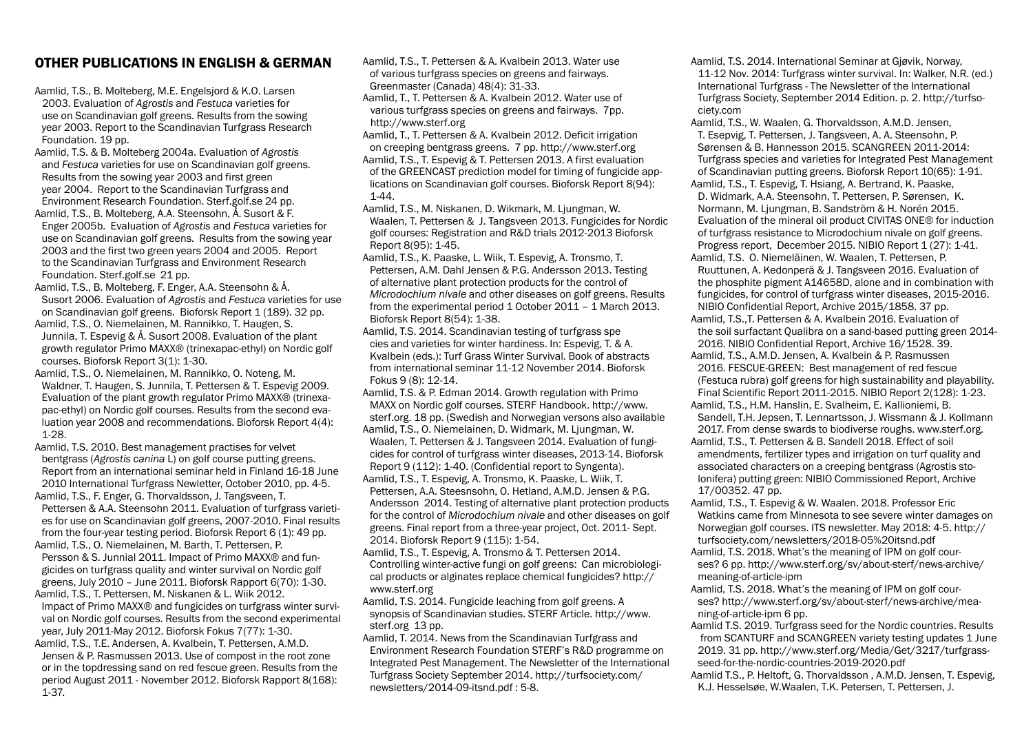## OTHER PUBLICATIONS IN ENGLISH & GERMAN

Aamlid, T.S., B. Molteberg, M.E. Engelsjord & K.O. Larsen 2003. Evaluation of *Agrostis* and *Festuca* varieties for use on Scandinavian golf greens. Results from the sowing year 2003. Report to the Scandinavian Turfgrass Research Foundation. 19 pp.

Aamlid, T.S. & B. Molteberg 2004a. Evaluation of *Agrostis* and *Festuca* varieties for use on Scandinavian golf greens. Results from the sowing year 2003 and first green year 2004. Report to the Scandinavian Turfgrass and Environment Research Foundation. Sterf.golf.se 24 pp.

Aamlid, T.S., B. Molteberg, A.A. Steensohn, Å. Susort & F. Enger 2005b. Evaluation of *Agrostis* and *Festuca* varieties for use on Scandinavian golf greens. Results from the sowing year 2003 and the first two green years 2004 and 2005. Report to the Scandinavian Turfgrass and Environment Research Foundation. Sterf.golf.se 21 pp.

Aamlid, T.S., B. Molteberg, F. Enger, A.A. Steensohn & Å. Susort 2006. Evaluation of *Agrostis* and *Festuca* varieties for use on Scandinavian golf greens. Bioforsk Report 1 (189). 32 pp.

Aamlid, T.S., O. Niemelainen, M. Rannikko, T. Haugen, S. Junnila, T. Espevig & Å. Susort 2008. Evaluation of the plant growth regulator Primo MAXX® (trinexapac-ethyl) on Nordic golf courses. Bioforsk Report 3(1): 1-30.

Aamlid, T.S., O. Niemelainen, M. Rannikko, O. Noteng, M. Waldner, T. Haugen, S. Junnila, T. Pettersen & T. Espevig 2009. Evaluation of the plant growth regulator Primo MAXX® (trinexapac-ethyl) on Nordic golf courses. Results from the second evaluation year 2008 and recommendations. Bioforsk Report 4(4): 1-28.

Aamlid, T.S. 2010. Best management practises for velvet bentgrass (*Agrostis canina* L) on golf course putting greens. Report from an international seminar held in Finland 16-18 June 2010 International Turfgrass Newletter, October 2010, pp. 4-5.

Aamlid, T.S., F. Enger, G. Thorvaldsson, J. Tangsveen, T. Pettersen & A.A. Steensohn 2011. Evaluation of turfgrass varieties for use on Scandinavian golf greens, 2007-2010. Final results from the four-year testing period. Bioforsk Report 6 (1): 49 pp.

Aamlid, T.S., O. Niemelainen, M. Barth, T. Pettersen, P. Persson & S. Junnial 2011. Impact of Primo MAXX® and fungicides on turfgrass quality and winter survival on Nordic golf greens, July 2010 – June 2011. Bioforsk Rapport 6(70): 1-30.

Aamlid, T.S., T. Pettersen, M. Niskanen & L. Wiik 2012. Impact of Primo MAXX® and fungicides on turfgrass winter survival on Nordic golf courses. Results from the second experimental year, July 2011-May 2012. Bioforsk Fokus 7(77): 1-30.

Aamlid, T.S., T.E. Andersen, A. Kvalbein, T. Pettersen, A.M.D. Jensen & P. Rasmussen 2013. Use of compost in the root zone or in the topdressing sand on red fescue green. Results from the period August 2011 - November 2012. Bioforsk Rapport 8(168): 1-37.

Aamlid, T.S., T. Pettersen & A. Kvalbein 2013. Water use of various turfgrass species on greens and fairways. Greenmaster (Canada) 48(4): 31-33.

Aamlid, T., T. Pettersen & A. Kvalbein 2012. Water use of various turfgrass species on greens and fairways. 7pp. http://www.sterf.org

Aamlid, T., T. Pettersen & A. Kvalbein 2012. Deficit irrigation on creeping bentgrass greens. 7 pp. http://www.sterf.org

Aamlid, T.S., T. Espevig & T. Pettersen 2013. A first evaluation of the GREENCAST prediction model for timing of fungicide applications on Scandinavian golf courses. Bioforsk Report 8(94): 1-44.

Aamlid, T.S., M. Niskanen, D. Wikmark, M. Ljungman, W. Waalen, T. Pettersen & J. Tangsveen 2013. Fungicides for Nordic golf courses: Registration and R&D trials 2012-2013 Bioforsk Report 8(95): 1-45.

Aamlid, T.S., K. Paaske, L. Wiik, T. Espevig, A. Tronsmo, T. Pettersen, A.M. Dahl Jensen & P.G. Andersson 2013. Testing of alternative plant protection products for the control of *Microdochium nivale* and other diseases on golf greens. Results from the experimental period 1 October 2011 – 1 March 2013. Bioforsk Report 8(54): 1-38.

Aamlid, T.S. 2014. Scandinavian testing of turfgrass species and varieties for winter hardiness. In: Espevig, T. & A. Kvalbein (eds.): Turf Grass Winter Survival. Book of abstracts from international seminar 11-12 November 2014. Bioforsk Fokus 9 (8): 12-14.

Aamlid, T.S. & P. Edman 2014. Growth regulation with Primo MAXX on Nordic golf courses. STERF Handbook. http://www.sterf.org. 18 pp. (Swedish and Norwegian versons also available

Aamlid, T.S., O. Niemelainen, D. Widmark, M. Ljungman, W. Waalen, T. Pettersen & J. Tangsveen 2014. Evaluation of fungicides for control of turfgrass winter diseases, 2013-14. Bioforsk Report 9 (112): 1-40. (Confidential report to Syngenta).

Aamlid, T.S., T. Espevig, A. Tronsmo, K. Paaske, L. Wiik, T. Pettersen, A.A. Steesnsohn, O. Hetland, A.M.D. Jensen & P.G. Andersson 2014. Testing of alternative plant protection products for the control of *Microdochium nivale* and other diseases on golf greens. Final report from a three-year project, Oct. 2011- Sept. 2014. Bioforsk Report 9 (115): 1-54.

Aamlid, T.S., T. Espevig, A. Tronsmo & T. Pettersen 2014. Controlling winter-active fungi on golf greens: Can microbiological products or alginates replace chemical fungicides? http://www.sterf.org

Aamlid, T.S. 2014. Fungicide leaching from golf greens. A synopsis of Scandinavian studies. STERF Article. http://www.sterf.org 13 pp.

Aamlid, T. 2014. News from the Scandinavian Turfgrass and Environment Research Foundation STERF's R&D programme on Integrated Pest Management. The Newsletter of the International Turfgrass Society September 2014. http://turfsociety.com/newsletters/2014-09-itsnd.pdf : 5-8.

Aamlid, T.S. 2014. International Seminar at Gjøvik, Norway, 11-12 Nov. 2014: Turfgrass winter survival. In: Walker, N.R. (ed.) International Turfgrass - The Newsletter of the International Turfgrass Society, September 2014 Edition. p. 2. http://turfsociety.com

Aamlid, T.S., W. Waalen, G. Thorvaldsson, A.M.D. Jensen, T. Esepvig, T. Pettersen, J. Tangsveen, A. A. Steensohn, P. Sørensen & B. Hannesson 2015. SCANGREEN 2011-2014: Turfgrass species and varieties for Integrated Pest Management of Scandinavian putting greens. Bioforsk Report 10(65): 1-91.

Aamlid, T.S., T. Espevig, T. Hsiang, A. Bertrand, K. Paaske, D. Widmark, A.A. Steensohn, T. Pettersen, P. Sørensen, K. Normann, M. Ljungman, B. Sandström & H. Norén 2015. Evaluation of the mineral oil product CIVITAS ONE® for induction of turfgrass resistance to Microdochium nivale on golf greens. Progress report, December 2015. NIBIO Report 1 (27): 1-41.

Aamlid, T.S. O. Niemeläinen, W. Waalen, T. Pettersen, P. Ruuttunen, A. Kedonperä & J. Tangsveen 2016. Evaluation of the phosphite pigment A14658D, alone and in combination with fungicides, for control of turfgrass winter diseases, 2015-2016. NIBIO Confidential Report, Archive 2015/1858. 37 pp.

Aamlid, T.S.,T. Pettersen & A. Kvalbein 2016. Evaluation of the soil surfactant Qualibra on a sand-based putting green 2014-2016. NIBIO Confidential Report, Archive 16/1528. 39.

Aamlid, T.S., A.M.D. Jensen, A. Kvalbein & P. Rasmussen 2016. FESCUE-GREEN: Best management of red fescue (Festuca rubra) golf greens for high sustainability and playability. Final Scientific Report 2011-2015. NIBIO Report 2(128): 1-23.

Aamlid, T.S., H.M. Hanslin, E. Svalheim, E. Kallioniemi, B. Sandell, T.H. Jepsen, T. Lennartsson, J. Wissmann & J. Kollmann 2017. From dense swards to biodiverse roughs. www.sterf.org.

Aamlid, T.S., T. Pettersen & B. Sandell 2018. Effect of soil amendments, fertilizer types and irrigation on turf quality and associated characters on a creeping bentgrass (Agrostis stolonifera) putting green: NIBIO Commissioned Report, Archive 17/00352. 47 pp.

Aamlid, T.S., T. Espevig & W. Waalen. 2018. Professor Eric Watkins came from Minnesota to see severe winter damages on Norwegian golf courses. ITS newsletter. May 2018: 4-5. http://turfsociety.com/newsletters/2018-05%20itsnd.pdf

Aamlid, T.S. 2018. What's the meaning of IPM on golf courses? 6 pp. http://www.sterf.org/sv/about-sterf/news-archive/meaning-of-article-ipm

Aamlid, T.S. 2018. What's the meaning of IPM on golf courses? http://www.sterf.org/sv/about-sterf/news-archive/meaning-of-article-ipm 6 pp.

Aamlid T.S. 2019. Turfgrass seed for the Nordic countries. Results from SCANTURF and SCANGREEN variety testing updates 1 June 2019. 31 pp. http://www.sterf.org/Media/Get/3217/turfgrass-seed-for-the-nordic-countries-2019-2020.pdf

Aamlid T.S., P. Heltoft, G. Thorvaldsson , A.M.D. Jensen, T. Espevig, K.J. Hesselsøe, W.Waalen, T.K. Petersen, T. Pettersen, J.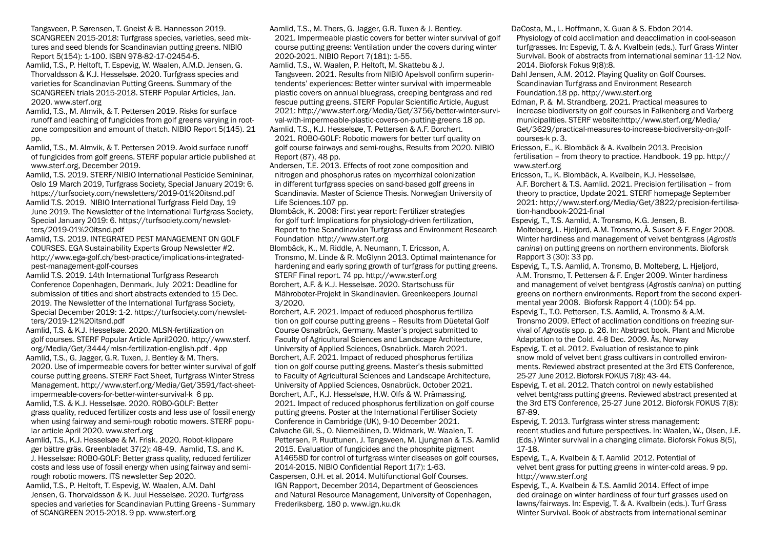Tangsveen, P. Sørensen, T. Gneist & B. Hannesson 2019. SCANGREEN 2015-2018: Turfgrass species, varieties, seed mixtures and seed blends for Scandinavian putting greens. NIBIO Report 5(154): 1-100. ISBN 978-82-17-02454-5.

Aamlid, T.S., P. Heltoft, T. Espevig, W. Waalen, A.M.D. Jensen, G. Thorvaldsson & K.J. Hesselsøe. 2020. Turfgrass species and varieties for Scandinavian Putting Greens. Summary of the SCANGREEN trials 2015-2018. STERF Popular Articles, Jan. 2020. www.sterf.org

Aamlid, T.S., M. Almvik, & T. Pettersen 2019. Risks for surface runoff and leaching of fungicides from golf greens varying in rootzone composition and amount of thatch. NIBIO Report 5(145). 21 pp.

Aamlid, T.S., M. Almvik, & T. Pettersen 2019. Avoid surface runoff of fungicides from golf greens. STERF popular article published at www.sterf.org, December 2019.

Aamlid, T.S. 2019. STERF/NIBIO International Pesticide Semininar, Oslo 19 March 2019, Turfgrass Society, Special January 2019: 6. https://turfsociety.com/newsletters/2019-01%20itsnd.pdf

Aamlid T.S. 2019. NIBIO International Turfgrass Field Day, 19 June 2019. The Newsletter of the International Turfgrass Society, Special January 2019: 6. https://turfsociety.com/newsletters/2019-01%20itsnd.pdf

Aamlid, T.S. 2019. INTEGRATED PEST MANAGEMENT ON GOLF COURSES. EGA Sustainability Experts Group Newsletter #2. http://www.ega-golf.ch/best-practice/implications-integrated-pest-management-golf-courses

Aamlid T.S. 2019. 14th International Turfgrass Research Conference Copenhagen, Denmark, July 2021: Deadline for submission of titles and short abstracts extended to 15 Dec. 2019. The Newsletter of the International Turfgrass Society, Special December 2019: 1-2. https://turfsociety.com/newsletters/2019-12%20itsnd.pdf

Aamlid, T.S. & K.J. Hesselsøe. 2020. MLSN-fertilization on golf courses. STERF Popular Article April2020. http://www.sterf.org/Media/Get/3444/mlsn-fertilization-english.pdf . 4pp

Aamlid, T.S., G. Jagger, G.R. Tuxen, J. Bentley & M. Thers. 2020. Use of impermeable covers for better winter survival of golf course putting greens. STERF Fact Sheet, Turfgrass Winter Stress Management. http://www.sterf.org/Media/Get/3591/fact-sheet-impermeable-covers-for-better-winter-survival-k 6 pp.

Aamlid, T.S. & K.J. Hesselsøe. 2020. ROBO-GOLF: Better grass quality, reduced fertilizer costs and less use of fossil energy when using fairway and semi-rough robotic mowers. STERF popular article April 2020. www.sterf.org

Aamlid, T.S., K.J. Hesselsøe & M. Frisk. 2020. Robot-klippare ger bättre gräs. Greenbladet 37(2): 48-49. Aamlid, T.S. and K. J. Hesselsøe: ROBO-GOLF: Better grass quality, reduced fertilizer costs and less use of fossil energy when using fairway and semi-rough robotic mowers. ITS newsletter Sep 2020.

Aamlid, T.S., P. Heltoft, T. Espevig, W. Waalen, A.M. Dahl Jensen, G. Thorvaldsson & K. Juul Hesselsøe. 2020. Turfgrass species and varieties for Scandinavian Putting Greens - Summary of SCANGREEN 2015-2018. 9 pp. www.sterf.org

Aamlid, T.S., M. Thers, G. Jagger, G.R. Tuxen & J. Bentley. 2021. Impermeable plastic covers for better winter survival of golf course putting greens: Ventilation under the covers during winter 2020-2021. NIBIO Report 7(181): 1-55.

Aamlid, T.S., W. Waalen, P. Heltoft, M. Skattebu & J. Tangsveen. 2021. Results from NIBIO Apelsvoll confirm superintendents' experiences: Better winter survival with impermeable plastic covers on annual bluegrass, creeping bentgrass and red fescue putting greens. STERF Popular Scientific Article, August 2021: http://www.sterf.org/Media/Get/3756/better-winter-survival-with-impermeable-plastic-covers-on-putting-greens 18 pp.

Aamlid, T.S., K.J. Hesselsøe, T. Pettersen & A.F. Borchert. 2021. ROBO-GOLF: Robotic mowers for better turf quality on golf course fairways and semi-roughs, Results from 2020. NIBIO Report (87), 48 pp.

Andersen, T.E. 2013. Effects of root zone composition and nitrogen and phosphorus rates on mycorrhizal colonization in different turfgrass species on sand-based golf greens in Scandinavia. Master of Science Thesis. Norwegian University of Life Sciences.107 pp.

Blombäck, K. 2008: First year report: Fertilizer strategies for golf turf: Implications for physiology-driven fertilization, Report to the Scandinavian Turfgrass and Environment Research Foundation http://www.sterf.org

Blombäck, K., M. Riddle, A. Neumann, T. Ericsson, A. Tronsmo, M. Linde & R. McGlynn 2013. Optimal maintenance for hardening and early spring growth of turfgrass for putting greens. STERF Final report. 74 pp. http://www.sterf.org

Borchert, A.F. & K.J. Hesselsøe. 2020. Startschuss für Mähroboter-Projekt in Skandinavien. Greenkeepers Journal 3/2020.

Borchert, A.F. 2021. Impact of reduced phosphorus fertiliza tion on golf course putting greens – Results from Düetetal Golf Course Osnabrück, Germany. Master's project submitted to Faculty of Agricultural Sciences and Landscape Architecture, University of Applied Sciences, Osnabrück. March 2021.

Borchert, A.F. 2021. Impact of reduced phosphorus fertiliza tion on golf course putting greens. Master's thesis submitted to Faculty of Agricultural Sciences and Landscape Architecture, University of Applied Sciences, Osnabrück. October 2021.

Borchert, A.F., K.J. Hesselsøe, H.W. Olfs & W. Prämassing. 2021. Impact of reduced phosphorus fertilization on golf course putting greens. Poster at the International Fertiliser Society Conference in Cambridge (UK), 9-10 December 2021.

Calvache Gil, S., O. Niemeläinen, D. Widmark, W. Waalen, T. Pettersen, P. Ruuttunen, J. Tangsveen, M. Ljungman & T.S. Aamlid 2015. Evaluation of fungicides and the phosphite pigment A14658D for control of turfgrass winter diseases on golf courses, 2014-2015. NIBIO Confidential Report 1(7): 1-63.

Caspersen, O.H. et al. 2014. Multifunctional Golf Courses. IGN Rapport, December 2014, Department of Geosciences and Natural Resource Management, University of Copenhagen, Frederiksberg. 180 p. www.ign.ku.dk

DaCosta, M., L. Hoffmann, X. Guan & S. Ebdon 2014. Physiology of cold acclimation and deacclimation in cool-season turfgrasses. In: Espevig, T. & A. Kvalbein (eds.). Turf Grass Winter Survival. Book of abstracts from international seminar 11-12 Nov. 2014. Bioforsk Fokus 9(8):8.

Dahl Jensen, A.M. 2012. Playing Quality on Golf Courses. Scandinavian Turfgrass and Environment Research Foundation.18 pp. http://www.sterf.org

Edman, P. & M. Strandberg. 2021. Practical measures to increase biodiversity on golf courses in Falkenberg and Varberg municipalities. STERF website:http://www.sterf.org/Media/Get/3629/practical-measures-to-increase-biodiversity-on-golf-courses-k p. 3.

Ericsson, E., K. Blombäck & A. Kvalbein 2013. Precision fertilisation – from theory to practice. Handbook. 19 pp. http://www.sterf.org

Ericsson, T., K. Blombäck, A. Kvalbein, K.J. Hesselsøe, A.F. Borchert & T.S. Aamlid. 2021. Precision fertilisation – from theory to practice, Update 2021. STERF homepage September 2021: http://www.sterf.org/Media/Get/3822/precision-fertilisation-handbook-2021-final

Espevig, T., T.S. Aamlid, A. Tronsmo, K.G. Jensen, B. Molteberg, L. Hjeljord, A.M. Tronsmo, Å. Susort & F. Enger 2008. Winter hardiness and management of velvet bentgrass (*Agrostis canina*) on putting greens on northern environments. Bioforsk Rapport 3 (30): 33 pp.

Espevig, T., T.S. Aamlid, A. Tronsmo, B. Molteberg, L. Hjeljord, A.M. Tronsmo, T. Pettersen & F. Enger 2009. Winter hardiness and management of velvet bentgrass (*Agrostis canina*) on putting greens on northern environments. Report from the second experimental year 2008. Bioforsk Rapport 4 (100): 54 pp.

Espevig T., T.O. Pettersen, T.S. Aamlid, A. Tronsmo & A.M. Tronsmo 2009. Effect of acclimation conditions on freezing survival of *Agrostis* spp. p. 26. In: Abstract book. Plant and Microbe Adaptation to the Cold. 4-8 Dec. 2009. Ås, Norway

Espevig, T. et al. 2012. Evaluation of resistance to pink snow mold of velvet bent grass cultivars in controlled environments. Reviewed abstract presented at the 3rd ETS Conference, 25-27 June 2012. Bioforsk FOKUS 7(8): 43- 44.

Espevig, T. et al. 2012. Thatch control on newly established velvet bentgrass putting greens. Reviewed abstract presented at the 3rd ETS Conference, 25-27 June 2012. Bioforsk FOKUS 7(8): 87-89.

Espevig, T. 2013. Turfgrass winter stress management: recent studies and future perspectives. In: Waalen, W., Olsen, J.E. (Eds.) Winter survival in a changing climate. Bioforsk Fokus 8(5), 17-18.

Espevig, T., A. Kvalbein & T. Aamlid 2012. Potential of velvet bent grass for putting greens in winter-cold areas. 9 pp. http://www.sterf.org

Espevig, T., A. Kvalbein & T.S. Aamlid 2014. Effect of impe ded drainage on winter hardiness of four turf grasses used on lawns/fairways. In: Espevig, T. & A. Kvalbein (eds.). Turf Grass Winter Survival. Book of abstracts from international seminar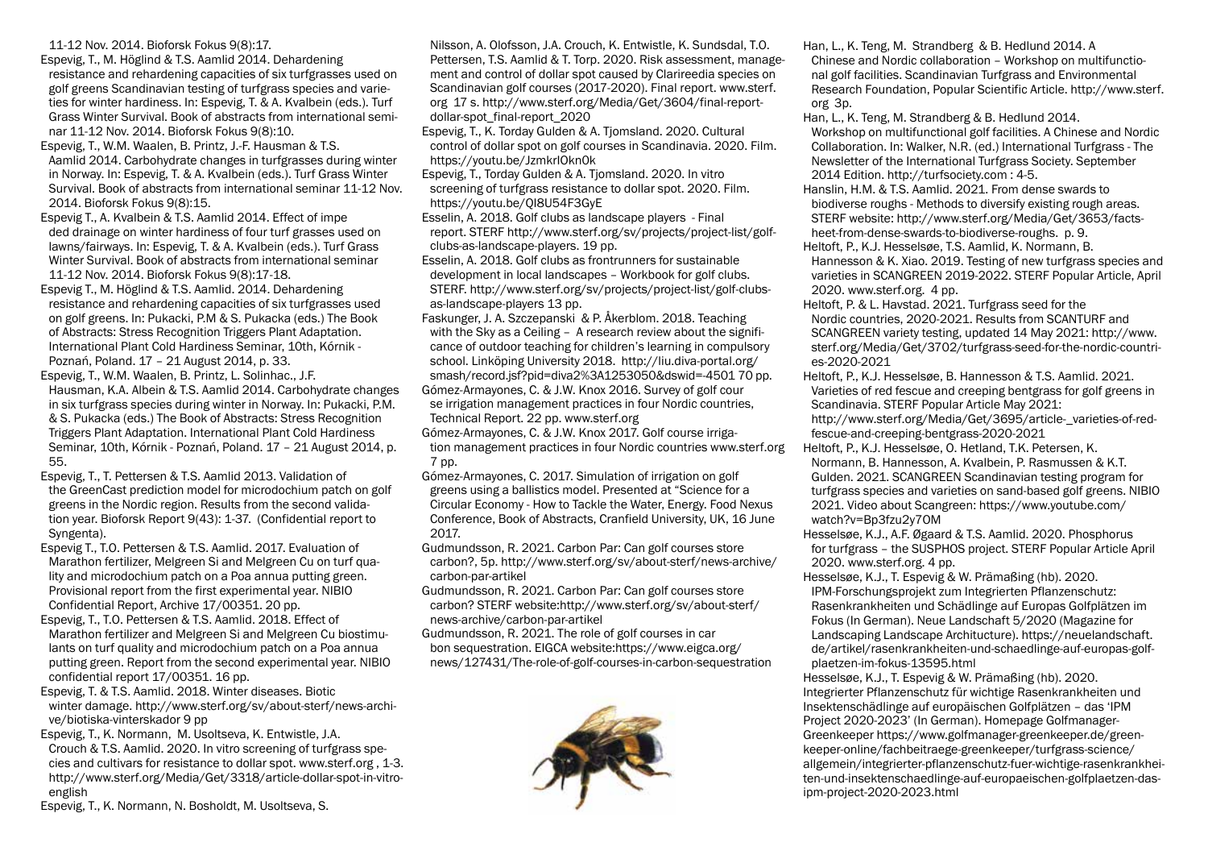11-12 Nov. 2014. Bioforsk Fokus 9(8):17.

Espevig, T., M. Höglind & T.S. Aamlid 2014. Dehardening resistance and rehardening capacities of six turfgrasses used on golf greens Scandinavian testing of turfgrass species and varieties for winter hardiness. In: Espevig, T. & A. Kvalbein (eds.). Turf Grass Winter Survival. Book of abstracts from international seminar 11-12 Nov. 2014. Bioforsk Fokus 9(8):10.

Espevig, T., W.M. Waalen, B. Printz, J.-F. Hausman & T.S. Aamlid 2014. Carbohydrate changes in turfgrasses during winter in Norway. In: Espevig, T. & A. Kvalbein (eds.). Turf Grass Winter Survival. Book of abstracts from international seminar 11-12 Nov. 2014. Bioforsk Fokus 9(8):15.

Espevig T., A. Kvalbein & T.S. Aamlid 2014. Effect of impeded drainage on winter hardiness of four turf grasses used on lawns/fairways. In: Espevig, T. & A. Kvalbein (eds.). Turf Grass Winter Survival. Book of abstracts from international seminar 11-12 Nov. 2014. Bioforsk Fokus 9(8):17-18.

Espevig T., M. Höglind & T.S. Aamlid. 2014. Dehardening resistance and rehardening capacities of six turfgrasses used on golf greens. In: Pukacki, P.M & S. Pukacka (eds.) The Book of Abstracts: Stress Recognition Triggers Plant Adaptation. International Plant Cold Hardiness Seminar, 10th, Kórnik - Poznań, Poland. 17 – 21 August 2014, p. 33.

Espevig, T., W.M. Waalen, B. Printz, L. Solinhac., J.F. Hausman, K.A. Albein & T.S. Aamlid 2014. Carbohydrate changes in six turfgrass species during winter in Norway. In: Pukacki, P.M. & S. Pukacka (eds.) The Book of Abstracts: Stress Recognition Triggers Plant Adaptation. International Plant Cold Hardiness Seminar, 10th, Kórnik - Poznań, Poland. 17 – 21 August 2014, p. 55.

Espevig, T., T. Pettersen & T.S. Aamlid 2013. Validation of the GreenCast prediction model for microdochium patch on golf greens in the Nordic region. Results from the second validation year. Bioforsk Report 9(43): 1-37. (Confidential report to Syngenta).

Espevig T., T.O. Pettersen & T.S. Aamlid. 2017. Evaluation of Marathon fertilizer, Melgreen Si and Melgreen Cu on turf quality and microdochium patch on a Poa annua putting green. Provisional report from the first experimental year. NIBIO Confidential Report, Archive 17/00351. 20 pp.

Espevig, T., T.O. Pettersen & T.S. Aamlid. 2018. Effect of Marathon fertilizer and Melgreen Si and Melgreen Cu biostimulants on turf quality and microdochium patch on a Poa annua putting green. Report from the second experimental year. NIBIO confidential report 17/00351. 16 pp.

Espevig, T. & T.S. Aamlid. 2018. Winter diseases. Biotic winter damage. http://www.sterf.org/sv/about-sterf/news-archive/biotiska-vinterskador 9 pp

Espevig, T., K. Normann, M. Usoltseva, K. Entwistle, J.A. Crouch & T.S. Aamlid. 2020. In vitro screening of turfgrass species and cultivars for resistance to dollar spot. www.sterf.org , 1-3. http://www.sterf.org/Media/Get/3318/article-dollar-spot-in-vitro-english

Espevig, T., K. Normann, N. Bosholdt, M. Usoltseva, S. Nilsson, A. Olofsson, J.A. Crouch, K. Entwistle, K. Sundsdal, T.O. Pettersen, T.S. Aamlid & T. Torp. 2020. Risk assessment, management and control of dollar spot caused by Clarireedia species on Scandinavian golf courses (2017-2020). Final report. www.sterf.org 17 s. http://www.sterf.org/Media/Get/3604/final-report-dollar-spot_final-report_2020

Espevig, T., K. Torday Gulden & A. Tjomsland. 2020. Cultural control of dollar spot on golf courses in Scandinavia. 2020. Film. https://youtu.be/JzmkrIOkn0k

Espevig, T., Torday Gulden & A. Tjomsland. 2020. In vitro screening of turfgrass resistance to dollar spot. 2020. Film. https://youtu.be/QI8U54F3GyE

Esselin, A. 2018. Golf clubs as landscape players - Final report. STERF http://www.sterf.org/sv/projects/project-list/golf-clubs-as-landscape-players. 19 pp.

Esselin, A. 2018. Golf clubs as frontrunners for sustainable development in local landscapes – Workbook for golf clubs. STERF. http://www.sterf.org/sv/projects/project-list/golf-clubs-as-landscape-players 13 pp.

Faskunger, J. A. Szczepanski & P. Åkerblom. 2018. Teaching with the Sky as a Ceiling – A research review about the significance of outdoor teaching for children's learning in compulsory school. Linköping University 2018. http://liu.diva-portal.org/smash/record.jsf?pid=diva2%3A1253050&dswid=-4501 70 pp.

Gómez-Armayones, C. & J.W. Knox 2016. Survey of golf cour se irrigation management practices in four Nordic countries, Technical Report. 22 pp. www.sterf.org

Gómez-Armayones, C. & J.W. Knox 2017. Golf course irrigation management practices in four Nordic countries www.sterf.org 7 pp.

Gómez-Armayones, C. 2017. Simulation of irrigation on golf greens using a ballistics model. Presented at "Science for a Circular Economy - How to Tackle the Water, Energy. Food Nexus Conference, Book of Abstracts, Cranfield University, UK, 16 June 2017.

Gudmundsson, R. 2021. Carbon Par: Can golf courses store carbon?, 5p. http://www.sterf.org/sv/about-sterf/news-archive/carbon-par-artikel

Gudmundsson, R. 2021. Carbon Par: Can golf courses store carbon? STERF website:http://www.sterf.org/sv/about-sterf/news-archive/carbon-par-artikel

Gudmundsson, R. 2021. The role of golf courses in car bon sequestration. EIGCA website:https://www.eigca.org/news/127431/The-role-of-golf-courses-in-carbon-sequestration

Han, L., K. Teng, M. Strandberg & B. Hedlund 2014. A Chinese and Nordic collaboration – Workshop on multifunctional golf facilities. Scandinavian Turfgrass and Environmental Research Foundation, Popular Scientific Article. http://www.sterf.org 3p.

Han, L., K. Teng, M. Strandberg & B. Hedlund 2014. Workshop on multifunctional golf facilities. A Chinese and Nordic Collaboration. In: Walker, N.R. (ed.) International Turfgrass - The Newsletter of the International Turfgrass Society. September 2014 Edition. http://turfsociety.com : 4-5.

Hanslin, H.M. & T.S. Aamlid. 2021. From dense swards to biodiverse roughs - Methods to diversify existing rough areas. STERF website: http://www.sterf.org/Media/Get/3653/facts-heet-from-dense-swards-to-biodiverse-roughs. p. 9.

Heltoft, P., K.J. Hesselsøe, T.S. Aamlid, K. Normann, B. Hannesson & K. Xiao. 2019. Testing of new turfgrass species and varieties in SCANGREEN 2019-2022. STERF Popular Article, April 2020. www.sterf.org. 4 pp.

Heltoft, P. & L. Havstad. 2021. Turfgrass seed for the Nordic countries, 2020-2021. Results from SCANTURF and SCANGREEN variety testing, updated 14 May 2021: http://www.sterf.org/Media/Get/3702/turfgrass-seed-for-the-nordic-countries-2020-2021

Heltoft, P., K.J. Hesselsøe, B. Hannesson & T.S. Aamlid. 2021. Varieties of red fescue and creeping bentgrass for golf greens in Scandinavia. STERF Popular Article May 2021: http://www.sterf.org/Media/Get/3695/article-_varieties-of-red-fescue-and-creeping-bentgrass-2020-2021

Heltoft, P., K.J. Hesselsøe, O. Hetland, T.K. Petersen, K. Normann, B. Hannesson, A. Kvalbein, P. Rasmussen & K.T. Gulden. 2021. SCANGREEN Scandinavian testing program for turfgrass species and varieties on sand-based golf greens. NIBIO 2021. Video about Scangreen: https://www.youtube.com/watch?v=Bp3fzu2y7OM

Hesselsøe, K.J., A.F. Øgaard & T.S. Aamlid. 2020. Phosphorus for turfgrass – the SUSPHOS project. STERF Popular Article April 2020. www.sterf.org. 4 pp.

Hesselsøe, K.J., T. Espevig & W. Prämaßing (hb). 2020. IPM-Forschungsprojekt zum Integrierten Pflanzenschutz: Rasenkrankheiten und Schädlinge auf Europas Golfplätzen im Fokus (In German). Neue Landschaft 5/2020 (Magazine for Landscaping Landscape Architecture). https://neuelandschaft.de/artikel/rasenkrankheiten-und-schaedlinge-auf-europas-golf-plaetzen-im-fokus-13595.html

Hesselsøe, K.J., T. Espevig & W. Prämaßing (hb). 2020. Integrierter Pflanzenschutz für wichtige Rasenkrankheiten und Insektenschädlinge auf europäischen Golfplätzen – das 'IPM Project 2020-2023' (In German). Homepage Golfmanager-Greenkeeper https://www.golfmanager-greenkeeper.de/greenkeeper-online/fachbeitraege-greenkeeper/turfgrass-science/allgemein/integrierter-pflanzenschutz-fuer-wichtige-rasenkrankheiten-und-insektenschaedlinge-auf-europaeischen-golfplaetzen-das-ipm-project-2020-2023.html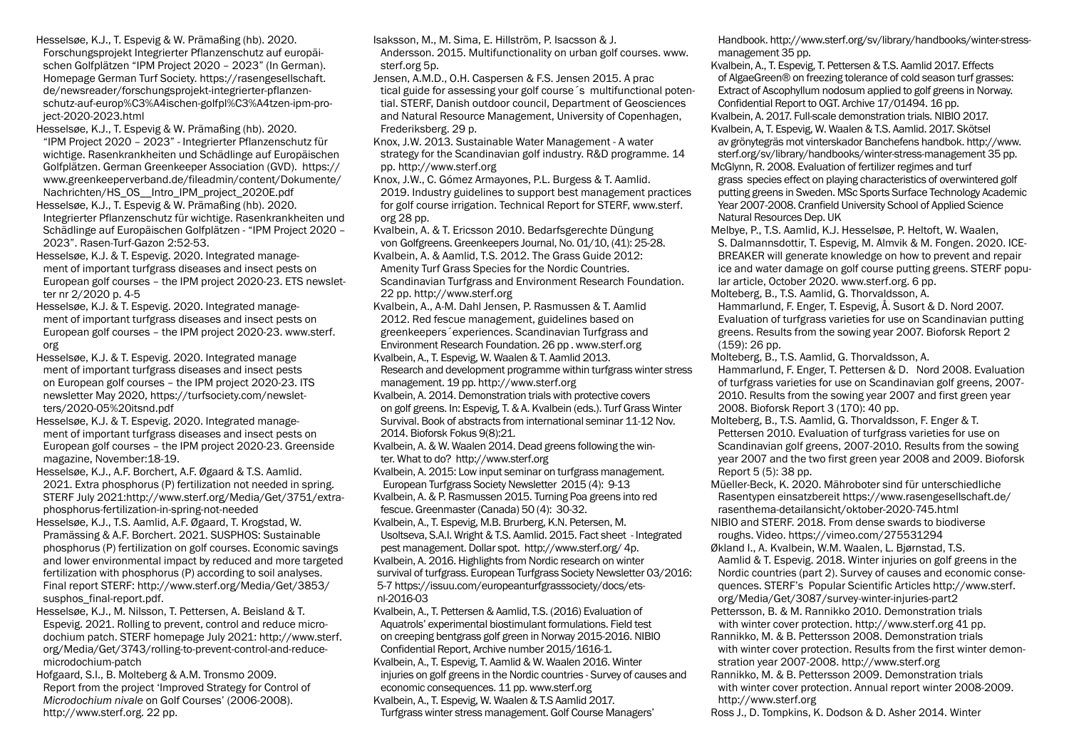Hesselsøe, K.J., T. Espevig & W. Prämaßing (hb). 2020. Forschungsprojekt Integrierter Pflanzenschutz auf europäischen Golfplätzen "IPM Project 2020 – 2023" (In German). Homepage German Turf Society. https://rasengesellschaft.de/newsreader/forschungsprojekt-integrierter-pflanzenschutz-auf-europ%C3%A4ischen-golfpl%C3%A4tzen-ipm-project-2020-2023.html

Hesselsøe, K.J., T. Espevig & W. Prämaßing (hb). 2020. "IPM Project 2020 – 2023" - Integrierter Pflanzenschutz für wichtige. Rasenkrankheiten und Schädlinge auf Europäischen Golfplätzen. German Greenkeeper Association (GVD). https://www.greenkeeperverband.de/fileadmin/content/Dokumente/Nachrichten/HS_OS__Intro_IPM_project_2020E.pdf

Hesselsøe, K.J., T. Espevig & W. Prämaßing (hb). 2020. Integrierter Pflanzenschutz für wichtige. Rasenkrankheiten und Schädlinge auf Europäischen Golfplätzen - "IPM Project 2020 – 2023". Rasen-Turf-Gazon 2:52-53.

Hesselsøe, K.J. & T. Espevig. 2020. Integrated management of important turfgrass diseases and insect pests on European golf courses – the IPM project 2020-23. ETS newsletter nr 2/2020 p. 4-5

Hesselsøe, K.J. & T. Espevig. 2020. Integrated management of important turfgrass diseases and insect pests on European golf courses – the IPM project 2020-23. www.sterf.org

Hesselsøe, K.J. & T. Espevig. 2020. Integrated management of important turfgrass diseases and insect pests on European golf courses – the IPM project 2020-23. ITS newsletter May 2020, https://turfsociety.com/newsletters/2020-05%20itsnd.pdf

Hesselsøe, K.J. & T. Espevig. 2020. Integrated management of important turfgrass diseases and insect pests on European golf courses – the IPM project 2020-23. Greenside magazine, November:18-19.

Hesselsøe, K.J., A.F. Borchert, A.F. Øgaard & T.S. Aamlid. 2021. Extra phosphorus (P) fertilization not needed in spring. STERF July 2021:http://www.sterf.org/Media/Get/3751/extra-phosphorus-fertilization-in-spring-not-needed

Hesselsøe, K.J., T.S. Aamlid, A.F. Øgaard, T. Krogstad, W. Pramässing & A.F. Borchert. 2021. SUSPHOS: Sustainable phosphorus (P) fertilization on golf courses. Economic savings and lower environmental impact by reduced and more targeted fertilization with phosphorus (P) according to soil analyses. Final report STERF: http://www.sterf.org/Media/Get/3853/susphos_final-report.pdf.

Hesselsøe, K.J., M. Nilsson, T. Pettersen, A. Beisland & T. Espevig. 2021. Rolling to prevent, control and reduce microdochium patch. STERF homepage July 2021: http://www.sterf.org/Media/Get/3743/rolling-to-prevent-control-and-reduce-microdochium-patch

Hofgaard, S.I., B. Molteberg & A.M. Tronsmo 2009. Report from the project 'Improved Strategy for Control of *Microdochium nivale* on Golf Courses' (2006-2008). http://www.sterf.org. 22 pp.

Isaksson, M., M. Sima, E. Hillström, P. Isacsson & J. Andersson. 2015. Multifunctionality on urban golf courses. www.sterf.org 5p.

Jensen, A.M.D., O.H. Caspersen & F.S. Jensen 2015. A practical guide for assessing your golf course´s multifunctional potential. STERF, Danish outdoor council, Department of Geosciences and Natural Resource Management, University of Copenhagen, Frederiksberg. 29 p.

Knox, J.W. 2013. Sustainable Water Management - A water strategy for the Scandinavian golf industry. R&D programme. 14 pp. http://www.sterf.org

Knox, J.W., C. Gómez Armayones, P.L. Burgess & T. Aamlid. 2019. Industry guidelines to support best management practices for golf course irrigation. Technical Report for STERF, www.sterf.org 28 pp.

Kvalbein, A. & T. Ericsson 2010. Bedarfsgerechte Düngung von Golfgreens. Greenkeepers Journal, No. 01/10, (41): 25-28.

Kvalbein, A. & Aamlid, T.S. 2012. The Grass Guide 2012: Amenity Turf Grass Species for the Nordic Countries. Scandinavian Turfgrass and Environment Research Foundation. 22 pp. http://www.sterf.org

Kvalbein, A., A-M. Dahl Jensen, P. Rasmussen & T. Aamlid 2012. Red fescue management, guidelines based on greenkeepers´experiences. Scandinavian Turfgrass and Environment Research Foundation. 26 pp . www.sterf.org

Kvalbein, A., T. Espevig, W. Waalen & T. Aamlid 2013. Research and development programme within turfgrass winter stress management. 19 pp. http://www.sterf.org

Kvalbein, A. 2014. Demonstration trials with protective covers on golf greens. In: Espevig, T. & A. Kvalbein (eds.). Turf Grass Winter Survival. Book of abstracts from international seminar 11-12 Nov. 2014. Bioforsk Fokus 9(8):21.

Kvalbein, A. & W. Waalen 2014. Dead greens following the winter. What to do? http://www.sterf.org

Kvalbein, A. 2015: Low input seminar on turfgrass management. European Turfgrass Society Newsletter 2015 (4): 9-13

Kvalbein, A. & P. Rasmussen 2015. Turning Poa greens into red fescue. Greenmaster (Canada) 50 (4): 30-32.

Kvalbein, A., T. Espevig, M.B. Brurberg, K.N. Petersen, M. Usoltseva, S.A.I. Wright & T.S. Aamlid. 2015. Fact sheet - Integrated pest management. Dollar spot. http://www.sterf.org/ 4p.

Kvalbein, A. 2016. Highlights from Nordic research on winter survival of turfgrass. European Turfgrass Society Newsletter 03/2016: 5-7 https://issuu.com/europeanturfgrasssociety/docs/ets-nl-2016-03

Kvalbein, A., T. Pettersen & Aamlid, T.S. (2016) Evaluation of Aquatrols' experimental biostimulant formulations. Field test on creeping bentgrass golf green in Norway 2015-2016. NIBIO Confidential Report, Archive number 2015/1616-1.

Kvalbein, A., T. Espevig, T. Aamlid & W. Waalen 2016. Winter injuries on golf greens in the Nordic countries - Survey of causes and economic consequences. 11 pp. www.sterf.org

Kvalbein, A., T. Espevig, W. Waalen & T.S Aamlid 2017. Turfgrass winter stress management. Golf Course Managers' Handbook. http://www.sterf.org/sv/library/handbooks/winter-stress-management 35 pp.

Kvalbein, A., T. Espevig, T. Pettersen & T.S. Aamlid 2017. Effects of AlgaeGreen® on freezing tolerance of cold season turf grasses: Extract of Ascophyllum nodosum applied to golf greens in Norway. Confidential Report to OGT. Archive 17/01494. 16 pp.

Kvalbein, A. 2017. Full-scale demonstration trials. NIBIO 2017.

Kvalbein, A, T. Espevig, W. Waalen & T.S. Aamlid. 2017. Skötsel av grönytegräs mot vinterskador Banchefens handbok. http://www.sterf.org/sv/library/handbooks/winter-stress-management 35 pp.

McGlynn, R. 2008. Evaluation of fertilizer regimes and turf grass species effect on playing characteristics of overwintered golf putting greens in Sweden. MSc Sports Surface Technology Academic Year 2007-2008. Cranfield University School of Applied Science Natural Resources Dep. UK

Melbye, P., T.S. Aamlid, K.J. Hesselsøe, P. Heltoft, W. Waalen, S. Dalmannsdottir, T. Espevig, M. Almvik & M. Fongen. 2020. ICE-BREAKER will generate knowledge on how to prevent and repair ice and water damage on golf course putting greens. STERF popular article, October 2020. www.sterf.org. 6 pp.

Molteberg, B., T.S. Aamlid, G. Thorvaldsson, A. Hammarlund, F. Enger, T. Espevig, Å. Susort & D. Nord 2007. Evaluation of turfgrass varieties for use on Scandinavian putting greens. Results from the sowing year 2007. Bioforsk Report 2 (159): 26 pp.

Molteberg, B., T.S. Aamlid, G. Thorvaldsson, A. Hammarlund, F. Enger, T. Pettersen & D. Nord 2008. Evaluation of turfgrass varieties for use on Scandinavian golf greens, 2007-2010. Results from the sowing year 2007 and first green year 2008. Bioforsk Report 3 (170): 40 pp.

Molteberg, B., T.S. Aamlid, G. Thorvaldsson, F. Enger & T. Pettersen 2010. Evaluation of turfgrass varieties for use on Scandinavian golf greens, 2007-2010. Results from the sowing year 2007 and the two first green year 2008 and 2009. Bioforsk Report 5 (5): 38 pp.

Müeller-Beck, K. 2020. Mähroboter sind für unterschiedliche Rasentypen einsatzbereit https://www.rasengesellschaft.de/rasenthema-detailansicht/oktober-2020-745.html

NIBIO and STERF. 2018. From dense swards to biodiverse roughs. Video. https://vimeo.com/275531294

Økland I., A. Kvalbein, W.M. Waalen, L. Bjørnstad, T.S. Aamlid & T. Espevig. 2018. Winter injuries on golf greens in the Nordic countries (part 2). Survey of causes and economic consequences. STERF's Popular Scientific Articles http://www.sterf.org/Media/Get/3087/survey-winter-injuries-part2

Pettersson, B. & M. Rannikko 2010. Demonstration trials with winter cover protection. http://www.sterf.org 41 pp.

Rannikko, M. & B. Pettersson 2008. Demonstration trials with winter cover protection. Results from the first winter demonstration year 2007-2008. http://www.sterf.org

Rannikko, M. & B. Pettersson 2009. Demonstration trials with winter cover protection. Annual report winter 2008-2009. http://www.sterf.org

Ross J., D. Tompkins, K. Dodson & D. Asher 2014. Winter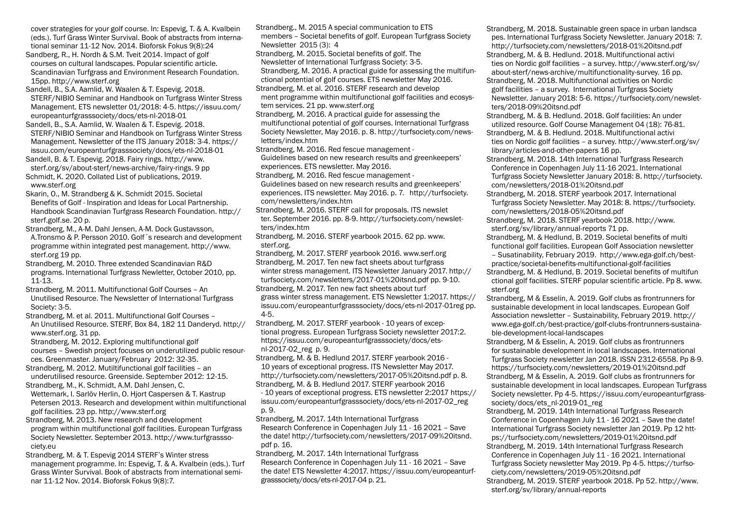cover strategies for your golf course. In: Espevig, T. & A. Kvalbein (eds.). Turf Grass Winter Survival. Book of abstracts from international seminar 11-12 Nov. 2014. Bioforsk Fokus 9(8):24

Sandberg, R., H. Nordh & S.M. Tveit 2014. Impact of golf courses on cultural landscapes. Popular scientific article. Scandinavian Turfgrass and Environment Research Foundation. 15pp. http://www.sterf.org

Sandell, B., S.A. Aamlid, W. Waalen & T. Espevig. 2018. STERF/NIBIO Seminar and Handbook on Turfgrass Winter Stress Management. ETS newsletter 01/2018: 4-5. https://issuu.com/europeanturfgrasssociety/docs/ets-nl-2018-01

Sandell, B., S.A. Aamlid, W. Waalen & T. Espevig. 2018. STERF/NIBIO Seminar and Handbook on Turfgrass Winter Stress Management. Newsletter of the ITS January 2018: 3-4. https://issuu.com/europeanturfgrasssociety/docs/ets-nl-2018-01

Sandell, B. & T. Espevig. 2018. Fairy rings. http://www.sterf.org/sv/about-sterf/news-archive/fairy-rings. 9 pp

Schmidt, K. 2020. Collated List of publications, 2019. www.sterf.org

Skarin, O., M. Strandberg & K. Schmidt 2015. Societal Benefits of Golf - Inspiration and Ideas for Local Partnership. Handbook Scandinavian Turfgrass Research Foundation. http://sterf.golf.se. 20 p.

Strandberg, M., A-M. Dahl Jensen, A-M. Dock Gustavsson, A.Tronsmo & P. Persson 2010. Golf´s research and development programme within integrated pest management. http://www.sterf.org 19 pp.

Strandberg, M. 2010. Three extended Scandinavian R&D programs. International Turfgrass Newletter, October 2010, pp. 11-13.

Strandberg, M. 2011. Multifunctional Golf Courses – An Unutilised Resource. The Newsletter of International Turfgrass Society: 3-5.

Strandberg, M. et al. 2011. Multifunctional Golf Courses – An Unutilised Resource. STERF, Box 84, 182 11 Danderyd. http://www.sterf.org. 31 pp.

Strandberg, M. 2012. Exploring multifunctional golf courses – Swedish project focuses on underutilized public resources. Greenmaster. January/February 2012: 32-35.

Strandberg, M. 2012. Mutiltifunctional golf facilities – an underutilised resource. Greenside. September 2012: 12-15.

Strandberg, M., K. Schmidt, A.M. Dahl Jensen, C. Wettemark, I. Sarlöv Herlin, O. Hjort Caspersen & T. Kastrup Petersen 2013. Research and development within multifunctional golf facilities. 23 pp. http://www.sterf.org

Strandberg, M. 2013. New research and development program within multifunctional golf facilities. European Turfgrass Society Newsletter. September 2013. http://www.turfgrasssociety.eu

Strandberg, M. & T. Espevig 2014 STERF's Winter stress management programme. In: Espevig, T. & A. Kvalbein (eds.). Turf Grass Winter Survival. Book of abstracts from international seminar 11-12 Nov. 2014. Bioforsk Fokus 9(8):7.

Strandberg., M. 2015 A special communication to ETS members – Societal benefits of golf. European Turfgrass Society Newsletter 2015 (3): 4

Strandberg, M. 2015. Societal benefits of golf. The Newsletter of International Turfgrass Society: 3-5.

Strandberg, M. 2016. A practical guide for assessing the multifunctional potential of golf courses. ETS newsletter May 2016.

Strandberg, M. et al. 2016. STERF research and development programme within multifunctional golf facilities and ecosystem services. 21 pp. www.sterf.org

Strandberg, M. 2016. A practical guide for assessing the multifunctional potential of golf courses. International Turfgrass Society Newsletter, May 2016. p. 8. http://turfsociety.com/newsletters/index.htm

Strandberg, M. 2016. Red fescue management - Guidelines based on new research results and greenkeepers' experiences. ETS newsletter. May 2016.

Strandberg, M. 2016. Red fescue management - Guidelines based on new research results and greenkeepers' experiences. ITS newsletter. May 2016. p. 7. http://turfsociety.com/newsletters/index.htm

Strandberg, M. 2016. STERF call for proposals. ITS newsletter. September 2016. pp. 8-9. http://turfsociety.com/newsletters/index.htm

Strandberg, M. 2016. STERF yearbook 2015. 62 pp. www.sterf.org.

Strandberg, M. 2017. STERF yearbook 2016. www.serf.org

Strandberg, M. 2017. Ten new fact sheets about turfgrass winter stress management. ITS Newsletter January 2017. http://turfsociety.com/newsletters/2017-01%20itsnd.pdf pp. 9-10.

Strandberg, M. 2017. Ten new fact sheets about turf grass winter stress management. ETS Newsletter 1:2017. https://issuu.com/europeanturfgrasssociety/docs/ets-nl-2017-01reg pp. 4-5.

Strandberg, M. 2017. STERF yearbook - 10 years of exceptional progress. European Turfgrass Society newsletter 2017:2. https://issuu.com/europeanturfgrasssociety/docs/ets-nl-2017-02_reg p. 9.

Strandberg, M. & B. Hedlund 2017. STERF yearbook 2016 - 10 years of exceptional progress. ITS Newsletter May 2017. http://turfsociety.com/newsletters/2017-05%20itsnd.pdf p. 8.

Strandberg, M. & B. Hedlund 2017. STERF yearbook 2016 - 10 years of exceptional progress. ETS newsletter 2:2017 https://issuu.com/europeanturfgrasssociety/docs/ets-nl-2017-02_reg p. 9.

Strandberg, M. 2017. 14th International Turfgrass Research Conference in Copenhagen July 11 - 16 2021 – Save the date! http://turfsociety.com/newsletters/2017-09%20itsnd.pdf p. 16.

Strandberg, M. 2017. 14th International Turfgrass Research Conference in Copenhagen July 11 - 16 2021 – Save the date! ETS Newsletter 4:2017. https://issuu.com/europeanturfgrasssociety/docs/ets-nl-2017-04 p. 21.

Strandberg, M. 2018. Sustainable green space in urban landscapes. International Turfgrass Society Newsletter. January 2018: 7. http://turfsociety.com/newsletters/2018-01%20itsnd.pdf

Strandberg, M. & B. Hedlund. 2018. Multifunctional activities on Nordic golf facilities – a survey. http://www.sterf.org/sv/about-sterf/news-archive/multifunctionality-survey. 16 pp.

Strandberg, M. 2018. Multifunctional activities on Nordic golf facilities – a survey. International Turfgrass Society Newsletter. January 2018: 5-6. https://turfsociety.com/newsletters/2018-09%20itsnd.pdf

Strandberg, M. & B. Hedlund. 2018. Golf facilities: An under utilized resource. Golf Course Management 04 (18): 76-81.

Strandberg, M. & B. Hedlund. 2018. Multifunctional activities on Nordic golf facilities – a survey. http://www.sterf.org/sv/library/articles-and-other-papers 16 pp.

Strandberg, M. 2018. 14th International Turfgrass Research Conference in Copenhagen July 11-16 2021. International Turfgrass Society Newsletter January 2018: 8. http://turfsociety.com/newsletters/2018-01%20itsnd.pdf

Strandberg, M. 2018. STERF yearbook 2017. International Turfgrass Society Newsletter. May 2018: 8. https://turfsociety.com/newsletters/2018-05%20itsnd.pdf

Strandberg, M. 2018. STERF yearbook 2018. http://www.sterf.org/sv/library/annual-reports 71 pp.

Strandberg, M. & Hedlund, B. 2019. Societal benefits of multifunctional golf facilities. European Golf Association newsletter – Susatinability, February 2019. http://www.ega-golf.ch/best-practice/societal-benefits-multifunctional-golf-facilities

Strandberg, M. & Hedlund, B. 2019. Societal benefits of multifunctional golf facilities. STERF popular scientific article. Pp 8. www.sterf.org

Strandberg, M & Esselin, A. 2019. Golf clubs as frontrunners for sustainable development in local landscapes. European Golf Association newsletter – Sustainability, February 2019. http://www.ega-golf.ch/best-practice/golf-clubs-frontrunners-sustainable-development-local-landscapes

Strandberg, M & Esselin, A. 2019. Golf clubs as frontrunners for sustainable development in local landscapes. International Turfgrass Society newsletter Jan 2018. ISSN 2312-6558. Pp 8-9. https://turfsociety.com/newsletters/2019-01%20itsnd.pdf

Strandberg, M & Esselin, A. 2019. Golf clubs as frontrunners for sustainable development in local landscapes. European Turfgrass Society newsletter. Pp 4-5. https://issuu.com/europeanturfgrasssociety/docs/ets_nl-2019-01_reg

Strandberg, M. 2019. 14th International Turfgrass Research Conference in Copenhagen July 11 - 16 2021 – Save the date! International Turfgrass Society newsletter Jan 2019. Pp 12 https://turfsociety.com/newsletters/2019-01%20itsnd.pdf

Strandberg, M. 2019. 14th International Turfgrass Research Conference in Copenhagen July 11 - 16 2021. International Turfgrass Society newsletter May 2019. Pp 4-5. https://turfsociety.com/newsletters/2019-05%20itsnd.pdf

Strandberg, M. 2019. STERF yearbook 2018. Pp 52. http://www.sterf.org/sv/library/annual-reports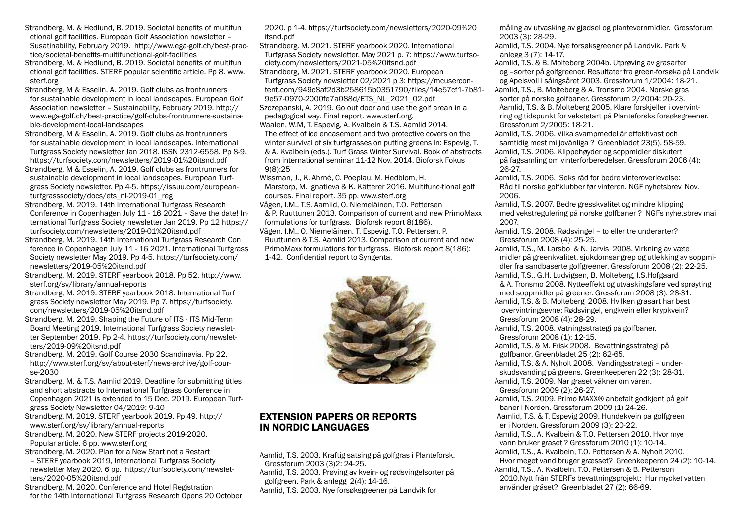Strandberg, M. & Hedlund, B. 2019. Societal benefits of multifunctional golf facilities. European Golf Association newsletter – Susatinability, February 2019. http://www.ega-golf.ch/best-practice/societal-benefits-multifunctional-golf-facilities

Strandberg, M. & Hedlund, B. 2019. Societal benefits of multifunctional golf facilities. STERF popular scientific article. Pp 8. www.sterf.org

Strandberg, M & Esselin, A. 2019. Golf clubs as frontrunners for sustainable development in local landscapes. European Golf Association newsletter – Sustainability, February 2019. http://www.ega-golf.ch/best-practice/golf-clubs-frontrunners-sustainable-development-local-landscapes

Strandberg, M & Esselin, A. 2019. Golf clubs as frontrunners for sustainable development in local landscapes. International Turfgrass Society newsletter Jan 2018. ISSN 2312-6558. Pp 8-9. https://turfsociety.com/newsletters/2019-01%20itsnd.pdf

Strandberg, M & Esselin, A. 2019. Golf clubs as frontrunners for sustainable development in local landscapes. European Turfgrass Society newsletter. Pp 4-5. https://issuu.com/europeanturfgrasssociety/docs/ets_nl-2019-01_reg

Strandberg, M. 2019. 14th International Turfgrass Research Conference in Copenhagen July 11 - 16 2021 – Save the date! International Turfgrass Society newsletter Jan 2019. Pp 12 https://turfsociety.com/newsletters/2019-01%20itsnd.pdf

Strandberg, M. 2019. 14th International Turfgrass Research Conference in Copenhagen July 11 - 16 2021. International Turfgrass Society newsletter May 2019. Pp 4-5. https://turfsociety.com/newsletters/2019-05%20itsnd.pdf

Strandberg, M. 2019. STERF yearbook 2018. Pp 52. http://www.sterf.org/sv/library/annual-reports

Strandberg, M. 2019. STERF yearbook 2018. International Turf grass Society newsletter May 2019. Pp 7. https://turfsociety.com/newsletters/2019-05%20itsnd.pdf

Strandberg, M. 2019. Shaping the Future of ITS - ITS Mid-Term Board Meeting 2019. International Turfgrass Society newsletter September 2019. Pp 2-4. https://turfsociety.com/newsletters/2019-09%20itsnd.pdf

Strandberg, M. 2019. Golf Course 2030 Scandinavia. Pp 22. http://www.sterf.org/sv/about-sterf/news-archive/golf-course-2030

Strandberg, M. & T.S. Aamlid 2019. Deadline for submitting titles and short abstracts to International Turfgrass Conference in Copenhagen 2021 is extended to 15 Dec. 2019. European Turfgrass Society Newsletter 04/2019: 9-10

Strandberg, M. 2019. STERF yearbook 2019. Pp 49. http://www.sterf.org/sv/library/annual-reports

Strandberg, M. 2020. New STERF projects 2019-2020. Popular article. 6 pp. www.sterf.org

Strandberg, M. 2020. Plan for a New Start not a Restart – STERF yearbook 2019, International Turfgrass Society newsletter May 2020. 6 pp. https://turfsociety.com/newsletters/2020-05%20itsnd.pdf

Strandberg, M. 2020. Conference and Hotel Registration for the 14th International Turfgrass Research Opens 20 October 2020. p 1-4. https://turfsociety.com/newsletters/2020-09%20itsnd.pdf

Strandberg. M. 2021. STERF yearbook 2020. International Turfgrass Society newsletter, May 2021 p. 7: https://www.turfsociety.com/newsletters/2021-05%20itsnd.pdf

Strandberg, M. 2021. STERF yearbook 2020. European Turfgrass Society newsletter 02/2021 p 3: https://mcusercontent.com/949c8af2d3b258615b0351790/files/14e57cf1-7b81-9e57-0970-2000fe7a088d/ETS_NL_2021_02.pdf

Szczepanski, A. 2019. Go out door and use the golf arean in a pedagogical way. Final report. www.sterf.org

Waalen, W.M, T. Espevig, A. Kvalbein & T.S. Aamlid 2014. The effect of ice encasement and two protective covers on the winter survival of six turfgrasses on putting greens In: Espevig, T. & A. Kvalbein (eds.). Turf Grass Winter Survival. Book of abstracts from international seminar 11-12 Nov. 2014. Bioforsk Fokus 9(8):25

Wissman, J., K. Ahrné, C. Poeplau, M. Hedblom, H. Marstorp, M. Ignatieva & K. Kätterer 2016. Multifunc-tional golf courses. Final report. 35 pp. www.sterf.org

Vågen, I.M., T.S. Aamlid, O. Niemeläinen, T.O. Pettersen & P. Ruuttunen 2013. Comparison of current and new PrimoMaxx formulations for turfgrass. Bioforsk report 8(186).

Vågen, I.M., O. Niemeläinen, T. Espevig, T.O. Pettersen, P. Ruuttunen & T.S. Aamlid 2013. Comparison of current and new PrimoMaxx formulations for turfgrass. Bioforsk report 8(186): 1-42. Confidential report to Syngenta.

## EXTENSION PAPERS OR REPORTS IN NORDIC LANGUAGES

Aamlid, T.S. 2003. Kraftig satsing på golfgras i Planteforsk. Gressforum 2003 (3)2: 24-25.

Aamlid, T.S. 2003. Prøving av kvein- og rødsvingelsorter på golfgreen. Park & anlegg 2(4): 14-16.

Aamlid, T.S. 2003. Nye forsøksgreener på Landvik for måling av utvasking av gjødsel og plantevernmidler. Gressforum 2003 (3): 28-29.

Aamlid, T.S. 2004. Nye forsøksgreener på Landvik. Park & anlegg 3 (7): 14-17.

Aamlid, T.S. & B. Molteberg 2004b. Utprøving av grasarter og –sorter på golfgreener. Resultater fra green-forsøka på Landvik og Apelsvoll i såingsåret 2003. Gressforum 1/2004: 18-21.

Aamlid, T.S., B. Molteberg & A. Tronsmo 2004. Norske gras sorter på norske golfbaner. Gressforum 2/2004: 20-23.

Aamlid, T.S. & B. Molteberg 2005. Klare forskjeller i overvintring og tidspunkt for vekststart på Planteforsks forsøksgreener. Gressforum 2/2005: 18-21.

Aamlid, T.S. 2006. Vilka svampmedel är effektivast och samtidig mest miljovänliga ? Greenbladet 23(5), 58-59.

Aamlid, T.S. 2006. Klippehøyder og soppmidler diskutert på fagsamling om vinterforberedelser. Gressforum 2006 (4): 26-27.

Aamlid, T.S. 2006. Seks råd for bedre vinteroverlevelse: Råd til norske golfklubber før vinteren. NGF nyhetsbrev, Nov. 2006.

Aamlid, T.S. 2007. Bedre gresskvalitet og mindre klipping med vekstregulering på norske golfbaner ? NGFs nyhetsbrev mai 2007.

Aamlid, T.S. 2008. Rødsvingel – to eller tre underarter? Gressforum 2008 (4): 25-25.

Aamlid, T.S., M. Larsbo & N. Jarvis 2008. Virkning av væte midler på greenkvalitet, sjukdomsangrep og utlekking av soppmidler fra sandbaserte golfgreener. Gressforum 2008 (2): 22-25.

Aamlid, T.S., G.H. Ludvigsen, B. Molteberg, I.S.Hofgaard & A. Tronsmo 2008. Nytteeffekt og utvaskingsfare ved sprøyting med soppmidler på greener. Gressforum 2008 (3): 28-31.

Aamlid, T.S. & B. Molteberg 2008. Hvilken grasart har best overvintringsevne: Rødsvingel, engkvein eller krypkvein? Gressforum 2008 (4): 28-29.

Aamlid, T.S. 2008. Vatningsstrategi på golfbaner. Gressforum 2008 (1): 12-15.

Aamlid, T.S. & M. Frisk 2008. Bevattningsstrategi på golfbanor. Greenbladet 25 (2): 62-65.

Aamlid, T.S. & A. Nyholt 2008. Vandingsstrategi – underskudsvanding på greens. Greenkeeperen 22 (3): 28-31.

Aamlid, T.S. 2009. Når graset våkner om våren. Gressforum 2009 (2): 26-27.

Aamlid, T.S. 2009. Primo MAXX® anbefalt godkjent på golf baner i Norden. Gressforum 2009 (1) 24-26.

Aamlid, T.S. & T. Espevig 2009. Hundekvein på golfgreen er i Norden. Gressforum 2009 (3): 20-22.

Aamlid, T.S., A. Kvalbein & T.O. Pettersen 2010. Hvor mye vann bruker graset ? Gressforum 2010 (1): 10-14.

Aamlid, T.S., A. Kvalbein, T.O. Pettersen & A. Nyholt 2010. Hvor meget vand bruger græsset? Greenkeeperen 24 (2): 10-14.

Aamlid, T.S., A. Kvalbein, T.O. Pettersen & B. Petterson 2010.Nytt från STERFs bevattningsprojekt: Hur mycket vatten använder gräset? Greenbladet 27 (2): 66-69.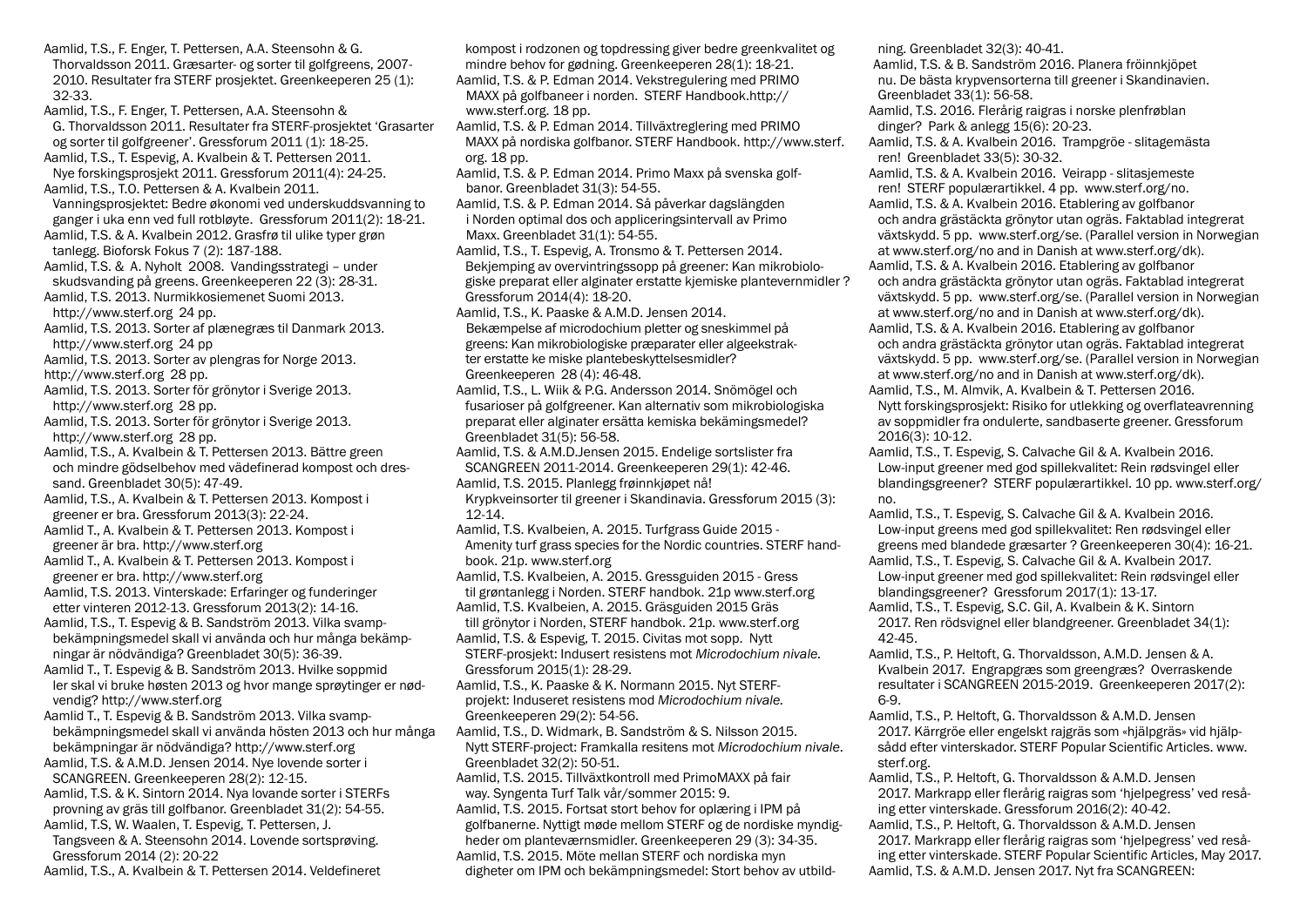Aamlid, T.S., F. Enger, T. Pettersen, A.A. Steensohn & G. Thorvaldsson 2011. Græsarter- og sorter til golfgreens, 2007-2010. Resultater fra STERF prosjektet. Greenkeeperen 25 (1): 32-33.

Aamlid, T.S., F. Enger, T. Pettersen, A.A. Steensohn & G. Thorvaldsson 2011. Resultater fra STERF-prosjektet 'Grasarter og sorter til golfgreener'. Gressforum 2011 (1): 18-25.

Aamlid, T.S., T. Espevig, A. Kvalbein & T. Pettersen 2011. Nye forskingsprosjekt 2011. Gressforum 2011(4): 24-25.

Aamlid, T.S., T.O. Pettersen & A. Kvalbein 2011. Vanningsprosjektet: Bedre økonomi ved underskuddsvanning to ganger i uka enn ved full rotbløyte. Gressforum 2011(2): 18-21.

Aamlid, T.S. & A. Kvalbein 2012. Grasfrø til ulike typer grøn tanlegg. Bioforsk Fokus 7 (2): 187-188.

Aamlid, T.S. & A. Nyholt 2008. Vandingsstrategi – under skudsvanding på greens. Greenkeeperen 22 (3): 28-31.

Aamlid, T.S. 2013. Nurmikkosiemenet Suomi 2013. http://www.sterf.org 24 pp.

Aamlid, T.S. 2013. Sorter af plænegræs til Danmark 2013. http://www.sterf.org 24 pp

Aamlid, T.S. 2013. Sorter av plengras for Norge 2013. http://www.sterf.org 28 pp.

Aamlid, T.S. 2013. Sorter för grönytor i Sverige 2013. http://www.sterf.org 28 pp.

Aamlid, T.S. 2013. Sorter för grönytor i Sverige 2013. http://www.sterf.org 28 pp.

Aamlid, T.S., A. Kvalbein & T. Pettersen 2013. Bättre green och mindre gödselbehov med vädefinerad kompost och dressand. Greenbladet 30(5): 47-49.

Aamlid, T.S., A. Kvalbein & T. Pettersen 2013. Kompost i greener er bra. Gressforum 2013(3): 22-24.

Aamlid T., A. Kvalbein & T. Pettersen 2013. Kompost i greener er bra. http://www.sterf.org

Aamlid T., A. Kvalbein & T. Pettersen 2013. Kompost i greener er bra. http://www.sterf.org

Aamlid, T.S. 2013. Vinterskade: Erfaringer og funderinger etter vinteren 2012-13. Gressforum 2013(2): 14-16.

Aamlid, T.S., T. Espevig & B. Sandström 2013. Vilka svampbekämpningsmedel skall vi använda och hur många bekämpningar är nödvändiga? Greenbladet 30(5): 36-39.

Aamlid T., T. Espevig & B. Sandström 2013. Hvilke soppmid ler skal vi bruke høsten 2013 og hvor mange sprøytinger er nødvendig? http://www.sterf.org

Aamlid T., T. Espevig & B. Sandström 2013. Vilka svampbekämpningsmedel skall vi använda hösten 2013 och hur många bekämpningar är nödvändiga? http://www.sterf.org

Aamlid, T.S. & A.M.D. Jensen 2014. Nye lovende sorter i SCANGREEN. Greenkeeperen 28(2): 12-15.

Aamlid, T.S. & K. Sintorn 2014. Nya lovande sorter i STERFs provning av gräs till golfbanor. Greenbladet 31(2): 54-55.

Aamlid, T.S, W. Waalen, T. Espevig, T. Pettersen, J. Tangsveen & A. Steensohn 2014. Lovende sortsprøving. Gressforum 2014 (2): 20-22

Aamlid, T.S., A. Kvalbein & T. Pettersen 2014. Veldefineret kompost i rodzonen og topdressing giver bedre greenkvalitet og mindre behov for gødning. Greenkeeperen 28(1): 18-21.

Aamlid, T.S. & P. Edman 2014. Vekstregulering med PRIMO MAXX på golfbaneer i norden. STERF Handbook.http://www.sterf.org. 18 pp.

Aamlid, T.S. & P. Edman 2014. Tillväxtreglering med PRIMO MAXX på nordiska golfbanor. STERF Handbook. http://www.sterf.org. 18 pp.

Aamlid, T.S. & P. Edman 2014. Primo Maxx på svenska golfbanor. Greenbladet 31(3): 54-55.

Aamlid, T.S. & P. Edman 2014. Så påverkar dagslängden i Norden optimal dos och appliceringsintervall av Primo Maxx. Greenbladet 31(1): 54-55.

Aamlid, T.S., T. Espevig, A. Tronsmo & T. Pettersen 2014. Bekjemping av overvintringssopp på greener: Kan mikrobiologiske preparat eller alginater erstatte kjemiske plantevernmidler ? Gressforum 2014(4): 18-20.

Aamlid, T.S., K. Paaske & A.M.D. Jensen 2014. Bekæmpelse af microdochium pletter og sneskimmel på greens: Kan mikrobiologiske præparater eller algeekstrakter erstatte ke miske plantebeskyttelsesmidler? Greenkeeperen 28 (4): 46-48.

Aamlid, T.S., L. Wiik & P.G. Andersson 2014. Snömögel och fusarioser på golfgreener. Kan alternativ som mikrobiologiska preparat eller alginater ersätta kemiska bekämingsmedel? Greenbladet 31(5): 56-58.

Aamlid, T.S. & A.M.D.Jensen 2015. Endelige sortslister fra SCANGREEN 2011-2014. Greenkeeperen 29(1): 42-46.

Aamlid, T.S. 2015. Planlegg frøinnkjøpet nå! Krypkveinsorter til greener i Skandinavia. Gressforum 2015 (3): 12-14.

Aamlid, T.S. Kvalbeien, A. 2015. Turfgrass Guide 2015 - Amenity turf grass species for the Nordic countries. STERF handbook. 21p. www.sterf.org

Aamlid, T.S. Kvalbeien, A. 2015. Gressguiden 2015 - Gress til grøntanlegg i Norden. STERF handbok. 21p www.sterf.org

Aamlid, T.S. Kvalbeien, A. 2015. Gräsguiden 2015 Gräs till grönytor i Norden, STERF handbok. 21p. www.sterf.org

Aamlid, T.S. & Espevig, T. 2015. Civitas mot sopp. Nytt STERF-prosjekt: Indusert resistens mot *Microdochium nivale.* Gressforum 2015(1): 28-29.

Aamlid, T.S., K. Paaske & K. Normann 2015. Nyt STERF-projekt: Induseret resistens mod *Microdochium nivale.* Greenkeeperen 29(2): 54-56.

Aamlid, T.S., D. Widmark, B. Sandström & S. Nilsson 2015. Nytt STERF-project: Framkalla resitens mot *Microdochium nivale*. Greenbladet 32(2): 50-51.

Aamlid, T.S. 2015. Tillväxtkontroll med PrimoMAXX på fair way. Syngenta Turf Talk vår/sommer 2015: 9.

Aamlid, T.S. 2015. Fortsat stort behov for oplæring i IPM på golfbanerne. Nyttigt møde mellem STERF og de nordiske myndigheder om planteværnsmidler. Greenkeeperen 29 (3): 34-35.

Aamlid, T.S. 2015. Möte mellan STERF och nordiska myn digheter om IPM och bekämpningsmedel: Stort behov av utbildning. Greenbladet 32(3): 40-41.

Aamlid, T.S. & B. Sandström 2016. Planera fröinnköpet nu. De bästa krypvensorterna till greener i Skandinavien. Greenbladet 33(1): 56-58.

Aamlid, T.S. 2016. Flerårig raigras i norske plenfrøblan dinger? Park & anlegg 15(6): 20-23.

Aamlid, T.S. & A. Kvalbein 2016. Trampgröe - slitagemästa ren! Greenbladet 33(5): 30-32.

Aamlid, T.S. & A. Kvalbein 2016. Veirapp - slitasjemeste ren! STERF populærartikkel. 4 pp. www.sterf.org/no.

Aamlid, T.S. & A. Kvalbein 2016. Etablering av golfbanor och andra grästäckta grönytor utan ogräs. Faktablad integrerat växtskydd. 5 pp. www.sterf.org/se. (Parallel version in Norwegian at www.sterf.org/no and in Danish at www.sterf.org/dk).

Aamlid, T.S. & A. Kvalbein 2016. Etablering av golfbanor och andra grästäckta grönytor utan ogräs. Faktablad integrerat växtskydd. 5 pp. www.sterf.org/se. (Parallel version in Norwegian at www.sterf.org/no and in Danish at www.sterf.org/dk).

Aamlid, T.S. & A. Kvalbein 2016. Etablering av golfbanor och andra grästäckta grönytor utan ogräs. Faktablad integrerat växtskydd. 5 pp. www.sterf.org/se. (Parallel version in Norwegian at www.sterf.org/no and in Danish at www.sterf.org/dk).

Aamlid, T.S., M. Almvik, A. Kvalbein & T. Pettersen 2016. Nytt forskingsprosjekt: Risiko for utlekking og overflateavrenning av soppmidler fra ondulerte, sandbaserte greener. Gressforum 2016(3): 10-12.

Aamlid, T.S., T. Espevig, S. Calvache Gil & A. Kvalbein 2016. Low-input greener med god spillekvalitet: Rein rødsvingel eller blandingsgreener? STERF populærartikkel. 10 pp. www.sterf.org/no.

Aamlid, T.S., T. Espevig, S. Calvache Gil & A. Kvalbein 2016. Low-input greens med god spillekvalitet: Ren rødsvingel eller greens med blandede græsarter ? Greenkeeperen 30(4): 16-21.

Aamlid, T.S., T. Espevig, S. Calvache Gil & A. Kvalbein 2017. Low-input greener med god spillekvalitet: Rein rødsvingel eller blandingsgreener? Gressforum 2017(1): 13-17.

Aamlid, T.S., T. Espevig, S.C. Gil, A. Kvalbein & K. Sintorn 2017. Ren rödsvignel eller blandgreener. Greenbladet 34(1): 42-45.

Aamlid, T.S., P. Heltoft, G. Thorvaldsson, A.M.D. Jensen & A. Kvalbein 2017. Engrapgræs som greengræs? Overraskende resultater i SCANGREEN 2015-2019. Greenkeeperen 2017(2): 6-9.

Aamlid, T.S., P. Heltoft, G. Thorvaldsson & A.M.D. Jensen 2017. Kärrgröe eller engelskt rajgräs som «hjälpgräs» vid hjälpsådd efter vinterskador. STERF Popular Scientific Articles. www.sterf.org.

Aamlid, T.S., P. Heltoft, G. Thorvaldsson & A.M.D. Jensen 2017. Markrapp eller flerårig raigras som 'hjelpegress' ved resåing etter vinterskade. Gressforum 2016(2): 40-42.

Aamlid, T.S., P. Heltoft, G. Thorvaldsson & A.M.D. Jensen 2017. Markrapp eller flerårig raigras som 'hjelpegress' ved resåing etter vinterskade. STERF Popular Scientific Articles, May 2017.

Aamlid, T.S. & A.M.D. Jensen 2017. Nyt fra SCANGREEN: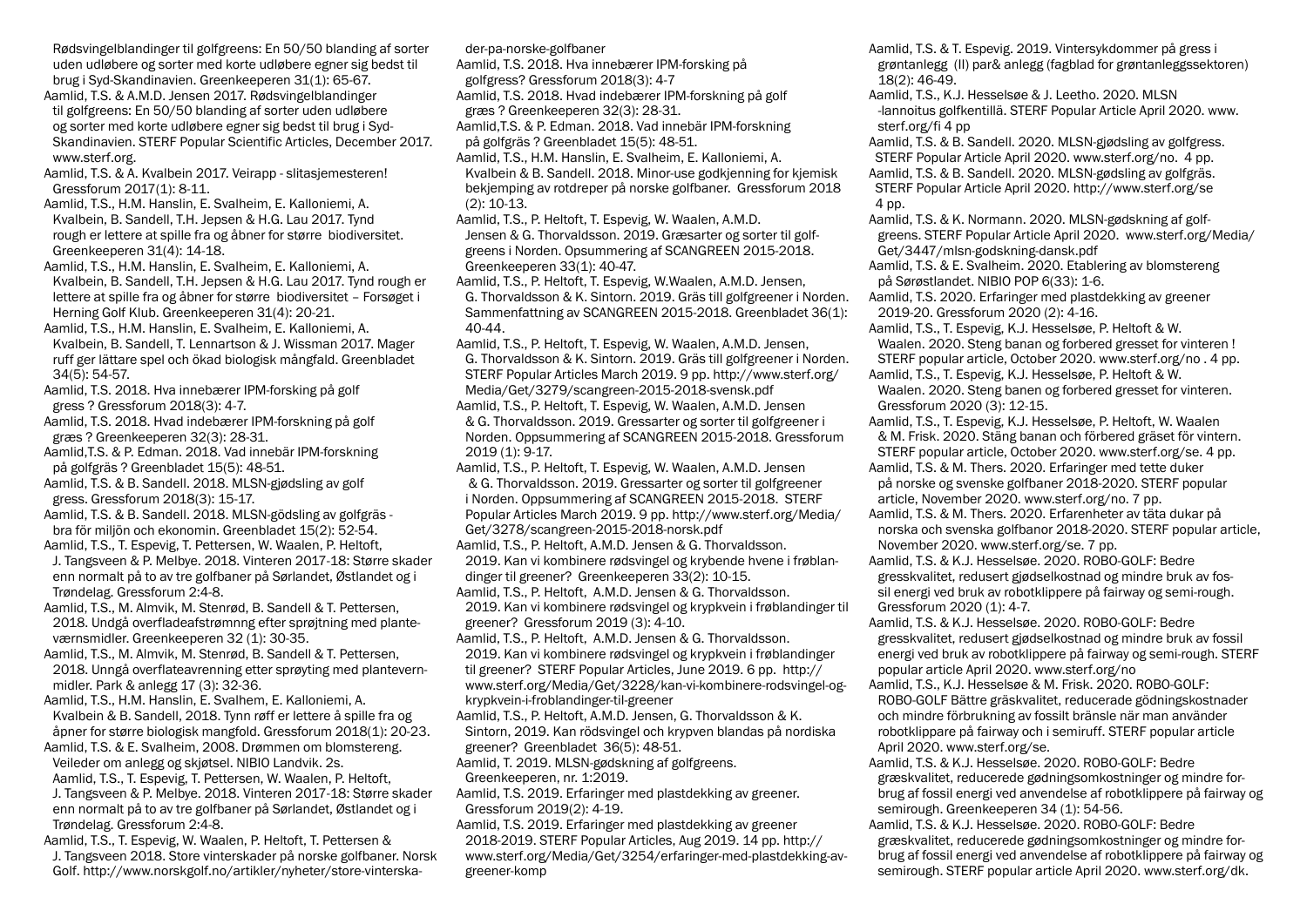Rødsvingelblandinger til golfgreens: En 50/50 blanding af sorter uden udløbere og sorter med korte udløbere egner sig bedst til brug i Syd-Skandinavien. Greenkeeperen 31(1): 65-67.

Aamlid, T.S. & A.M.D. Jensen 2017. Rødsvingelblandinger til golfgreens: En 50/50 blanding af sorter uden udløbere og sorter med korte udløbere egner sig bedst til brug i Syd-Skandinavien. STERF Popular Scientific Articles, December 2017. www.sterf.org.

Aamlid, T.S. & A. Kvalbein 2017. Veirapp - slitasjemesteren! Gressforum 2017(1): 8-11.

Aamlid, T.S., H.M. Hanslin, E. Svalheim, E. Kalloniemi, A. Kvalbein, B. Sandell, T.H. Jepsen & H.G. Lau 2017. Tynd rough er lettere at spille fra og åbner for større biodiversitet. Greenkeeperen 31(4): 14-18.

Aamlid, T.S., H.M. Hanslin, E. Svalheim, E. Kalloniemi, A. Kvalbein, B. Sandell, T.H. Jepsen & H.G. Lau 2017. Tynd rough er lettere at spille fra og åbner for større biodiversitet – Forsøget i Herning Golf Klub. Greenkeeperen 31(4): 20-21.

Aamlid, T.S., H.M. Hanslin, E. Svalheim, E. Kalloniemi, A. Kvalbein, B. Sandell, T. Lennartson & J. Wissman 2017. Mager ruff ger lättare spel och ökad biologisk mångfald. Greenbladet 34(5): 54-57.

Aamlid, T.S. 2018. Hva innebærer IPM-forsking på golf gress ? Gressforum 2018(3): 4-7.

Aamlid, T.S. 2018. Hvad indebærer IPM-forskning på golf græs ? Greenkeeperen 32(3): 28-31.

Aamlid,T.S. & P. Edman. 2018. Vad innebär IPM-forskning på golfgräs ? Greenbladet 15(5): 48-51.

Aamlid, T.S. & B. Sandell. 2018. MLSN-gjødsling av golf gress. Gressforum 2018(3): 15-17.

Aamlid, T.S. & B. Sandell. 2018. MLSN-gödsling av golfgräs - bra för miljön och ekonomin. Greenbladet 15(2): 52-54.

Aamlid, T.S., T. Espevig, T. Pettersen, W. Waalen, P. Heltoft, J. Tangsveen & P. Melbye. 2018. Vinteren 2017-18: Større skader enn normalt på to av tre golfbaner på Sørlandet, Østlandet og i Trøndelag. Gressforum 2:4-8.

Aamlid, T.S., M. Almvik, M. Stenrød, B. Sandell & T. Pettersen, 2018. Undgå overfladeafstrømnng efter sprøjtning med plante-værnsmidler. Greenkeeperen 32 (1): 30-35.

Aamlid, T.S., M. Almvik, M. Stenrød, B. Sandell & T. Pettersen, 2018. Unngå overflateavrenning etter sprøyting med plantevern-midler. Park & anlegg 17 (3): 32-36.

Aamlid, T.S., H.M. Hanslin, E. Svalhem, E. Kalloniemi, A. Kvalbein & B. Sandell, 2018. Tynn røff er lettere å spille fra og åpner for større biologisk mangfold. Gressforum 2018(1): 20-23.

Aamlid, T.S. & E. Svalheim, 2008. Drømmen om blomstereng. Veileder om anlegg og skjøtsel. NIBIO Landvik. 2s.

Aamlid, T.S., T. Espevig, T. Pettersen, W. Waalen, P. Heltoft, J. Tangsveen & P. Melbye. 2018. Vinteren 2017-18: Større skader enn normalt på to av tre golfbaner på Sørlandet, Østlandet og i Trøndelag. Gressforum 2:4-8.

Aamlid, T.S., T. Espevig, W. Waalen, P. Heltoft, T. Pettersen & J. Tangsveen 2018. Store vinterskader på norske golfbaner. Norsk Golf. http://www.norskgolf.no/artikler/nyheter/store-vinterska-der-pa-norske-golfbaner

Aamlid, T.S. 2018. Hva innebærer IPM-forsking på golfgress? Gressforum 2018(3): 4-7

Aamlid, T.S. 2018. Hvad indebærer IPM-forskning på golf græs ? Greenkeeperen 32(3): 28-31.

Aamlid,T.S. & P. Edman. 2018. Vad innebär IPM-forskning på golfgräs ? Greenbladet 15(5): 48-51.

Aamlid, T.S., H.M. Hanslin, E. Svalheim, E. Kalloniemi, A. Kvalbein & B. Sandell. 2018. Minor-use godkjenning for kjemisk bekjemping av rotdreper på norske golfbaner. Gressforum 2018 (2): 10-13.

Aamlid, T.S., P. Heltoft, T. Espevig, W. Waalen, A.M.D. Jensen & G. Thorvaldsson. 2019. Græsarter og sorter til golf-greens i Norden. Opsummering af SCANGREEN 2015-2018. Greenkeeperen 33(1): 40-47.

Aamlid, T.S., P. Heltoft, T. Espevig, W.Waalen, A.M.D. Jensen, G. Thorvaldsson & K. Sintorn. 2019. Gräs till golfgreener i Norden. Sammenfattning av SCANGREEN 2015-2018. Greenbladet 36(1): 40-44.

Aamlid, T.S., P. Heltoft, T. Espevig, W. Waalen, A.M.D. Jensen, G. Thorvaldsson & K. Sintorn. 2019. Gräs till golfgreener i Norden. STERF Popular Articles March 2019. 9 pp. http://www.sterf.org/Media/Get/3279/scangreen-2015-2018-svensk.pdf

Aamlid, T.S., P. Heltoft, T. Espevig, W. Waalen, A.M.D. Jensen & G. Thorvaldsson. 2019. Gressarter og sorter til golfgreener i Norden. Oppsummering af SCANGREEN 2015-2018. Gressforum 2019 (1): 9-17.

Aamlid, T.S., P. Heltoft, T. Espevig, W. Waalen, A.M.D. Jensen & G. Thorvaldsson. 2019. Gressarter og sorter til golfgreener i Norden. Oppsummering af SCANGREEN 2015-2018. STERF Popular Articles March 2019 9 pp. http://www.sterf.org/Media/Get/3278/scangreen-2015-2018-norsk.pdf

Aamlid, T.S., P. Heltoft, A.M.D. Jensen & G. Thorvaldsson. 2019. Kan vi kombinere rødsvingel og krybende hvene i frøblan-dinger til greener? Greenkeeperen 33(2): 10-15.

Aamlid, T.S., P. Heltoft, A.M.D. Jensen & G. Thorvaldsson. 2019. Kan vi kombinere rødsvingel og krypkvein i frøblandinger til greener? Gressforum 2019 (3): 4-10.

Aamlid, T.S., P. Heltoft, A.M.D. Jensen & G. Thorvaldsson. 2019. Kan vi kombinere rødsvingel og krypkvein i frøblandinger til greener? STERF Popular Articles, June 2019. 6 pp. http://www.sterf.org/Media/Get/3228/kan-vi-kombinere-rodsvingel-og-krypkvein-i-froblandinger-til-greener

Aamlid, T.S., P. Heltoft, A.M.D. Jensen, G. Thorvaldsson & K. Sintorn, 2019. Kan rödsvingel och krypven blandas på nordiska greener? Greenbladet 36(5): 48-51.

Aamlid, T. 2019. MLSN-gødskning af golfgreens. Greenkeeperen, nr. 1:2019.

Aamlid, T.S. 2019. Erfaringer med plastdekking av greener. Gressforum 2019(2): 4-19.

Aamlid, T.S. 2019. Erfaringer med plastdekking av greener 2018-2019. STERF Popular Articles, Aug 2019. 14 pp. http://www.sterf.org/Media/Get/3254/erfaringer-med-plastdekking-av-greener-komp

Aamlid, T.S. & T. Espevig. 2019. Vintersykdommer på gress i grøntanlegg (II) par& anlegg (fagblad for grøntanleggssektoren) 18(2): 46-49.

Aamlid, T.S., K.J. Hesselsøe & J. Leetho. 2020. MLSN -lannoitus golfkentillä. STERF Popular Article April 2020. www.sterf.org/fi 4 pp

Aamlid, T.S. & B. Sandell. 2020. MLSN-gjødsling av golfgress. STERF Popular Article April 2020. www.sterf.org/no. 4 pp.

Aamlid, T.S. & B. Sandell. 2020. MLSN-gødsling av golfgräs. STERF Popular Article April 2020. http://www.sterf.org/se 4 pp.

Aamlid, T.S. & K. Normann. 2020. MLSN-gødskning af golf-greens. STERF Popular Article April 2020. www.sterf.org/Media/Get/3447/mlsn-godskning-dansk.pdf

Aamlid, T.S. & E. Svalheim. 2020. Etablering av blomstereng på Sørøstlandet. NIBIO POP 6(33): 1-6.

Aamlid, T.S. 2020. Erfaringer med plastdekking av greener 2019-20. Gressforum 2020 (2): 4-16.

Aamlid, T.S., T. Espevig, K.J. Hesselsøe, P. Heltoft & W. Waalen. 2020. Steng banan og forbered gresset for vinteren ! STERF popular article, October 2020. www.sterf.org/no . 4 pp.

Aamlid, T.S., T. Espevig, K.J. Hesselsøe, P. Heltoft & W. Waalen. 2020. Steng banen og forbered gresset for vinteren. Gressforum 2020 (3): 12-15.

Aamlid, T.S., T. Espevig, K.J. Hesselsøe, P. Heltoft, W. Waalen & M. Frisk. 2020. Stäng banan och förbered gräset för vintern. STERF popular article, October 2020. www.sterf.org/se. 4 pp.

Aamlid, T.S. & M. Thers. 2020. Erfaringer med tette duker på norske og svenske golfbaner 2018-2020. STERF popular article, November 2020. www.sterf.org/no. 7 pp.

Aamlid, T.S. & M. Thers. 2020. Erfarenheter av täta dukar på norska och svenska golfbanor 2018-2020. STERF popular article, November 2020. www.sterf.org/se. 7 pp.

Aamlid, T.S. & K.J. Hesselsøe. 2020. ROBO-GOLF: Bedre gresskvalitet, redusert gjødselkostnad og mindre bruk av fos-sil energi ved bruk av robotklippere på fairway og semi-rough. Gressforum 2020 (1): 4-7.

Aamlid, T.S. & K.J. Hesselsøe. 2020. ROBO-GOLF: Bedre gresskvalitet, redusert gjødselkostnad og mindre bruk av fossil energi ved bruk av robotklippere på fairway og semi-rough. STERF popular article April 2020. www.sterf.org/no

Aamlid, T.S., K.J. Hesselsøe & M. Frisk. 2020. ROBO-GOLF: ROBO-GOLF Bättre gräskvalitet, reducerade gödningskostnader och mindre förbrukning av fossilt bränsle när man använder robotklippare på fairway och i semiruff. STERF popular article April 2020. www.sterf.org/se.

Aamlid, T.S. & K.J. Hesselsøe. 2020. ROBO-GOLF: Bedre græskvalitet, reducerede gødningsomkostninger og mindre for-brug af fossil energi ved anvendelse af robotklippere på fairway og semirough. Greenkeeperen 34 (1): 54-56.

Aamlid, T.S. & K.J. Hesselsøe. 2020. ROBO-GOLF: Bedre græskvalitet, reducerede gødningsomkostninger og mindre for-brug af fossil energi ved anvendelse af robotklippere på fairway og semirough. STERF popular article April 2020. www.sterf.org/dk.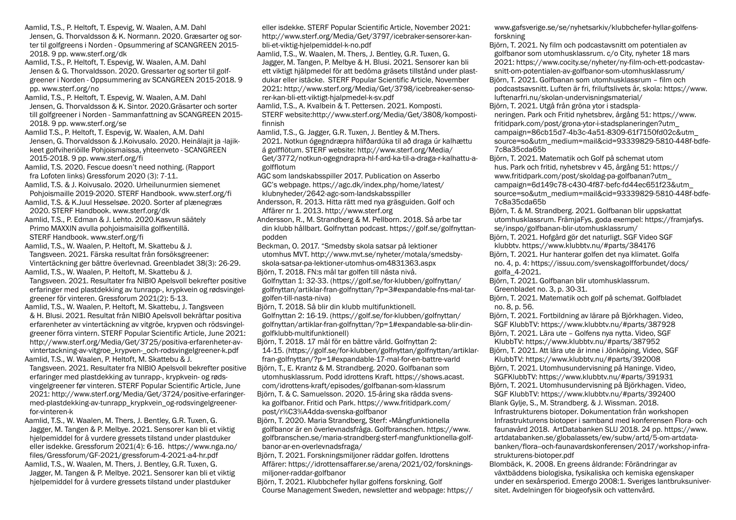Aamlid, T.S., P. Heltoft, T. Espevig, W. Waalen, A.M. Dahl Jensen, G. Thorvaldsson & K. Normann. 2020. Græsarter og sorter til golfgreens i Norden - Opsummering af SCANGREEN 2015-2018. 9 pp. www.sterf.org/dk

Aamlid, T.S., P. Heltoft, T. Espevig, W. Waalen, A.M. Dahl Jensen & G. Thorvaldsson. 2020. Gressarter og sorter til golfgreener i Norden - Oppsummering av SCANGREEN 2015-2018. 9 pp. www.sterf.org/no

Aamlid, T.S., P. Heltoft, T. Espevig, W. Waalen, A.M. Dahl Jensen, G. Thorvaldsson & K. Sintor. 2020.Gräsarter och sorter till golfgreener i Norden - Sammanfattning av SCANGREEN 2015-2018. 9 pp. www.sterf.org/se

Aamlid T.S., P. Heltoft, T. Espevig, W. Waalen, A.M. Dahl Jensen, G. Thorvaldsson & J.Koivusalo. 2020. Heinälajit ja -lajikkeet golfviheriöille Pohjoismaissa, yhteenveto - SCANGREEN 2015-2018. 9 pp. www.sterf.org/fi

Aamlid, T.S. 2020. Fescue doesn't need nothing. (Rapport fra Lofoten links) Gressforum 2020 (3): 7-11.

Aamlid, T.S. & J. Koivusalo. 2020. Urheilunurmien siemenet Pohjoismaille 2019-2020. STERF Handbook. www.sterf.org/fi

Aamlid, T.S. & K.Juul Hesselsøe. 2020. Sorter af plænegræs 2020. STERF Handbook. www.sterf.org/dk

Aamlid, T.S., P. Edman & J. Lehto. 2020.Kasvun säätely Primo MAXXIN avulla pohjoismaisilla golfkentillä. STERF Handbook. www.sterf.org/fi

Aamlid, T.S., W. Waalen, P. Heltoft, M. Skattebu & J. Tangsveen. 2021. Färska resultat från försöksgreener: Vintertäckning ger bättre överlevnad. Greenbladet 38(3): 26-29.

Aamlid, T.S., W. Waalen, P. Heltoft, M. Skattebu & J. Tangsveen. 2021. Resultater fra NIBIO Apelsvoll bekrefter positive erfaringer med plastdekking av tunrapp-, krypkvein og rødsvingelgreener för vinteren. Gressforum 2021(2): 5-13.

Aamlid, T.S., W. Waalen, P. Heltoft, M. Skattebu, J. Tangsveen & H. Blusi. 2021. Resultat från NIBIO Apelsvoll bekräftar positiva erfarenheter av vintertäckning av vitgröe, krypven och rödsvingelgreener förra vintern. STERF Popular Scientific Article, June 2021: http://www.sterf.org/Media/Get/3725/positiva-erfarenheter-av-vintertackning-av-vitgroe_krypven-_och-rodsvingelgreener-k.pdf

Aamlid, T.S., W. Waalen, P. Heltoft, M. Skattebu & J. Tangsveen. 2021. Resultater fra NIBIO Apelsvoll bekrefter positive erfaringer med plastdekking av tunrapp-, krypkvein- og rødsvingelgreener før vinteren. STERF Popular Scientific Article, June 2021: http://www.sterf.org/Media/Get/3724/positive-erfaringer-med-plastdekking-av-tunrapp_krypkvein_og-rodsvingelgreener-for-vinteren-k

Aamlid, T.S., W. Waalen, M. Thers, J. Bentley, G.R. Tuxen, G. Jagger, M. Tangen & P. Melbye. 2021. Sensorer kan bli et viktig hjelpemiddel for å vurdere gressets tilstand under plastduker eller isdekke. Gressforum 2021(4): 6-16. https://www.nga.no/files/Gressforum/GF-2021/gressforum-4-2021-a4-hr.pdf

Aamlid, T.S., W. Waalen, M. Thers, J. Bentley, G.R. Tuxen, G. Jagger, M. Tangen & P. Melbye. 2021. Sensorer kan bli et viktig hjelpemiddel for å vurdere gressets tilstand under plastduker eller isdekke. STERF Popular Scientific Article, November 2021: http://www.sterf.org/Media/Get/3797/icebraker-sensorer-kan-bli-et-viktig-hjelpemiddel-k-no.pdf

Aamlid, T.S., W. Waalen, M. Thers, J. Bentley, G.R. Tuxen, G. Jagger, M. Tangen, P. Melbye & H. Blusi. 2021. Sensorer kan bli ett viktigt hjälpmedel för att bedöma gräsets tillstånd under plastdukar eller istäcke. STERF Popular Scientific Article, November 2021: http://www.sterf.org/Media/Get/3798/icebreaker-sensorer-kan-bli-ett-viktigt-hjalpmedel-k-sv.pdf

Aamlid, T.S., A. Kvalbein & T. Pettersen. 2021. Komposti. STERF website:http://www.sterf.org/Media/Get/3808/komposti-finnish

Aamlid, T.S., G. Jagger, G.R. Tuxen, J. Bentley & M.Thers. 2021. Notkun ógegndræpra hlífðardúka til að draga úr kalhættu á golfflötum. STERF website: http://www.sterf.org/Media/Get/3772/notkun-ogegndrapra-hl-f-ard-ka-til-a-draga-r-kalhattu-a-golfflotum

AGC som landskabsspiller 2017. Publication on Asserbo GC's webpage. https://agc.dk/index.php/home/latest/klubnyheder/2642-agc-som-landskabsspiller

Andersson, R. 2013. Hitta rätt med nya gräsguiden. Golf och Affärer nr 1. 2013. http://www.sterf.org

Andersson, R., M. Strandberg & M. Pellborn. 2018. Så arbe tar din klubb hållbart. Golfnyttan podcast. https://golf.se/golfnyttan-podden

Beckman, O. 2017. "Smedsby skola satsar på lektioner utomhus MVT. http://www.mvt.se/nyheter/motala/smedsby-skola-satsar-pa-lektioner-utomhus-om4831363.aspx

Björn, T. 2018. FN:s mål tar golfen till nästa nivå. Golfnyttan 1: 32-33. (https://golf.se/for-klubben/golfnyttan/golfnyttan/artiklar-fran-golfnyttan/?p=3#expandable-fns-mal-tar-golfen-till-nasta-niva)

Björn, T. 2018. Så blir din klubb multifunktionell. Golfnyttan 2: 16-19. (https://golf.se/for-klubben/golfnyttan/golfnyttan/artiklar-fran-golfnyttan/?p=1#expandable-sa-blir-din-golfklubb-multifunktionell)

Björn, T. 2018. 17 mål för en bättre värld. Golfnyttan 2: 14-15. (https://golf.se/for-klubben/golfnyttan/golfnyttan/artiklar-fran-golfnyttan/?p=1#expandable-17-mal-for-en-battre-varld

Björn, T., E. Krantz & M. Strandberg. 2020. Golfbanan som utomhusklassrum. Podd idrottens Kraft. https://shows.acast.com/idrottens-kraft/episodes/golfbanan-som-klassrum

Björn, T. & C. Samuelsson. 2020. 15-åring ska rädda svenska golfbanor. Fritid och Park. https://www.fritidpark.com/post/r%C3%A4dda-svenska-golfbanor

Björn, T. 2020. Maria Strandberg, Sterf: »Mångfunktionella golfbanor är en överlevnadsfråga. Golfbranschen. https://www.golfbranschen.se/maria-strandberg-sterf-mangfunktionella-golfbanor-ar-en-overlevnadsfraga/

Björn, T. 2021. Forskningsmiljoner räddar golfen. Idrottens Affärer: https://idrottensaffarer.se/arena/2021/02/forskningsmiljoner-raddar-golfbanor

Björn, T. 2021. Klubbchefer hyllar golfens forskning. Golf Course Management Sweden, newsletter and webpage: https://www.gafsverige.se/se/nyhetsarkiv/klubbchefer-hyllar-golfens-forskning

Björn, T. 2021. Ny film och podcastavsnitt om potentialen av golfbanor som utomhusklassrum. c/o City, nyheter 18 mars 2021: https://www.cocity.se/nyheter/ny-film-och-ett-podcastavsnitt-om-potentialen-av-golfbanor-som-utomhusklassrum/

Björn, T. 2021. Golfbanan som utomhusklassrum – film och podcastsavsnitt. Luften är fri, friluftslivets år, skola: https://www.luftenarfri.nu/skolan-undervisningsmaterial/

Björn, T. 2021. Utgå från gröna ytor i stadsplaneringen. Park och Fritid nyhetsbrev, årgång 51: https://www.fritidpark.com/post/grona-ytor-i-stadsplaneringen?utm_campaign=86cb15d7-4b3c-4a51-8309-61f7150fd02c&utm_source=so&utm_medium=mail&cid=93339829-5810-448f-bdfe-7c8a35cda65b

Björn, T. 2021. Matematik och Golf på schemat utom hus. Park och fritid, nyhetsbrev v 45, årgång 51: https://www.fritidpark.com/post/skoldag-pa-golfbanan?utm_campaign=6d149c78-c430-4f87-befc-fd44ec651f23&utm_source=so&utm_medium=mail&cid=93339829-5810-448f-bdfe-7c8a35cda65b

Björn, T. & M. Strandberg. 2021. Golfbanan blir uppskattat utomhusklassrum. FrämjaFys, goda exempel: https://framjafys.se/inspo/golfbanan-blir-utomhusklassrum/

Björn, T. 2021. Hofgård gör det naturligt. SGF Video SGF klubbtv. https://www.klubbtv.nu/#parts/384176

Björn, T. 2021. Hur hanterar golfen det nya klimatet. Golfa no. 4, p. 4: https://issuu.com/svenskagolfforbundet/docs/golfa_4-2021.

Björn, T. 2021. Golfbanan blir utomhusklassrum. Greenbladet no. 3, p. 30-31.

Björn, T. 2021. Matematik och golf på schemat. Golfbladet no. 8, p. 56.

Björn, T. 2021. Fortbildning av lärare på Björkhagen. Video, SGF KlubbTV: https://www.klubbtv.nu/#parts/387928

Björn, T. 2021. Lära ute – Golfens nya nytta. Video, SGF KlubbTV: https://www.klubbtv.nu/#parts/387952

Björn, T. 2021. Att lära ute är inne i Jönköping, Video, SGF KlubbTV: https://www.klubbtv.nu/#parts/392008

Björn, T. 2021. Utomhusundervisning på Haninge. Video, SGFKlubbTV: https://www.klubbtv.nu/#parts/391931

Björn, T. 2021. Utomhusundervisning på Björkhagen. Video, SGF KlubbTV: https://www.klubbtv.nu/#parts/392400

Blank Gylje, S., M. Strandberg. & J. Wissman. 2018. Infrastrukturens biotoper. Dokumentation från workshopen Infrastrukturens biotoper i samband med konferensen Flora- och faunavård 2018. ArtDatabanken SLU 2018. 24 pp. https://www.artdatabanken.se/globalassets/ew/subw/artd/5-om-artdatabanken/flora--och-faunavardskonferensen/2017/workshop-infrastrukturens-biotoper.pdf

Blombäck, K. 2008. En greens åldrande: Förändringar av växtbäddens biologiska, fysikaliska och kemiska egenskaper under en sexårsperiod. Emergo 2008:1. Sveriges lantbruksuniversitet. Avdelningen för biogeofysik och vattenvård.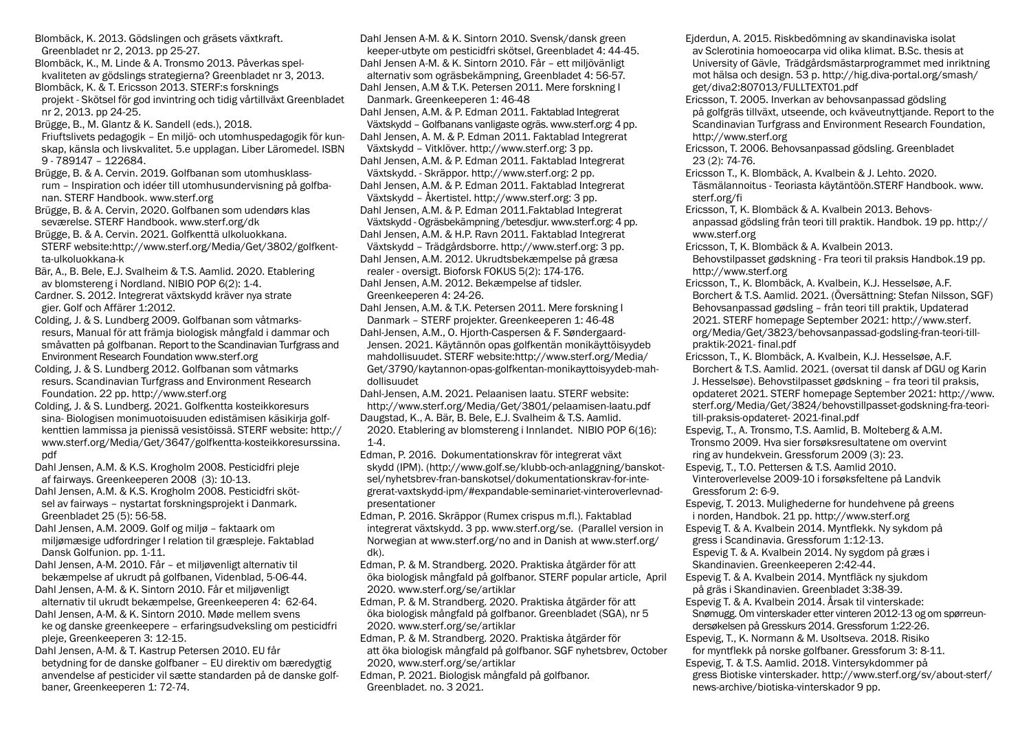Blombäck, K. 2013. Gödslingen och gräsets växtkraft. Greenbladet nr 2, 2013. pp 25-27.

Blombäck, K., M. Linde & A. Tronsmo 2013. Påverkas spelkvaliteten av gödslings strategierna? Greenbladet nr 3, 2013.

Blombäck, K. & T. Ericsson 2013. STERF:s forsknings projekt - Skötsel för god invintring och tidig vårtillväxt Greenbladet nr 2, 2013. pp 24-25.

Brügge, B., M. Glantz & K. Sandell (eds.), 2018. Friuftslivets pedagogik – En miljö- och utomhuspedagogik för kunskap, känsla och livskvalitet. 5.e upplagan. Liber Läromedel. ISBN 9 - 789147 – 122684.

Brügge, B. & A. Cervin. 2019. Golfbanan som utomhusklassrum – Inspiration och idéer till utomhusundervisning på golfbanan. STERF Handbook. www.sterf.org

Brügge, B. & A. Cervin, 2020. Golfbanen som udendørs klasseværelse. STERF Handbook. www.sterf.org/dk

Brügge, B. & A. Cervin. 2021. Golfkenttä ulkoluokkana. STERF website:http://www.sterf.org/Media/Get/3802/golfkentta-ulkoluokkana-k

Bär, A., B. Bele, E.J. Svalheim & T.S. Aamlid. 2020. Etablering av blomstereng i Nordland. NIBIO POP 6(2): 1-4.

Cardner. S. 2012. Integrerat växtskydd kräver nya strategier. Golf och Affärer 1:2012.

Colding, J. & S. Lundberg 2009. Golfbanan som våtmarksresurs, Manual för att främja biologisk mångfald i dammar och småvatten på golfbanan. Report to the Scandinavian Turfgrass and Environment Research Foundation www.sterf.org

Colding, J. & S. Lundberg 2012. Golfbanan som våtmarks resurs. Scandinavian Turfgrass and Environment Research Foundation. 22 pp. http://www.sterf.org

Colding, J. & S. Lundberg. 2021. Golfkentta kosteikkoresurssina- Biologisen monimuotoisuuden edistämisen käsikirja golfkenttien lammissa ja pienissä vesistöissä. STERF website: http://www.sterf.org/Media/Get/3647/golfkentta-kosteikkoresurssina.pdf

Dahl Jensen, A.M. & K.S. Krogholm 2008. Pesticidfri pleje af fairways. Greenkeeperen 2008 (3): 10-13.

Dahl Jensen, A.M. & K.S. Krogholm 2008. Pesticidfri skötsel av fairways – nystartat forskningsprojekt i Danmark. Greenbladet 25 (5): 56-58.

Dahl Jensen, A.M. 2009. Golf og miljø – faktaark om miljømæsige udfordringer I relation til græspleje. Faktablad Dansk Golfunion. pp. 1-11.

Dahl Jensen, A-M. 2010. Får – et miljøvenligt alternativ til bekæmpelse af ukrudt på golfbanen, Videnblad, 5-06-44.

Dahl Jensen, A-M. & K. Sintorn 2010. Får et miljøvenligt alternativ til ukrudt bekæmpelse, Greenkeeperen 4: 62-64.

Dahl Jensen, A-M. & K. Sintorn 2010. Møde mellem svenske og danske greenkeepere – erfaringsudveksling om pesticidfri pleje, Greenkeeperen 3: 12-15.

Dahl Jensen, A-M. & T. Kastrup Petersen 2010. EU får betydning for de danske golfbaner – EU direktiv om bæredygtig anvendelse af pesticider vil sætte standarden på de danske golfbaner, Greenkeeperen 1: 72-74.

Dahl Jensen A-M. & K. Sintorn 2010. Svensk/dansk green keeper-utbyte om pesticidfri skötsel, Greenbladet 4: 44-45.

Dahl Jensen A-M. & K. Sintorn 2010. Får – ett miljövänligt alternativ som ogräsbekämpning, Greenbladet 4: 56-57.

Dahl Jensen, A.M & T.K. Petersen 2011. Mere forskning I Danmark. Greenkeeperen 1: 46-48

Dahl Jensen, A.M. & P. Edman 2011. Faktablad Integrerat Växtskydd – Golfbanans vanligaste ogräs. www.sterf.org: 4 pp.

Dahl Jensen, A. M. & P. Edman 2011. Faktablad Integrerat Växtskydd – Vitklöver. http://www.sterf.org: 3 pp.

Dahl Jensen, A. M. & P. Edman 2011. Faktablad Integrerat Växtskydd. - Skräppor. http://www.sterf.org: 2 pp.

Dahl Jensen, A.M. & P. Edman 2011. Faktablad Integrerat Växtskydd – Åkertistel. http://www.sterf.org: 3 pp.

Dahl Jensen, A.M. & P. Edman 2011.Faktablad Integrerat Växtskydd - Ogräsbekämpning /betesdjur. www.sterf.org: 4 pp.

Dahl Jensen, A.M. & H.P. Ravn 2011. Faktablad Integrerat Växtskydd – Trädgårdsborre. http://www.sterf.org: 3 pp.

Dahl Jensen, A.M. 2012. Ukrudtsbekæmpelse på græsarealer - oversigt. Bioforsk FOKUS 5(2): 174-176.

Dahl Jensen, A.M. 2012. Bekæmpelse af tidsler. Greenkeeperen 4: 24-26.

Dahl Jensen, A.M. & T.K. Petersen 2011. Mere forskning I Danmark – STERF projekter. Greenkeeperen 1: 46-48

Dahl-Jensen, A.M., O. Hjorth-Caspersen & F. Søndergaard-Jensen. 2021. Käytännön opas golfkentän monikäyttöisyydeb mahdollisuudet. STERF website:http://www.sterf.org/Media/Get/3790/kaytannon-opas-golfkentan-monikayttoisyydeb-mahdollisuudet

Dahl-Jensen, A.M. 2021. Pelaanisen laatu. STERF website: http://www.sterf.org/Media/Get/3801/pelaamisen-laatu.pdf

Daugstad, K., A. Bär, B. Bele, E.J. Svalheim & T.S. Aamlid. 2020. Etablering av blomstereng i Innlandet. NIBIO POP 6(16): 1-4.

Edman, P. 2016. Dokumentationskrav för integrerat växtskydd (IPM). (http://www.golf.se/klubb-och-anlaggning/banskotsel/nyhetsbrev-fran-banskotsel/dokumentationskrav-for-integrerat-vaxtskydd-ipm/#expandable-seminariet-vinteroverlevnad-presentationer

Edman, P. 2016. Skräppor (Rumex crispus m.fl.). Faktablad integrerat växtskydd. 3 pp. www.sterf.org/se. (Parallel version in Norwegian at www.sterf.org/no and in Danish at www.sterf.org/dk).

Edman, P. & M. Strandberg. 2020. Praktiska åtgärder för att öka biologisk mångfald på golfbanor. STERF popular article, April 2020. www.sterf.org/se/artiklar

Edman, P. & M. Strandberg. 2020. Praktiska åtgärder för att öka biologisk mångfald på golfbanor. Greenbladet (SGA), nr 5 2020. www.sterf.org/se/artiklar

Edman, P. & M. Strandberg. 2020. Praktiska åtgärder för att öka biologisk mångfald på golfbanor. SGF nyhetsbrev, October 2020, www.sterf.org/se/artiklar

Edman, P. 2021. Biologisk mångfald på golfbanor. Greenbladet. no. 3 2021.

Ejderdun, A. 2015. Riskbedömning av skandinaviska isolat av Sclerotinia homoeocarpa vid olika klimat. B.Sc. thesis at University of Gävle, Trädgårdsmästarprogrammet med inriktning mot hälsa och design. 53 p. http://hig.diva-portal.org/smash/get/diva2:807013/FULLTEXT01.pdf

Ericsson, T. 2005. Inverkan av behovsanpassad gödsling på golfgräs tillväxt, utseende, och kväveutnyttjande. Report to the Scandinavian Turfgrass and Environment Research Foundation, http://www.sterf.org

Ericsson, T. 2006. Behovsanpassad gödsling. Greenbladet 23 (2): 74-76.

Ericsson T., K. Blombäck, A. Kvalbein & J. Lehto. 2020. Täsmälannoitus - Teoriasta käytäntöön.STERF Handbook. www.sterf.org/fi

Ericsson, T, K. Blombäck & A. Kvalbein 2013. Behovsanpassad gödsling från teori till praktik. Handbok. 19 pp. http://www.sterf.org

Ericsson, T, K. Blombäck & A. Kvalbein 2013. Behovstilpasset gødskning - Fra teori til praksis Handbok.19 pp. http://www.sterf.org

Ericsson, T., K. Blombäck, A. Kvalbein, K.J. Hesselsøe, A.F. Borchert & T.S. Aamlid. 2021. (Översättning: Stefan Nilsson, SGF) Behovsanpassad gødsling – från teori till praktik, Updaterad 2021. STERF homepage September 2021: http://www.sterf.org/Media/Get/3823/behovsanpassad-godsling-fran-teori-till-praktik-2021- final.pdf

Ericsson, T., K. Blombäck, A. Kvalbein, K.J. Hesselsøe, A.F. Borchert & T.S. Aamlid. 2021. (oversat til dansk af DGU og Karin J. Hesselsøe). Behovstilpasset gødskning – fra teori til praksis, opdateret 2021. STERF homepage September 2021: http://www.sterf.org/Media/Get/3824/behovstillpasset-godskning-fra-teori-till-praksis-opdateret- 2021-final.pdf

Espevig, T., A. Tronsmo, T.S. Aamlid, B. Molteberg & A.M. Tronsmo 2009. Hva sier forsøksresultatene om overvintring av hundekvein. Gressforum 2009 (3): 23.

Espevig, T., T.O. Pettersen & T.S. Aamlid 2010. Vinteroverlevelse 2009-10 i forsøksfeltene på Landvik Gressforum 2: 6-9.

Espevig, T. 2013. Mulighederne for hundehvene på greens i norden, Handbok. 21 pp. http://www.sterf.org

Espevig T. & A. Kvalbein 2014. Myntflekk. Ny sykdom på gress i Scandinavia. Gressforum 1:12-13.
Espevig T. & A. Kvalbein 2014. Ny sygdom på græs i Skandinavien. Greenkeeperen 2:42-44.

Espevig T. & A. Kvalbein 2014. Myntfläck ny sjukdom på gräs i Skandinavien. Greenbladet 3:38-39.

Espevig T. & A. Kvalbein 2014. Årsak til vinterskade: Snømugg. Om vinterskader etter vinteren 2012-13 og om spørreundersøkelsen på Gresskurs 2014. Gressforum 1:22-26.

Espevig, T., K. Normann & M. Usoltseva. 2018. Risiko for myntflekk på norske golfbaner. Gressforum 3: 8-11.

Espevig, T. & T.S. Aamlid. 2018. Vintersykdommer på gress Biotiske vinterskader. http://www.sterf.org/sv/about-sterf/news-archive/biotiska-vinterskador 9 pp.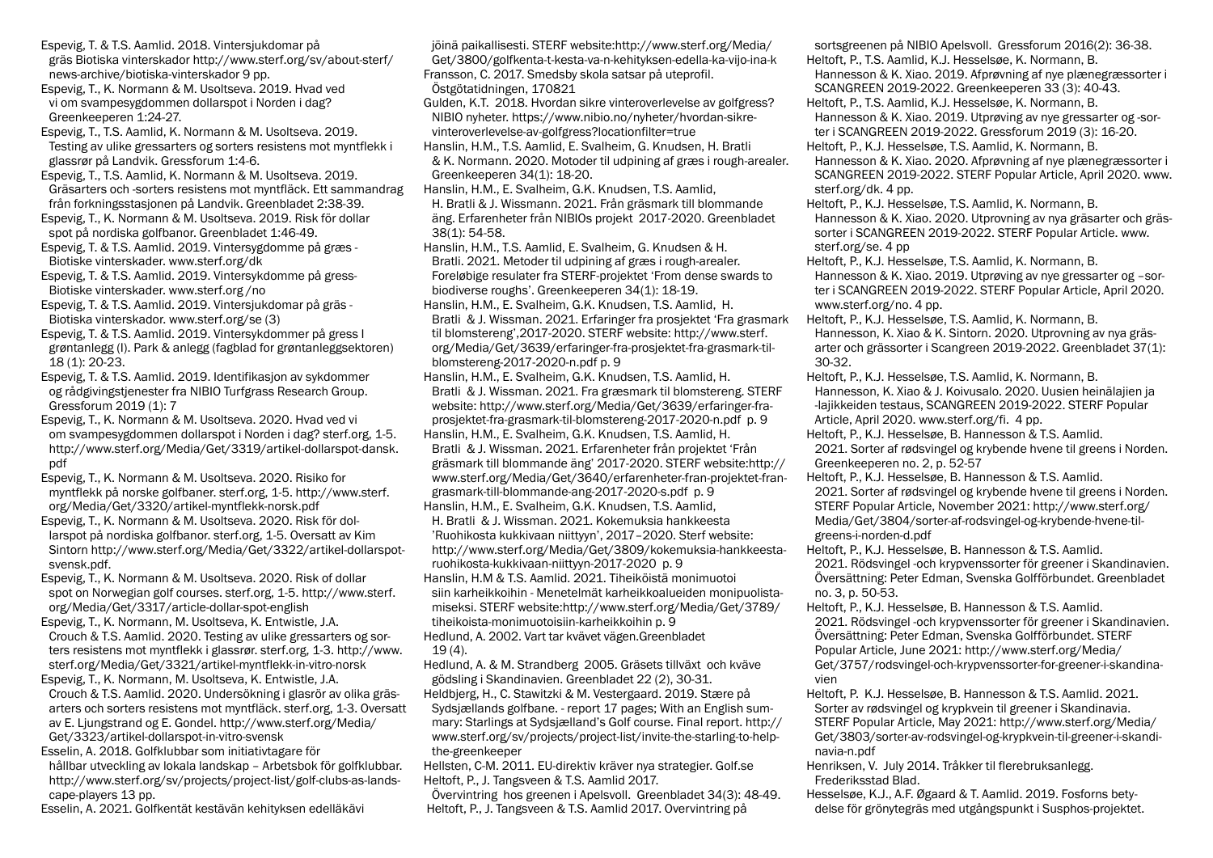Espevig, T. & T.S. Aamlid. 2018. Vintersjukdomar på gräs Biotiska vinterskador http://www.sterf.org/sv/about-sterf/news-archive/biotiska-vinterskador 9 pp.

Espevig, T., K. Normann & M. Usoltseva. 2019. Hvad ved vi om svampesygdommen dollarspot i Norden i dag? Greenkeeperen 1:24-27.

Espevig, T., T.S. Aamlid, K. Normann & M. Usoltseva. 2019. Testing av ulike gressarters og sorters resistens mot myntflekk i glassrør på Landvik. Gressforum 1:4-6.

Espevig, T., T.S. Aamlid, K. Normann & M. Usoltseva. 2019. Gräsarters och -sorters resistens mot myntfläck. Ett sammandrag från forkningsstasjonen på Landvik. Greenbladet 2:38-39.

Espevig, T., K. Normann & M. Usoltseva. 2019. Risk för dollar spot på nordiska golfbanor. Greenbladet 1:46-49.

Espevig, T. & T.S. Aamlid. 2019. Vintersygdomme på græs - Biotiske vinterskader. www.sterf.org/dk

Espevig, T. & T.S. Aamlid. 2019. Vintersykdomme på gress-Biotiske vinterskader. www.sterf.org /no

Espevig, T. & T.S. Aamlid. 2019. Vintersjukdomar på gräs - Biotiska vinterskador. www.sterf.org/se (3)

Espevig, T. & T.S. Aamlid. 2019. Vintersykdommer på gress I grøntanlegg (I). Park & anlegg (fagblad for grøntanleggsektoren) 18 (1): 20-23.

Espevig, T. & T.S. Aamlid. 2019. Identifikasjon av sykdommer og rådgivingstjenester fra NIBIO Turfgrass Research Group. Gressforum 2019 (1): 7

Espevig, T., K. Normann & M. Usoltseva. 2020. Hvad ved vi om svampesygdommen dollarspot i Norden i dag? sterf.org, 1-5. http://www.sterf.org/Media/Get/3319/artikel-dollarspot-dansk.pdf

Espevig, T., K. Normann & M. Usoltseva. 2020. Risiko for myntflekk på norske golfbaner. sterf.org, 1-5. http://www.sterf.org/Media/Get/3320/artikel-myntflekk-norsk.pdf

Espevig, T., K. Normann & M. Usoltseva. 2020. Risk för dollarspot på nordiska golfbanor. sterf.org, 1-5. Oversatt av Kim Sintorn http://www.sterf.org/Media/Get/3322/artikel-dollarspot-svensk.pdf.

Espevig, T., K. Normann & M. Usoltseva. 2020. Risk of dollar spot on Norwegian golf courses. sterf.org, 1-5. http://www.sterf.org/Media/Get/3317/article-dollar-spot-english

Espevig, T., K. Normann, M. Usoltseva, K. Entwistle, J.A. Crouch & T.S. Aamlid. 2020. Testing av ulike gressarters og sorters resistens mot myntflekk i glassrør. sterf.org, 1-3. http://www.sterf.org/Media/Get/3321/artikel-myntflekk-in-vitro-norsk

Espevig, T., K. Normann, M. Usoltseva, K. Entwistle, J.A. Crouch & T.S. Aamlid. 2020. Undersökning i glasrör av olika gräsarters och sorters resistens mot myntfläck. sterf.org, 1-3. Oversatt av E. Ljungstrand og E. Gondel. http://www.sterf.org/Media/Get/3323/artikel-dollarspot-in-vitro-svensk

Esselin, A. 2018. Golfklubbar som initiativtagare för hållbar utveckling av lokala landskap – Arbetsbok för golfklubbar. http://www.sterf.org/sv/projects/project-list/golf-clubs-as-landscape-players 13 pp.

Esselin, A. 2021. Golfkentät kestävän kehityksen edelläkävijöinä paikallisesti. STERF website:http://www.sterf.org/Media/Get/3800/golfkenta-t-kesta-va-n-kehityksen-edella-ka-vijo-ina-k

Fransson, C. 2017. Smedsby skola satsar på uteprofil. Östgötatidningen, 170821

Gulden, K.T. 2018. Hvordan sikre vinteroverlevelse av golfgress? NIBIO nyheter. https://www.nibio.no/nyheter/hvordan-sikre-vinteroverlevelse-av-golfgress?locationfilter=true

Hanslin, H.M., T.S. Aamlid, E. Svalheim, G. Knudsen, H. Bratli & K. Normann. 2020. Motoder til udpining af græs i rough-arealer. Greenkeeperen 34(1): 18-20.

Hanslin, H.M., E. Svalheim, G.K. Knudsen, T.S. Aamlid, H. Bratli & J. Wissmann. 2021. Från gräsmark till blommande äng. Erfarenheter från NIBIOs projekt 2017-2020. Greenbladet 38(1): 54-58.

Hanslin, H.M., T.S. Aamlid, E. Svalheim, G. Knudsen & H. Bratli. 2021. Metoder til udpining af græs i rough-arealer. Foreløbige resultater fra STERF-projektet 'From dense swards to biodiverse roughs'. Greenkeeperen 34(1): 18-19.

Hanslin, H.M., E. Svalheim, G.K. Knudsen, T.S. Aamlid, H. Bratli & J. Wissman. 2020. Erfaringer fra prosjektet 'Fra grasmark til blomstereng',2017-2020. STERF website: http://www.sterf.org/Media/Get/3639/erfaringer-fra-prosjektet-fra-grasmark-til-blomstereng-2017-2020-n.pdf p. 9

Hanslin, H.M., E. Svalheim, G.K. Knudsen, T.S. Aamlid, H. Bratli & J. Wissman. 2021. Fra græsmark til blomstereng. STERF website: http://www.sterf.org/Media/Get/3639/erfaringer-fra-prosjektet-fra-grasmark-til-blomstereng-2017-2020-n.pdf p. 9

Hanslin, H.M., E. Svalheim, G.K. Knudsen, T.S. Aamlid, H. Bratli & J. Wissman. 2021. Erfarenheter från projektet 'Från gräsmark till blommande äng' 2017-2020. STERF website:http://www.sterf.org/Media/Get/3640/erfarenheter-fran-projektet-fran-grasmark-till-blommande-ang-2017-2020-s.pdf p. 9

Hanslin, H.M., E. Svalheim, G.K. Knudsen, T.S. Aamlid, H. Bratli & J. Wissman. 2021. Kokemuksia hankkeesta 'Ruohikosta kukkivaan niittyyn', 2017–2020. Sterf website: http://www.sterf.org/Media/Get/3809/kokemuksia-hankkeesta-ruohikosta-kukkivaan-niittyyn-2017-2020 p. 9

Hanslin, H.M & T.S. Aamlid. 2021. Tiheiköistä monimuotoisiin karheikkoihin - Menetelmät karheikkoalueiden monipuolistamiseksi. STERF website:http://www.sterf.org/Media/Get/3789/tiheikoista-monimuotoisiin-karheikkoihin p. 9

Hedlund, A. 2002. Vart tar kvävet vägen.Greenbladet 19 (4).

Hedlund, A. & M. Strandberg 2005. Gräsets tillväxt och kväve gödsling i Skandinavien. Greenbladet 22 (2), 30-31.

Heldbjerg, H., C. Stawitzki & M. Vestergaard. 2019. Stære på Sydsjællands golfbane. - report 17 pages; With an English summary: Starlings at Sydsjælland's Golf course. Final report. http://www.sterf.org/sv/projects/project-list/invite-the-starling-to-help-the-greenkeeper

Hellsten, C-M. 2011. EU-direktiv kräver nya strategier. Golf.se

Heltoft, P., J. Tangsveen & T.S. Aamlid 2017. Övervintring hos greenen i Apelsvoll. Greenbladet 34(3): 48-49.

Heltoft, P., J. Tangsveen & T.S. Aamlid 2017. Overvintring på sortsgreenen på NIBIO Apelsvoll. Gressforum 2016(2): 36-38.

Heltoft, P., T.S. Aamlid, K.J. Hesselsøe, K. Normann, B. Hannesson & K. Xiao. 2019. Afprøvning af nye plænegræssorter i SCANGREEN 2019-2022. Greenkeeperen 33 (3): 40-43.

Heltoft, P., T.S. Aamlid, K.J. Hesselsøe, K. Normann, B. Hannesson & K. Xiao. 2019. Utprøving av nye gressarter og -sorter i SCANGREEN 2019-2022. Gressforum 2019 (3): 16-20.

Heltoft, P., K.J. Hesselsøe, T.S. Aamlid, K. Normann, B. Hannesson & K. Xiao. 2020. Afprøvning af nye plænegræssorter i SCANGREEN 2019-2022. STERF Popular Article, April 2020. www.sterf.org/dk. 4 pp.

Heltoft, P., K.J. Hesselsøe, T.S. Aamlid, K. Normann, B. Hannesson & K. Xiao. 2020. Utprovning av nya gräsarter och gräs-sorter i SCANGREEN 2019-2022. STERF Popular Article. www.sterf.org/se. 4 pp

Heltoft, P., K.J. Hesselsøe, T.S. Aamlid, K. Normann, B. Hannesson & K. Xiao. 2019. Utprøving av nye gressarter og –sorter i SCANGREEN 2019-2022. STERF Popular Article, April 2020. www.sterf.org/no. 4 pp.

Heltoft, P., K.J. Hesselsøe, T.S. Aamlid, K. Normann, B. Hannesson, K. Xiao & K. Sintorn. 2020. Utprovning av nya gräsarter och grässorter i Scangreen 2019-2022. Greenbladet 37(1): 30-32.

Heltoft, P., K.J. Hesselsøe, T.S. Aamlid, K. Normann, B. Hannesson, K. Xiao & J. Koivusalo. 2020. Uusien heinälajien ja -lajikkeiden testaus, SCANGREEN 2019-2022. STERF Popular Article, April 2020. www.sterf.org/fi. 4 pp.

Heltoft, P., K.J. Hesselsøe, B. Hannesson & T.S. Aamlid. 2021. Sorter af rødsvingel og krybende hvene til greens i Norden. Greenkeeperen no. 2, p. 52-57

Heltoft, P., K.J. Hesselsøe, B. Hannesson & T.S. Aamlid. 2021. Sorter af rødsvingel og krybende hvene til greens i Norden. STERF Popular Article, November 2021: http://www.sterf.org/Media/Get/3804/sorter-af-rodsvingel-og-krybende-hvene-til-greens-i-norden-d.pdf

Heltoft, P., K.J. Hesselsøe, B. Hannesson & T.S. Aamlid. 2021. Rödsvingel -och krypvenssorter för greener i Skandinavien. Översättning: Peter Edman, Svenska Golfförbundet. Greenbladet no. 3, p. 50-53.

Heltoft, P., K.J. Hesselsøe, B. Hannesson & T.S. Aamlid. 2021. Rödsvingel -och krypvenssorter för greener i Skandinavien. Översättning: Peter Edman, Svenska Golfförbundet. STERF Popular Article, June 2021: http://www.sterf.org/Media/Get/3757/rodsvingel-och-krypvenssorter-for-greener-i-skandinavien

Heltoft, P. K.J. Hesselsøe, B. Hannesson & T.S. Aamlid. 2021. Sorter av rødsvingel og krypkvein til greener i Skandinavia. STERF Popular Article, May 2021: http://www.sterf.org/Media/Get/3803/sorter-av-rodsvingel-og-krypkvein-til-greener-i-skandinavia-n.pdf

Henriksen, V. July 2014. Tråkker til flerebruksanlegg. Frederiksstad Blad.

Hesselsøe, K.J., A.F. Øgaard & T. Aamlid. 2019. Fosforns betydelse för grönytegräs med utgångspunkt i Susphos-projektet.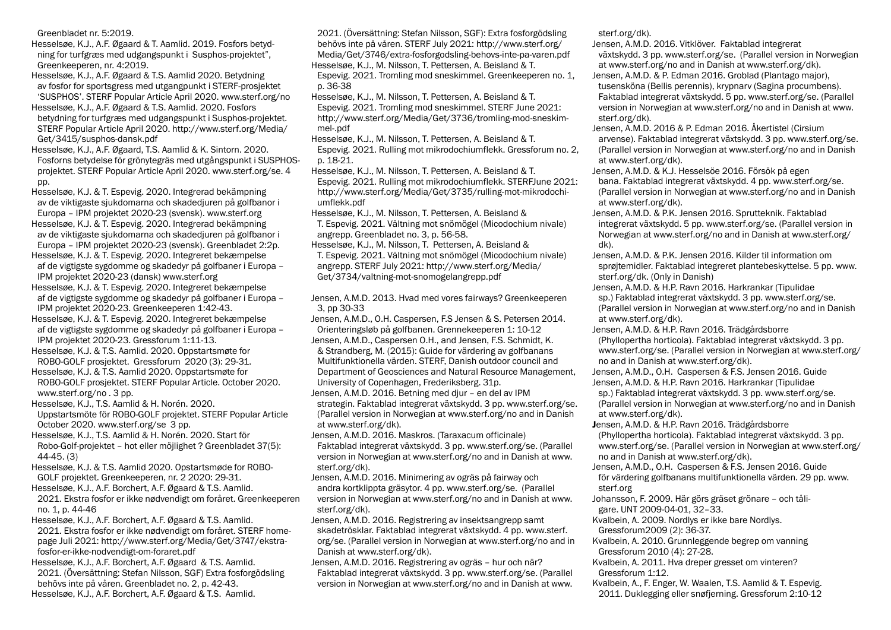Greenbladet nr. 5:2019.

Hesselsøe, K.J., A.F. Øgaard & T. Aamlid. 2019. Fosfors betydning for turfgræs med udgangspunkt i Susphos-projektet", Greenkeeperen, nr. 4:2019.

Hesselsøe, K.J., A.F. Øgaard & T.S. Aamlid 2020. Betydning av fosfor for sportsgress med utgangpunkt i STERF-prosjektet 'SUSPHOS'. STERF Popular Article April 2020. www.sterf.org/no

Hesselsøe, K.J., A.F. Øgaard & T.S. Aamlid. 2020. Fosfors betydning for turfgræs med udgangspunkt i Susphos-projektet. STERF Popular Article April 2020. http://www.sterf.org/Media/Get/3415/susphos-dansk.pdf

Hesselsøe, K.J., A.F. Øgaard, T.S. Aamlid & K. Sintorn. 2020. Fosforns betydelse för grönytegräs med utgångspunkt i SUSPHOS-projektet. STERF Popular Article April 2020. www.sterf.org/se. 4 pp.

Hesselsøe, K.J. & T. Espevig. 2020. Integrerad bekämpning av de viktigaste sjukdomarna och skadedjuren på golfbanor i Europa – IPM projektet 2020-23 (svensk). www.sterf.org

Hesselsøe, K.J. & T. Espevig. 2020. Integrerad bekämpning av de viktigaste sjukdomarna och skadedjuren på golfbanor i Europa – IPM projektet 2020-23 (svensk). Greenbladet 2:2p.

Hesselsøe, K.J. & T. Espevig. 2020. Integreret bekæmpelse af de vigtigste sygdomme og skadedyr på golfbaner i Europa – IPM projektet 2020-23 (dansk) www.sterf.org

Hesselsøe, K.J. & T. Espevig. 2020. Integreret bekæmpelse af de vigtigste sygdomme og skadedyr på golfbaner i Europa – IPM projektet 2020-23. Greenkeeperen 1:42-43.

Hesselsøe, K.J. & T. Espevig. 2020. Integreret bekæmpelse af de vigtigste sygdomme og skadedyr på golfbaner i Europa – IPM projektet 2020-23. Gressforum 1:11-13.

Hesselsøe, K.J. & T.S. Aamlid. 2020. Oppstartsmøte for ROBO-GOLF prosjektet. Gressforum 2020 (3): 29-31.

Hesselsøe, K.J. & T.S. Aamlid 2020. Oppstartsmøte for ROBO-GOLF prosjektet. STERF Popular Article. October 2020. www.sterf.org/no . 3 pp.

Hesselsøe, K.J., T.S. Aamlid & H. Norén. 2020. Uppstartsmöte för ROBO-GOLF projektet. STERF Popular Article October 2020. www.sterf.org/se 3 pp.

Hesselsøe, K.J., T.S. Aamlid & H. Norén. 2020. Start för Robo-Golf-projektet – hot eller möjlighet ? Greenbladet 37(5): 44-45. (3)

Hesselsøe, K.J. & T.S. Aamlid 2020. Opstartsmøde for ROBO-GOLF projektet. Greenkeeperen, nr. 2 2020: 29-31.

Hesselsøe, K.J., A.F. Borchert, A.F. Øgaard & T.S. Aamlid. 2021. Ekstra fosfor er ikke nødvendigt om foråret. Greenkeeperen no. 1, p. 44-46

Hesselsøe, K.J., A.F. Borchert, A.F. Øgaard & T.S. Aamlid. 2021. Ekstra fosfor er ikke nødvendigt om foråret. STERF homepage Juli 2021: http://www.sterf.org/Media/Get/3747/ekstra-fosfor-er-ikke-nodvendigt-om-foraret.pdf

Hesselsøe, K.J., A.F. Borchert, A.F. Øgaard & T.S. Aamlid. 2021. (Översättning: Stefan Nilsson, SGF) Extra fosforgödsling behövs inte på våren. Greenbladet no. 2, p. 42-43.

Hesselsøe, K.J., A.F. Borchert, A.F. Øgaard & T.S. Aamlid. 2021. (Översättning: Stefan Nilsson, SGF): Extra fosforgödsling behövs inte på våren. STERF July 2021: http://www.sterf.org/Media/Get/3746/extra-fosforgodsling-behovs-inte-pa-varen.pdf

Hesselsøe, K.J., M. Nilsson, T. Pettersen, A. Beisland & T. Espevig. 2021. Tromling mod sneskimmel. Greenkeeperen no. 1, p. 36-38

Hesselsøe, K.J., M. Nilsson, T. Pettersen, A. Beisland & T. Espevig. 2021. Tromling mod sneskimmel. STERF June 2021: http://www.sterf.org/Media/Get/3736/tromling-mod-sneskimmel-.pdf

Hesselsøe, K.J., M. Nilsson, T. Pettersen, A. Beisland & T. Espevig. 2021. Rulling mot mikrodochiumflekk. Gressforum no. 2, p. 18-21.

Hesselsøe, K.J., M. Nilsson, T. Pettersen, A. Beisland & T. Espevig. 2021. Rulling mot mikrodochiumflekk. STERFJune 2021: http://www.sterf.org/Media/Get/3735/rulling-mot-mikrodochiumflekk.pdf

Hesselsøe, K.J., M. Nilsson, T. Pettersen, A. Beisland & T. Espevig. 2021. Vältning mot snömögel (Micodochium nivale) angrepp. Greenbladet no. 3, p. 56-58.

Hesselsøe, K.J., M. Nilsson, T. Pettersen, A. Beisland & T. Espevig. 2021. Vältning mot snömögel (Micodochium nivale) angrepp. STERF July 2021: http://www.sterf.org/Media/Get/3734/valtning-mot-snomogelangrepp.pdf

Jensen, A.M.D. 2013. Hvad med vores fairways? Greenkeeperen 3, pp 30-33

Jensen, A.M.D., O.H. Caspersen, F.S Jensen & S. Petersen 2014. Orienteringsløb på golfbanen. Grennekeeperen 1: 10-12

Jensen, A.M.D., Caspersen O.H., and Jensen, F.S. Schmidt, K. & Strandberg, M. (2015): Guide for värdering av golfbanans Multifunktionella värden. STERF, Danish outdoor council and Department of Geosciences and Natural Resource Management, University of Copenhagen, Frederiksberg. 31p.

Jensen, A.M.D. 2016. Betning med djur – en del av IPM strategin. Faktablad integrerat växtskydd. 3 pp. www.sterf.org/se. (Parallel version in Norwegian at www.sterf.org/no and in Danish at www.sterf.org/dk).

Jensen, A.M.D. 2016. Maskros. (Taraxacum officinale) Faktablad integrerat växtskydd. 3 pp. www.sterf.org/se. (Parallel version in Norwegian at www.sterf.org/no and in Danish at www.sterf.org/dk).

Jensen, A.M.D. 2016. Minimering av ogräs på fairway och andra kortklippta gräsytor. 4 pp. www.sterf.org/se. (Parallel version in Norwegian at www.sterf.org/no and in Danish at www.sterf.org/dk).

Jensen, A.M.D. 2016. Registrering av insektsangrepp samt skadetrösklar. Faktablad integrerat växtskydd. 4 pp. www.sterf.org/se. (Parallel version in Norwegian at www.sterf.org/no and in Danish at www.sterf.org/dk).

Jensen, A.M.D. 2016. Registrering av ogräs – hur och när? Faktablad integrerat växtskydd. 3 pp. www.sterf.org/se. (Parallel version in Norwegian at www.sterf.org/no and in Danish at www.sterf.org/dk).

Jensen, A.M.D. 2016. Vitklöver. Faktablad integrerat växtskydd. 3 pp. www.sterf.org/se. (Parallel version in Norwegian at www.sterf.org/no and in Danish at www.sterf.org/dk).

Jensen, A.M.D. & P. Edman 2016. Groblad (Plantago major), tusensköna (Bellis perennis), krypnarv (Sagina procumbens). Faktablad integrerat växtskydd. 5 pp. www.sterf.org/se. (Parallel version in Norwegian at www.sterf.org/no and in Danish at www.sterf.org/dk).

Jensen, A.M.D. 2016 & P. Edman 2016. Åkertistel (Cirsium arvense). Faktablad integrerat växtskydd. 3 pp. www.sterf.org/se. (Parallel version in Norwegian at www.sterf.org/no and in Danish at www.sterf.org/dk).

Jensen, A.M.D. & K.J. Hesselsöe 2016. Försök på egen bana. Faktablad integrerat växtskydd. 4 pp. www.sterf.org/se. (Parallel version in Norwegian at www.sterf.org/no and in Danish at www.sterf.org/dk).

Jensen, A.M.D. & P.K. Jensen 2016. Sprutteknik. Faktablad integrerat växtskydd. 5 pp. www.sterf.org/se. (Parallel version in Norwegian at www.sterf.org/no and in Danish at www.sterf.org/dk).

Jensen, A.M.D. & P.K. Jensen 2016. Kilder til information om sprøjtemidler. Faktablad integreret plantebeskyttelse. 5 pp. www.sterf.org/dk. (Only in Danish)

Jensen, A.M.D. & H.P. Ravn 2016. Harkrankar (Tipulidae sp.) Faktablad integrerat växtskydd. 3 pp. www.sterf.org/se. (Parallel version in Norwegian at www.sterf.org/no and in Danish at www.sterf.org/dk).

Jensen, A.M.D. & H.P. Ravn 2016. Trädgårdsborre (Phyllopertha horticola). Faktablad integrerat växtskydd. 3 pp. www.sterf.org/se. (Parallel version in Norwegian at www.sterf.org/no and in Danish at www.sterf.org/dk).

Jensen, A.M.D., O.H. Caspersen & F.S. Jensen 2016. Guide

Jensen, A.M.D. & H.P. Ravn 2016. Harkrankar (Tipulidae sp.) Faktablad integrerat växtskydd. 3 pp. www.sterf.org/se. (Parallel version in Norwegian at www.sterf.org/no and in Danish at www.sterf.org/dk).

Jensen, A.M.D. & H.P. Ravn 2016. Trädgårdsborre (Phyllopertha horticola). Faktablad integrerat växtskydd. 3 pp. www.sterf.org/se. (Parallel version in Norwegian at www.sterf.org/no and in Danish at www.sterf.org/dk).

Jensen, A.M.D., O.H. Caspersen & F.S. Jensen 2016. Guide för värdering golfbanans multifunktionella värden. 29 pp. www.sterf.org

Johansson, F. 2009. Här görs gräset grönare – och tåligare. UNT 2009-04-01, 32–33.

Kvalbein, A. 2009. Nordlys er ikke bare Nordlys. Gressforum2009 (2): 36-37.

Kvalbein, A. 2010. Grunnleggende begrep om vanning Gressforum 2010 (4): 27-28.

Kvalbein, A. 2011. Hva dreper gresset om vinteren? Gressforum 1:12.

Kvalbein, A., F. Enger, W. Waalen, T.S. Aamlid & T. Espevig. 2011. Duklegging eller snøfjerning. Gressforum 2:10-12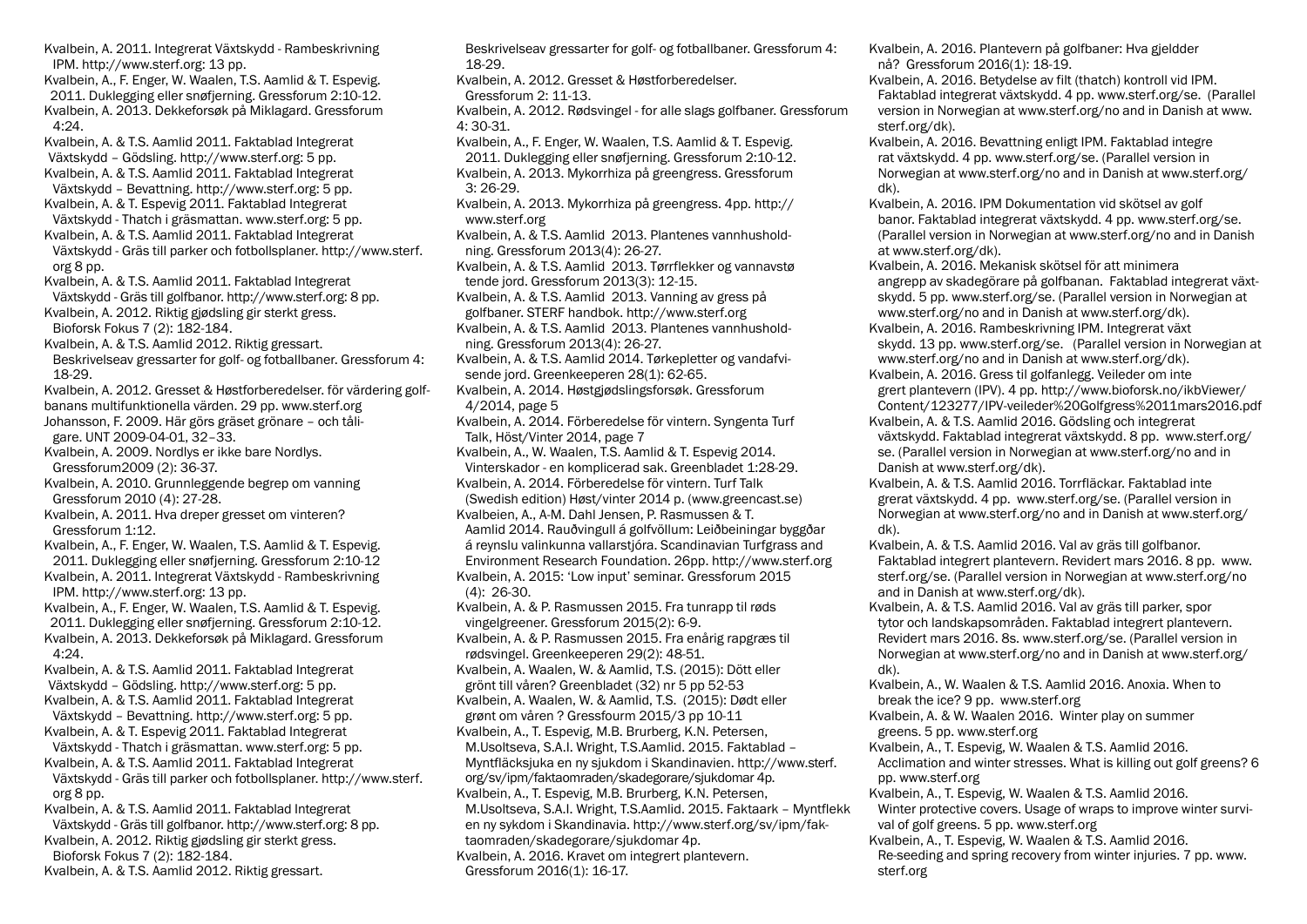Kvalbein, A. 2011. Integrerat Växtskydd - Rambeskrivning IPM. http://www.sterf.org: 13 pp.

Kvalbein, A., F. Enger, W. Waalen, T.S. Aamlid & T. Espevig. 2011. Duklegging eller snøfjerning. Gressforum 2:10-12.

Kvalbein, A. 2013. Dekkeforsøk på Miklagard. Gressforum 4:24.

Kvalbein, A. & T.S. Aamlid 2011. Faktablad Integrerat Växtskydd – Gödsling. http://www.sterf.org: 5 pp.

Kvalbein, A. & T.S. Aamlid 2011. Faktablad Integrerat Växtskydd – Bevattning. http://www.sterf.org: 5 pp.

Kvalbein, A. & T. Espevig 2011. Faktablad Integrerat Växtskydd - Thatch i gräsmattan. www.sterf.org: 5 pp.

Kvalbein, A. & T.S. Aamlid 2011. Faktablad Integrerat Växtskydd - Gräs till parker och fotbollsplaner. http://www.sterf.org 8 pp.

Kvalbein, A. & T.S. Aamlid 2011. Faktablad Integrerat Växtskydd - Gräs till golfbanor. http://www.sterf.org: 8 pp.

Kvalbein, A. 2012. Riktig gjødsling gir sterkt gress. Bioforsk Fokus 7 (2): 182-184.

Kvalbein, A. & T.S. Aamlid 2012. Riktig gressart. Beskrivelseav gressarter for golf- og fotballbaner. Gressforum 4: 18-29.

Kvalbein, A. 2012. Gresset & Høstforberedelser. för värdering golfbanans multifunktionella värden. 29 pp. www.sterf.org

Johansson, F. 2009. Här görs gräset grönare – och tåligare. UNT 2009-04-01, 32–33.

Kvalbein, A. 2009. Nordlys er ikke bare Nordlys. Gressforum2009 (2): 36-37.

Kvalbein, A. 2010. Grunnleggende begrep om vanning Gressforum 2010 (4): 27-28.

Kvalbein, A. 2011. Hva dreper gresset om vinteren? Gressforum 1:12.

Kvalbein, A., F. Enger, W. Waalen, T.S. Aamlid & T. Espevig. 2011. Duklegging eller snøfjerning. Gressforum 2:10-12

Kvalbein, A. 2011. Integrerat Växtskydd - Rambeskrivning IPM. http://www.sterf.org: 13 pp.

Kvalbein, A., F. Enger, W. Waalen, T.S. Aamlid & T. Espevig. 2011. Duklegging eller snøfjerning. Gressforum 2:10-12.

Kvalbein, A. 2013. Dekkeforsøk på Miklagard. Gressforum 4:24.

Kvalbein, A. & T.S. Aamlid 2011. Faktablad Integrerat Växtskydd – Gödsling. http://www.sterf.org: 5 pp.

Kvalbein, A. & T.S. Aamlid 2011. Faktablad Integrerat Växtskydd – Bevattning. http://www.sterf.org: 5 pp.

Kvalbein, A. & T. Espevig 2011. Faktablad Integrerat Växtskydd - Thatch i gräsmattan. www.sterf.org: 5 pp.

Kvalbein, A. & T.S. Aamlid 2011. Faktablad Integrerat Växtskydd - Gräs till parker och fotbollsplaner. http://www.sterf.org 8 pp.

Kvalbein, A. & T.S. Aamlid 2011. Faktablad Integrerat Växtskydd - Gräs till golfbanor. http://www.sterf.org: 8 pp.

Kvalbein, A. 2012. Riktig gjødsling gir sterkt gress. Bioforsk Fokus 7 (2): 182-184.

Kvalbein, A. & T.S. Aamlid 2012. Riktig gressart. Beskrivelseav gressarter for golf- og fotballbaner. Gressforum 4: 18-29.

Kvalbein, A. 2012. Gresset & Høstforberedelser. Gressforum 2: 11-13.

Kvalbein, A. 2012. Rødsvingel - for alle slags golfbaner. Gressforum 4: 30-31.

Kvalbein, A., F. Enger, W. Waalen, T.S. Aamlid & T. Espevig. 2011. Duklegging eller snøfjerning. Gressforum 2:10-12.

Kvalbein, A. 2013. Mykorrhiza på greengress. Gressforum 3: 26-29.

Kvalbein, A. 2013. Mykorrhiza på greengress. 4pp. http://www.sterf.org

Kvalbein, A. & T.S. Aamlid 2013. Plantenes vannhusholdning. Gressforum 2013(4): 26-27.

Kvalbein, A. & T.S. Aamlid 2013. Tørrflekker og vannavstøtende jord. Gressforum 2013(3): 12-15.

Kvalbein, A. & T.S. Aamlid 2013. Vanning av gress på golfbaner. STERF handbok. http://www.sterf.org

Kvalbein, A. & T.S. Aamlid 2013. Plantenes vannhusholdning. Gressforum 2013(4): 26-27.

Kvalbein, A. & T.S. Aamlid 2014. Tørkepletter og vandafvisende jord. Greenkeeperen 28(1): 62-65.

Kvalbein, A. 2014. Høstgjødslingsforsøk. Gressforum 4/2014, page 5

Kvalbein, A. 2014. Förberedelse för vintern. Syngenta Turf Talk, Höst/Vinter 2014, page 7

Kvalbein, A., W. Waalen, T.S. Aamlid & T. Espevig 2014. Vinterskador - en komplicerad sak. Greenbladet 1:28-29.

Kvalbein, A. 2014. Förberedelse för vintern. Turf Talk (Swedish edition) Høst/vinter 2014 p. (www.greencast.se)

Kvalbeien, A., A-M. Dahl Jensen, P. Rasmussen & T. Aamlid 2014. Rauðvingull á golfvöllum: Leiðbeiningar byggðar á reynslu valinkunna vallarstjóra. Scandinavian Turfgrass and Environment Research Foundation. 26pp. http://www.sterf.org

Kvalbein, A. 2015: 'Low input' seminar. Gressforum 2015 (4): 26-30.

Kvalbein, A. & P. Rasmussen 2015. Fra tunrapp til rødsvingelgreener. Gressforum 2015(2): 6-9.

Kvalbein, A. & P. Rasmussen 2015. Fra enårig rapgræs til rødsvingel. Greenkeeperen 29(2): 48-51.

Kvalbein, A. Waalen, W. & Aamlid, T.S. (2015): Dött eller grönt till våren? Greenbladet (32) nr 5 pp 52-53

Kvalbein, A. Waalen, W. & Aamlid, T.S. (2015): Dødt eller grønt om våren ? Gressfourm 2015/3 pp 10-11

Kvalbein, A., T. Espevig, M.B. Brurberg, K.N. Petersen, M.Usoltseva, S.A.I. Wright, T.S.Aamlid. 2015. Faktablad – Myntfläcksjuka en ny sjukdom i Skandinavien. http://www.sterf.org/sv/ipm/faktaomraden/skadegorare/sjukdomar 4p.

Kvalbein, A., T. Espevig, M.B. Brurberg, K.N. Petersen, M.Usoltseva, S.A.I. Wright, T.S.Aamlid. 2015. Faktaark – Myntflekk en ny sykdom i Skandinavia. http://www.sterf.org/sv/ipm/faktaomraden/skadegorare/sjukdomar 4p.

Kvalbein, A. 2016. Kravet om integrert plantevern. Gressforum 2016(1): 16-17.

Kvalbein, A. 2016. Plantevern på golfbaner: Hva gjeldder nå? Gressforum 2016(1): 18-19.

Kvalbein, A. 2016. Betydelse av filt (thatch) kontroll vid IPM. Faktablad integrerat växtskydd. 4 pp. www.sterf.org/se. (Parallel version in Norwegian at www.sterf.org/no and in Danish at www.sterf.org/dk).

Kvalbein, A. 2016. Bevattning enligt IPM. Faktablad integrerat växtskydd. 4 pp. www.sterf.org/se. (Parallel version in Norwegian at www.sterf.org/no and in Danish at www.sterf.org/dk).

Kvalbein, A. 2016. IPM Dokumentation vid skötsel av golf banor. Faktablad integrerat växtskydd. 4 pp. www.sterf.org/se. (Parallel version in Norwegian at www.sterf.org/no and in Danish at www.sterf.org/dk).

Kvalbein, A. 2016. Mekanisk skötsel för att minimera angrepp av skadegörare på golfbanan. Faktablad integrerat växtskydd. 5 pp. www.sterf.org/se. (Parallel version in Norwegian at www.sterf.org/no and in Danish at www.sterf.org/dk).

Kvalbein, A. 2016. Rambeskrivning IPM. Integrerat växt skydd. 13 pp. www.sterf.org/se. (Parallel version in Norwegian at www.sterf.org/no and in Danish at www.sterf.org/dk).

Kvalbein, A. 2016. Gress til golfanlegg. Veileder om integrert plantevern (IPV). 4 pp. http://www.bioforsk.no/ikbViewer/Content/123277/IPV-veileder%20Golfgress%2011mars2016.pdf

Kvalbein, A. & T.S. Aamlid 2016. Gödsling och integrerat växtskydd. Faktablad integrerat växtskydd. 8 pp. www.sterf.org/se. (Parallel version in Norwegian at www.sterf.org/no and in Danish at www.sterf.org/dk).

Kvalbein, A. & T.S. Aamlid 2016. Torrfläckar. Faktablad integrerat växtskydd. 4 pp. www.sterf.org/se. (Parallel version in Norwegian at www.sterf.org/no and in Danish at www.sterf.org/dk).

Kvalbein, A. & T.S. Aamlid 2016. Val av gräs till golfbanor. Faktablad integrert plantevern. Revidert mars 2016. 8 pp. www.sterf.org/se. (Parallel version in Norwegian at www.sterf.org/no and in Danish at www.sterf.org/dk).

Kvalbein, A. & T.S. Aamlid 2016. Val av gräs till parker, spor tytor och landskapsområden. Faktablad integrert plantevern. Revidert mars 2016. 8s. www.sterf.org/se. (Parallel version in Norwegian at www.sterf.org/no and in Danish at www.sterf.org/dk).

Kvalbein, A., W. Waalen & T.S. Aamlid 2016. Anoxia. When to break the ice? 9 pp. www.sterf.org

Kvalbein, A. & W. Waalen 2016. Winter play on summer greens. 5 pp. www.sterf.org

Kvalbein, A., T. Espevig, W. Waalen & T.S. Aamlid 2016. Acclimation and winter stresses. What is killing out golf greens? 6 pp. www.sterf.org

Kvalbein, A., T. Espevig, W. Waalen & T.S. Aamlid 2016. Winter protective covers. Usage of wraps to improve winter survival of golf greens. 5 pp. www.sterf.org

Kvalbein, A., T. Espevig, W. Waalen & T.S. Aamlid 2016. Re-seeding and spring recovery from winter injuries. 7 pp. www.sterf.org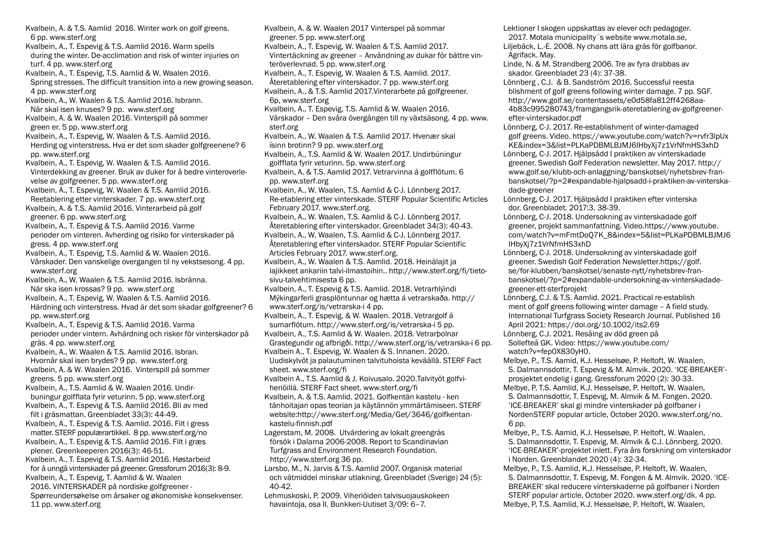Kvalbein, A. & T.S. Aamlid 2016. Winter work on golf greens. 6 pp. www.sterf.org

Kvalbein, A., T. Espevig & T.S. Aamlid 2016. Warm spells during the winter. De-acclimation and risk of winter injuries on turf. 4 pp. www.sterf.org

Kvalbein, A., T. Espevig, T.S. Aamlid & W. Waalen 2016. Spring stresses. The difficult transition into a new growing season. 4 pp. www.sterf.org

Kvalbein, A., W. Waalen & T.S. Aamlid 2016. Isbrann. Når skal isen knuses? 9 pp. www.sterf.org

Kvalbein, A. & W. Waalen 2016. Vinterspill på sommer green er. 5 pp. www.sterf.org

Kvalbein, A., T. Espevig, W. Waalen & T.S. Aamlid 2016. Herding og vinterstress. Hva er det som skader golfgreenene? 6 pp. www.sterf.org

Kvalbein, A., T. Espevig, W. Waalen & T.S. Aamlid 2016. Vinterdekking av greener. Bruk av duker for å bedre vinteroverlevelse av golfgreener. 5 pp. www.sterf.org

Kvalbein, A., T. Espevig, W. Waalen & T.S. Aamlid 2016. Reetablering etter vinterskader. 7 pp. www.sterf.org

Kvalbein, A. & T.S. Aamlid 2016. Vinterarbeid på golf greener. 6 pp. www.sterf.org

Kvalbein, A., T. Espevig & T.S. Aamlid 2016. Varme perioder om vinteren. Avherding og risiko for vinterskader på gress. 4 pp. www.sterf.org

Kvalbein, A., T. Espevig, T.S. Aamlid & W. Waalen 2016. Vårskader. Den vanskelige overgangen til ny vekstsesong. 4 pp. www.sterf.org

Kvalbein, A., W. Waalen & T.S. Aamlid 2016. Isbränna. När ska isen krossas? 9 pp. www.sterf.org

Kvalbein, A., T. Espevig, W. Waalen & T.S. Aamlid 2016. Härdning och vinterstress. Hvad är det som skadar golfgreener? 6 pp. www.sterf.org

Kvalbein, A., T. Espevig & T.S. Aamlid 2016. Varma perioder under vintern. Avhärdning och risker för vinterskador på gräs. 4 pp. www.sterf.org

Kvalbein, A., W. Waalen & T.S. Aamlid 2016. Isbran. Hvornår skal isen brydes? 9 pp. www.sterf.org

Kvalbein, A. & W. Waalen 2016. Vinterspill på sommer greens. 5 pp. www.sterf.org

Kvalbein, A., T.S. Aamlid & W. Waalen 2016. Undirbuningur golfflata fyrir veturinn. 5 pp. www.sterf.org

Kvalbein, A., T. Espevig & T.S. Aamlid 2016. Bli av med filt i gräsmattan. Greenbladet 33(3): 44-49.

Kvalbein, A., T. Espevig & T.S. Aamlid. 2016. Filt i gress matter. STERF populærartikkel. 8 pp. www.sterf.org/no

Kvalbein, A., T. Espevig & T.S. Aamlid 2016. Filt i græs plener. Greenkeeperen 2016(3): 46-51.

Kvalbein, A., T. Espevig & T.S. Aamlid 2016. Høstarbeid for å unngå vinterskader på greener. Gressforum 2016(3): 8-9.

Kvalbein, A., T. Espevig, T. Aamlid & W. Waalen 2016. VINTERSKADER på nordiske golfgreener - Spørreundersøkelse om årsaker og økonomiske konsekvenser. 11 pp. www.sterf.org

Kvalbein, A. & W. Waalen 2017 Vinterspel på sommar greener. 5 pp. www.sterf.org

Kvalbein, A., T. Espevig, W. Waalen & T.S. Aamlid 2017. Vintertäckning av greener – Användning av dukar för bättre vinteröverlevnad. 5 pp. www.sterf.org

Kvalbein, A., T. Espevig, W. Waalen & T.S. Aamlid. 2017. Återetablering efter vinterskador. 7 pp. www.sterf.org

Kvalbein, A., & T.S. Aamlid 2017.Vinterarbete på golfgreener. 6p, www.sterf.org

Kvalbein, A., T. Espevig, T.S. Aamlid & W. Waalen 2016. Vårskador – Den svåra övergången till ny växtsäsong. 4 pp. www.sterf.org

Kvalbein, A., W. Waalen & T.S. Aamlid 2017. Hvenær skal ísinn brotinn? 9 pp. www.sterf.org

Kvalbein, A., T.S. Aamlid & W. Waalen 2017. Undirbúningur golfflata fyrir veturinn. 5p. www.sterf.org

Kvalbein, A. & T.S. Aamlid 2017. Vetrarvinna á golfflötum. 6 pp. www.sterf.org

Kvalbein, A., W. Waalen, T.S. Aamlid & C-J. Lönnberg 2017. Re-etablering etter vinterskade. STERF Popular Scientific Articles February 2017. www.sterf.org.

Kvalbein, A., W. Waalen, T.S. Aamlid & C-J. Lönnberg 2017. Återetablering efter vinterskador. Greenbladet 34(3): 40-43.

Kvalbein, A., W. Waalen, T.S. Aamlid & C-J. Lönnberg 2017. Återetablering efter vinterskador. STERF Popular Scientific Articles February 2017. www.sterf.org.

Kvalbein, A., W. Waalen & T.S. Aamlid. 2018. Heinälajit ja lajikkeet ankariin talvi-ilmastoihin.. http://www.sterf.org/fi/tietosivu-talvehtimisesta 6 pp.

Kvalbein, A., T. Espevig & T.S. Aamlid. 2018. Vetrarhlýindi Mýkingarferli grasplöntunnar og hætta á vetrarskaða. http://www.sterf.org/is/vetrarska-i 4 pp.

Kvalbein, A., T. Espevig, & W. Waalen. 2018. Vetrargolf á sumarflötum. http://www.sterf.org/is/vetrarska-i 5 pp.

Kvalbein, A., T.S. Aamlid & W. Waalen. 2018. Vetrarþolnar Grastegundir og afbrigði. http://www.sterf.org/is/vetrarska-i 6 pp.

Kvalbein A., T. Espevig, W. Waalen & S. Innanen. 2020. Uudiskylvöt ja palautuminen talvituhoista keväällä. STERF Fact sheet. www.sterf.org/fi

Kvalbein A., T.S. Aamlid & J. Koivusalo. 2020.Talvityöt golfviheriöillä. STERF Fact sheet. www.sterf.org/fi

Kvalbein, A. & T.S. Aamlid. 2021. Golfkentän kastelu - ken tänhoitajan opas teorian ja käytännön ymmärtämiseen. STERF website:http://www.sterf.org/Media/Get/3646/golfkentan-kastelu-finnish.pdf

Lagerstam, M. 2008. Utvärdering av lokalt greengräs försök i Dalarna 2006-2008. Report to Scandinavian Turfgrass and Environment Research Foundation. http://www.sterf.org 36 pp.

Larsbo, M., N. Jarvis & T.S. Aamlid 2007. Organisk material och vätmiddel minskar utlakning. Greenbladet (Sverige) 24 (5): 40-42.

Lehmuskoski, P. 2009. Viheriöiden talvisuojauskokeen havaintoja, osa II. Bunkkeri-Uutiset 3/09: 6–7.

Lektioner I skogen uppskattas av elever och pedagoger. 2017. Motala municipality´s website www.motala.se,

Liljebäck, L.-E. 2008. Ny chans att lära gräs för golfbanor. Agrifack. May.

Linde, N. & M. Strandberg 2006. Tre av fyra drabbas av skador. Greenbladet 23 (4): 37-38.

Lönnberg , C.J. & B. Sandström 2016. Successful reestablishment of golf greens following winter damage. 7 pp. SGF. http://www.golf.se/contentassets/e0d58fa812ff4268aa-4b83c995280743/framgangsrik-ateretablering-av-golfgreener-efter-vinterskador.pdf

Lönnberg, C-J. 2017. Re-establishment of winter-damaged golf greens. Video. https://www.youtube.com/watch?v=rvfr3IpUxKE&index=3&list=PLKaPDBMLBJMJ6IHbyXj7z1VrNfmHS3xhD

Lönnberg, C-J. 2017. Hjälpsådd I praktiken av vinterskadade greener. Swedish Golf Federation newsletter. May 2017. http://www.golf.se/klubb-och-anlaggning/banskotsel/nyhetsbrev-fran-banskotsel/?p=2#expandable-hjalpsadd-i-praktiken-av-vinterskadade-greener

Lönnberg, C-J. 2017. Hjälpsådd I praktiken efter vinterskador. Greenbladet. 2017:3. 38-39.

Lönnberg, C-J. 2018. Undersokning av vinterskadade golf greener, projekt sammanfattning. Video.https://www.youtube.com/watch?v=mFmtDoQ7K_8&index=5&list=PLKaPDBMLBJMJ6IHbyXj7z1VrNfmHS3xhD

Lönnberg, C-J. 2018. Undersokning av vinterskadade golf greener. Swedish Golf Federation Newsletter.https://golf.se/for-klubben/banskotsel/senaste-nytt/nyhetsbrev-fran-banskotsel/?p=2#expandable-undersokning-av-vinterskadade-greener-ett-sterfprojekt

Lönnberg, C.J. & T.S. Aamlid. 2021. Practical re-establishment of golf greens following winter damage – A field study. International Turfgrass Society Research Journal. Published 16 April 2021: https://doi.org/10.1002/its2.69

Lönnberg, C.J. 2021. Resåing av död green på Sollefteå GK. Video: https://www.youtube.com/watch?v=fep0X830yH0.

Melbye, P., T.S. Aamid, K.J. Hesselsøe, P. Heltoft, W. Waalen, S. Dalmannsdottir, T. Espevig & M. Almvik. 2020. 'ICE-BREAKER'-prosjektet endelig i gang. Gressforum 2020 (2): 30-33.

Melbye, P, T.S. Aamlid, K.J. Hesselsøe, P. Heltoft, W. Waalen, S. Dalmannsdottir, T. Espevig, M. Almvik & M. Fongen. 2020. 'ICE-BREAKER' skal gi mindre vinterskader på golfbaner i NordenSTERF popular article, October 2020. www.sterf.org/no. 6 pp.

Melbye, P., T.S. Aamid, K.J. Hesselsøe, P. Heltoft, W. Waalen, S. Dalmannsdottir, T. Espevig, M. Almvik & C-J. Lönnberg. 2020. 'ICE-BREAKER'-projektet inlett. Fyra års forskning om vinterskador i Norden. Greenblandet 2020 (4): 32-34.

Melbye, P., T.S. Aamlid, K.J. Hesselsøe, P. Heltoft, W. Waalen, S. Dalmannsdottir, T. Espevig, M. Fongen & M. Almvik. 2020. 'ICE-BREAKER' skal reducere vinterskaderne på golfbaner i Norden STERF popular article, October 2020. www.sterf.org/dk. 4 pp.

Melbye, P, T.S. Aamlid, K.J. Hesselsøe, P. Heltoft, W. Waalen,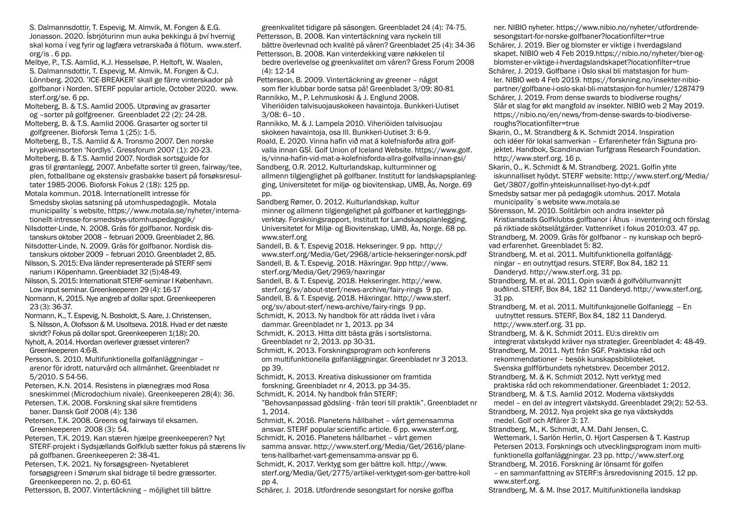S. Dalmannsdottir, T. Espevig, M. Almvik, M. Fongen & E.G. Jonasson. 2020. Ísbrjóturinn mun auka þekkingu á því hvernig skal koma í veg fyrir og lagfæra vetrarskaða á flötum. www.sterf.org/is . 6 pp.

Melbye, P., T.S. Aamlid, K.J. Hesselsøe, P. Heltoft, W. Waalen, S. Dalmannsdottir, T. Espevig, M. Almvik, M. Fongen & C.J. Lönnberg. 2020. 'ICE-BREAKER' skall ge färre vinterskador på golfbanor i Norden. STERF popular article, October 2020. www.sterf.org/se. 6 pp.

Molteberg, B. & T.S. Aamlid 2005. Utprøving av grasarter og –sorter på golfgreener. Greenbladet 22 (2): 24-28.

Molteberg, B. & T.S. Aamlid 2006. Grasarter og sorter til golfgreener. Bioforsk Tema 1 (25): 1-5.

Molteberg, B., T.S. Aamlid & A. Tronsmo 2007. Den norske krypkveinsorten 'Nordlys'. Gressforum 2007 (1): 20-23.

Molteberg, B. & T.S. Aamlid 2007. Nordisk sortsguide for gras til grøntanlegg, 2007. Anbefalte sorter til green, fairway/tee, plen, fotballbane og ekstensiv grasbakke basert på forsøksresultater 1985-2006. Bioforsk Fokus 2 (18): 125 pp.

Motala kommun. 2018. Internationellt intresse för Smedsby skolas satsning på utomhuspedagogik. Motala municipality´s website, https://www.motala.se/nyheter/internationellt-intresse-for-smedsbys-utomhuspedagogik/

Nilsdotter-Linde, N. 2008. Gräs för golfbanor. Nordisk distanskurs oktober 2008 – februari 2009. Greenbladet 2, 86.

Nilsdotter-Linde, N. 2009. Gräs för golfbanor. Nordisk distanskurs oktober 2009 – februari 2010. Greenbladet 2, 85.

Nilsson, S. 2015: Elva länder representerade på STERF seminarium i Köpenhamn. Greenbladet 32 (5):48-49.

Nilsson, S. 2015: Internationalt STERF-seminar I København. Low input seminar. Greenkeeperen 29 (4): 16-17

Normann, K. 2015. Nye angreb af dollar spot. Greenkeeperen 23 (3): 36-37.

Normann, K., T. Espevig, N. Bosholdt, S. Aare, J. Christensen, S. Nilsson, A. Olofsson & M. Usoltseva. 2018. Hvad er det næste skridt? Fokus på dollar spot. Greenkeeperen 1(18): 20.

Nyholt, A. 2014. Hvordan overlever græsset vinteren? Greenkeeperen 4:6-8.

Persson, S. 2010. Multifunktionella golfanläggningar – arenor för idrott, naturvård och allmänhet. Greenbladet nr 5/2010. S 54-56.

Petersen, K.N. 2014. Resistens in plænegræs mod Rosa sneskimmel (Microdochium nivale). Greenkeeperen 28(4): 36.

Petersen, T.K. 2008. Forskning skal sikre fremtidens baner. Dansk Golf 2008 (4): 136

Petersen, T.K. 2008. Greens og fairways til eksamen. Greenkeeperen 2008 (3): 54.

Petersen, T.K. 2019. Kan stæren hjælpe greenkeeperen? Nyt STERF-projekt i Sydsjællands Golfklub sætter fokus på stærens liv på golfbanen. Greenkeeperen 2: 38-41.

Petersen, T.K. 2021. Ny forsøgsgreen- Nyetableret forsøgsgreen i Smørum skal bidrage til bedre græssorter. Greenkeeperen no. 2, p. 60-61

Pettersson, B. 2007. Vintertäckning – möjlighet till bättre greenkvalitet tidigare på säsongen. Greenbladet 24 (4): 74-75.

Pettersson, B. 2008. Kan vintertäckning vara nyckeln till bättre överlevnad och kvalité på våren? Greenbladet 25 (4): 34-36

Pettersson, B. 2008. Kan vinterdekking være nøkkelen til bedre overlevelse og greenkvalitet om våren? Gress Forum 2008 (4): 12-14

Pettersson, B. 2009. Vintertäckning av greener – något som fler klubbar borde satsa på! Greenbladet 3/09: 80-81

Rannikko, M., P. Lehmuskoski & J. Englund 2008. Viheriöiden talvisuojauskokeen havaintoja. Bunkkeri-Uutiset 3/08: 6–10 .

Rannikko, M. & J. Lampela 2010. Viheriöiden talvisuojau skokeen havaintoja, osa III. Bunkkeri-Uutiset 3: 6-9.

Roald, E. 2020. Vinna hafin við mat á kolefnisforða allra golfvalla innan GSÍ. Golf Union of Iceland Website. https://www.golf.is/vinna-hafin-vid-mat-a-kolefnisforda-allra-golfvalla-innan-gsi/

Sandberg, O.R. 2012. Kulturlandskap, kulturminner og allmenn tilgjenglighet på golfbaner. Institutt for landskapsplanlegging, Universitetet for miljø- og biovitenskap, UMB, Ås, Norge. 69 pp.

Sandberg Rømer, O. 2012. Kulturlandskap, kultur minner og allmenn tilgjengelighet på golfbaner og kartleggingsverktøy. Forskningsrapport, Institutt for Landskapsplanlegging, Universitetet for Miljø- og Biovitenskap, UMB, Ås, Norge. 68 pp. www.sterf.org

Sandell, B. & T. Espevig 2018. Hekseringer. 9 pp. http://www.sterf.org/Media/Get/2968/article-hekseringer-norsk.pdf

Sandell, B. & T. Espevig. 2018. Häxringar. 9pp http://www.sterf.org/Media/Get/2969/haxringar

Sandell, B. & T. Espevig. 2018. Hekseringer. http://www.sterf.org/sv/about-sterf/news-archive/fairy-rings 9 pp.

Sandell, B. & T. Espevig. 2018. Häxringar. http://www.sterf.org/sv/about-sterf/news-archive/fairy-rings 9 pp.

Schmidt, K. 2013. Ny handbok för att rädda livet i våra dammar. Greenbladet nr 1, 2013. pp 34

Schmidt, K. 2013. Hitta ditt bästa gräs i sortslistorna. Greenbladet nr 2, 2013. pp 30-31.

Schmidt, K. 2013. Forskningsprogram och konferens om multifunktionella golfanläggningar. Greenbladet nr 3 2013. pp 39.

Schmidt, K. 2013. Kreativa diskussioner om framtida forskning. Greenbladet nr 4, 2013. pp 34-35.

Schmidt, K. 2014. Ny handbok från STERF; "Behovsanpassad gödsling - från teori till praktik". Greenbladet nr 1, 2014.

Schmidt, K. 2016. Planetens hållbahet – vårt gemensamma ansvar. STERF popular scientific article. 6 pp. www.sterf.org.

Schmidt, K. 2016. Planetens hållbarhet – vårt gemen samma ansvar. http://www.sterf.org/Media/Get/2616/planetens-hallbarhet-vart-gemensamma-ansvar pp 6.

Schmidt, K. 2017. Verktyg som ger bättre koll. http://www.sterf.org/Media/Get/2775/artikel-verktyget-som-ger-battre-koll pp 4.

Schärer, J. 2018. Utfordrende sesongstart for norske golfbaner. NIBIO nyheter. https://www.nibio.no/nyheter/utfordrende-sesongstart-for-norske-golfbaner?locationfilter=true

Schärer, J. 2019. Bier og blomster er viktige i hverdagsland skapet. NIBIO web 4 Feb 2019.https://nibio.no/nyheter/bier-og-blomster-er-viktige-i-hverdagslandskapet?locationfilter=true

Schärer, J. 2019. Golfbane i Oslo skal bli matstasjon for humler. NIBIO web 4 Feb 2019. https://forskning.no/insekter-nibio-partner/golfbane-i-oslo-skal-bli-matstasjon-for-humler/1287479

Schärer, J. 2019. From dense swards to biodiverse roughs/ Slår et slag for økt mangfold av insekter. NIBIO web 2 May 2019. https://nibio.no/en/news/from-dense-swards-to-biodiverse-roughs?locationfilter=true

Skarin, O., M. Strandberg & K. Schmidt 2014. Inspiration och idéer för lokal samverkan – Erfarenheter från Sigtuna projektet. Handbok, Scandinavian Turfgrass Research Foundation. http://www.sterf.org. 16 p.

Skarin, O., K. Schmidt & M. Strandberg. 2021. Golfin yhteiskunnalliset hyödyt. STERF website: http://www.sterf.org/Media/Get/3807/golfin-yhteiskunnalliset-hyo-dyt-k.pdf

Smedsby satsar mer på pedagogik utomhus. 2017. Motala municipality´s website www.motala.se

Sörensson, M. 2010. Solitärbin och andra insekter på Kristianstads Golfklubbs golfbanor i Åhus - inventering och förslag på riktiade skötselåtgärder. Vattenriket i fokus 2010:03. 47 pp.

Strandberg, M. 2009. Gräs för golfbanor – ny kunskap och beprövad erfarenhet. Greenbladet 5: 82.

Strandberg, M. et al. 2011. Multifunktionella golfanläggningar – en outnyttjad resurs. STERF, Box 84, 182 11 Danderyd. http://www.sterf.org. 31 pp.

Strandberg, M. et al. 2011. Opin svæði á golfvöllumvannýtt auðlind. STERF, Box 84, 182 11 Danderyd. http://www.sterf.org. 31 pp.

Strandberg, M. et al. 2011. Multifunksjonelle Golfanlegg – En uutnyttet ressurs. STERF, Box 84, 182 11 Danderyd. http://www.sterf.org. 31 pp.

Strandberg, M. & K. Schmidt 2011. EU:s direktiv om integrerat växtskydd kräver nya strategier. Greenbladet 4: 48-49.

Strandberg, M. 2011. Nytt från SGF. Praktiska råd och rekommendationer – besök kunskapsbiblioteket. Svenska golfförbundets nyhetsbrev. December 2012.

Strandberg. M. & K. Schmidt 2012. Nytt verktyg med praktiska råd och rekommendationer. Greenbladet 1: 2012.

Strandberg. M. & T.S. Aamlid 2012. Moderna växtskydds medel – en del av integrert växtskydd. Greenbladet 29(2): 52-53.

Strandberg, M. 2012. Nya projekt ska ge nya växtskydds medel. Golf och Affärer 3: 17.

Strandberg, M., K. Schmidt, A.M. Dahl Jensen, C. Wettemark, I. Sarlön Herlin, O. Hjort Caspersen & T. Kastrup Petersen 2013. Forsknings och utvecklingsprogram inom multifunktionella golfanläggningar. 23 pp. http://www.sterf.org

Strandberg, M. 2016. Forskning är lönsamt för golfen – en sammanfattning av STERF:s årsredovisning 2015. 12 pp. www.sterf.org.

Strandberg, M. & M. Ihse 2017. Multifunktionella landskap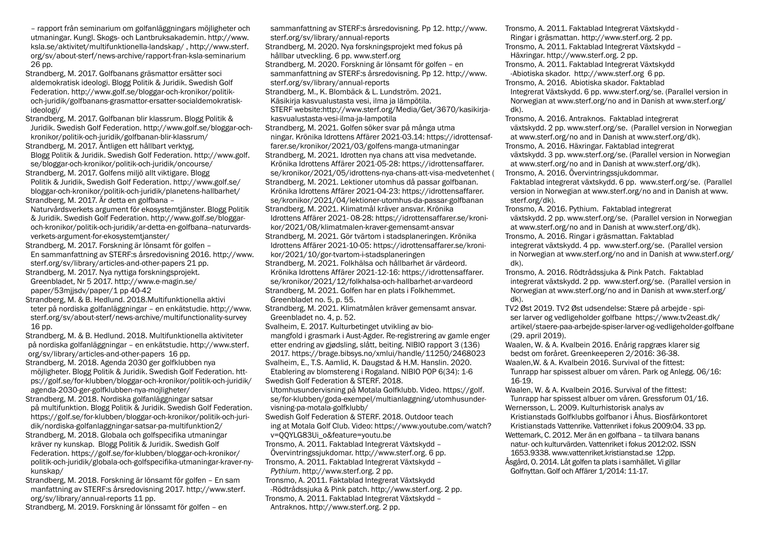– rapport från seminarium om golfanläggningars möjligheter och utmaningar. Kungl. Skogs- och Lantbruksakademin. http://www.ksla.se/aktivitet/multifunktionella-landskap/ , http://www.sterf.org/sv/about-sterf/news-archive/rapport-fran-ksla-seminarium 26 pp.

Strandberg, M. 2017. Golfbanans gräsmattor ersätter soci aldemokratisk ideologi. Blogg Politik & Juridik. Swedish Golf Federation. http://www.golf.se/bloggar-och-kronikor/politik-och-juridik/golfbanans-grasmattor-ersatter-socialdemokratisk-ideologi/

Strandberg, M. 2017. Golfbanan blir klassrum. Blogg Politik & Juridik. Swedish Golf Federation. http://www.golf.se/bloggar-och-kronikor/politik-och-juridik/golfbanan-blir-klassrum/

Strandberg, M. 2017. Äntligen ett hållbart verktyg. Blogg Politik & Juridik. Swedish Golf Federation. http://www.golf.se/bloggar-och-kronikor/politik-och-juridik/oncourse/

Strandberg, M. 2017. Golfens miljö allt viktigare. Blogg Politik & Juridik, Swedish Golf Federation. http://www.golf.se/bloggar-och-kronikor/politik-och-juridik/planetens-hallbarhet/

Strandberg, M. 2017. Är detta en golfbana – Naturvårdsverkets argument för ekosystemtjänster. Blogg Politik & Juridik. Swedish Golf Federation. http://www.golf.se/bloggar-och-kronikor/politik-och-juridik/ar-detta-en-golfbana--naturvardsverkets-argument-for-ekosystemtjanster/

Strandberg, M. 2017. Forskning är lönsamt för golfen – En sammanfattning av STERF:s årsredovisning 2016. http://www.sterf.org/sv/library/articles-and-other-papers 21 pp.

Strandberg, M. 2017. Nya nyttiga forskningsprojekt. Greenbladet, Nr 5 2017. http://www.e-magin.se/paper/53mjjsdv/paper/1 pp 40-42

Strandberg, M. & B. Hedlund. 2018.Multifunktionella aktivi teter på nordiska golfanläggningar – en enkätstudie. http://www.sterf.org/sv/about-sterf/news-archive/multifunctionality-survey 16 pp.

Strandberg, M. & B. Hedlund. 2018. Multifunktionella aktiviteter på nordiska golfanläggningar – en enkätstudie. http://www.sterf.org/sv/library/articles-and-other-papers 16 pp.

Strandberg, M. 2018. Agenda 2030 ger golfklubben nya möjligheter. Blogg Politik & Juridik. Swedish Golf Federation. https://golf.se/for-klubben/bloggar-och-kronikor/politik-och-juridik/agenda-2030-ger-golfklubben-nya-mojligheter/

Strandberg, M. 2018. Nordiska golfanläggningar satsar på multifunktion. Blogg Politik & Juridik. Swedish Golf Federation. https://golf.se/for-klubben/bloggar-och-kronikor/politik-och-juridik/nordiska-golfanlaggningar-satsar-pa-multifunktion2/

Strandberg, M. 2018. Globala och golfspecifika utmaningar kräver ny kunskap. Blogg Politik & Juridik. Swedish Golf Federation. https://golf.se/for-klubben/bloggar-och-kronikor/politik-och-juridik/globala-och-golfspecifika-utmaningar-kraver-ny-kunskap/

Strandberg, M. 2018. Forskning är lönsamt för golfen – En sam manfattning av STERF:s årsredovisning 2017. http://www.sterf.org/sv/library/annual-reports 11 pp.

Strandberg, M. 2019. Forskning är lönssamt för golfen – en sammanfattning av STERF:s årsredovisning. Pp 12. http://www.sterf.org/sv/library/annual-reports

Strandberg, M. 2020. Nya forskningsprojekt med fokus på hållbar utveckling. 6 pp. www.sterf.org

Strandberg, M. 2020. Forskning är lönsamt för golfen – en sammanfattning av STERF:s årsredovisning. Pp 12. http://www.sterf.org/sv/library/annual-reports

Strandberg, M., K. Blombäck & L. Lundström. 2021. Käsikirja kasvualustasta vesi, ilma ja lämpötila. STERF website:http://www.sterf.org/Media/Get/3670/kasikirja-kasvualustasta-vesi-ilma-ja-lampotila

Strandberg, M. 2021. Golfen söker svar på många utma ningar. Krönika Idrottens Affärer 2021-03.14: https://idrottensaffarer.se/kronikor/2021/03/golfens-manga-utmaningar

Strandberg, M. 2021. Idrotten nya chans att visa medvetande. Krönika Idrottens Affärer 2021-05-28: https://idrottensaffarer.se/kronikor/2021/05/idrottens-nya-chans-att-visa-medvetenhet (

Strandberg, M. 2021. Lektioner utomhus då passar golfbanan. Krönika Idrottens Affärer 2021-04-23: https://idrottensaffarer.se/kronikor/2021/04/lektioner-utomhus-da-passar-golfbanan

Strandberg, M. 2021. Klimatmål kräver ansvar. Krönika Idrottens Affärer 2021- 08-28: https://idrottensaffarer.se/kronikor/2021/08/klimatmalen-kraver-gemensamt-ansvar

Strandberg, M. 2021. Gör tvärtom i stadsplaneringen. Krönika Idrottens Affärer 2021-10-05: https://idrottensaffarer.se/kronikor/2021/10/gor-tvartom-i-stadsplaneringen

Strandberg, M. 2021. Folkhälsa och hållbarhet är värdeord. Krönika Idrottens Affärer 2021-12-16: https://idrottensaffarer.se/kronikor/2021/12/folkhalsa-och-hallbarhet-ar-vardeord

Strandberg, M. 2021. Golfen har en plats i Folkhemmet. Greenbladet no. 5, p. 55.

Strandberg, M. 2021. Klimatmålen kräver gemensamt ansvar. Greenbladet no. 4, p. 52.

Svalheim, E. 2017. Kulturbetinget utvikling av bio-mangfold i grasmark i Aust-Agder. Re-registrering av gamle enger etter endring av gjødsling, slått, beiting. NIBIO rapport 3 (136) 2017. https://brage.bibsys.no/xmlui/handle/11250/2468023

Svalheim, E., T.S. Aamlid, K. Daugstad & H.M. Hanslin. 2020. Etablering av blomstereng i Rogaland. NIBIO POP 6(34): 1-6

Swedish Golf Federation & STERF. 2018. Utomhusundervisning på Motala Golfklubb. Video. https://golf.se/for-klubben/goda-exempel/multianlaggning/utomhusundervisning-pa-motala-golfklubb/

Swedish Golf Federation & STERF. 2018. Outdoor teach ing at Motala Golf Club. Video: https://www.youtube.com/watch?v=QQYLG83Ui_o&feature=youtu.be

Tronsmo, A. 2011. Faktablad Integrerat Växtskydd – Övervintringssjukdomar. http://www.sterf.org. 6 pp.

Tronsmo, A. 2011. Faktablad Integrerat Växtskydd – *Pythium*. http://www.sterf.org. 2 pp.

Tronsmo, A. 2011. Faktablad Integrerat Växtskydd -Rödtrådssjuka & Pink patch. http://www.sterf.org. 2 pp.

Tronsmo, A. 2011. Faktablad Integrerat Växtskydd – Antraknos. http://www.sterf.org. 2 pp.

Tronsmo, A. 2011. Faktablad Integrerat Växtskydd - Ringar i gräsmattan. http://www.sterf.org. 2 pp.

Tronsmo, A. 2011. Faktablad Integrerat Växtskydd – Häxringar. http://www.sterf.org. 2 pp.

Tronsmo, A. 2011. Faktablad Integrerat Växtskydd -Abiotiska skador. http://www.sterf.org 6 pp.

Tronsmo, A. 2016. Abiotiska skador. Faktablad Integrerat Växtskydd. 6 pp. www.sterf.org/se. (Parallel version in Norwegian at www.sterf.org/no and in Danish at www.sterf.org/dk).

Tronsmo, A. 2016. Antraknos. Faktablad integrerat växtskydd. 2 pp. www.sterf.org/se. (Parallel version in Norwegian at www.sterf.org/no and in Danish at www.sterf.org/dk).

Tronsmo, A. 2016. Häxringar. Faktablad integrerat växtskydd. 3 pp. www.sterf.org/se. (Parallel version in Norwegian at www.sterf.org/no and in Danish at www.sterf.org/dk).

Tronsmo, A. 2016. Övervintringssjukdommar. Faktablad integrerat växtskydd. 6 pp. www.sterf.org/se. (Parallel version in Norwegian at www.sterf.org/no and in Danish at www.sterf.org/dk).

Tronsmo, A. 2016. Pythium. Faktablad integrerat växtskydd. 2 pp. www.sterf.org/se. (Parallel version in Norwegian at www.sterf.org/no and in Danish at www.sterf.org/dk).

Tronsmo, A. 2016. Ringar i gräsmattan. Faktablad integrerat växtskydd. 4 pp. www.sterf.org/se. (Parallel version in Norwegian at www.sterf.org/no and in Danish at www.sterf.org/dk).

Tronsmo, A. 2016. Rödtrådssjuka & Pink Patch. Faktablad integrerat växtskydd. 2 pp. www.sterf.org/se. (Parallel version in Norwegian at www.sterf.org/no and in Danish at www.sterf.org/dk).

TV2 Øst 2019. TV2 Øst udsendelse: Stære på arbejde - spiser larver og vedligeholder golfbane https://www.tv2east.dk/artikel/staere-paa-arbejde-spiser-larver-og-vedligeholder-golfbane (29. april 2019).

Waalen, W. & A. Kvalbein 2016. Enårig rapgræs klarer sig bedst om foråret. Greenkeeperen 2/2016: 36-38.

Waalen,W. & A. Kvalbein 2016. Survival of the fittest: Tunrapp har spissest albuer om våren. Park og Anlegg. 06/16: 16-19.

Waalen, W. & A. Kvalbein 2016. Survival of the fittest: Tunrapp har spissest albuer om våren. Gressforum 01/16.

Wernersson, L. 2009. Kulturhistorisk analys av Kristianstads Golfklubbs golfbanor i Åhus. Biosfärkontoret Kristianstads Vattenrike. Vattenriket i fokus 2009:04. 33 pp.

Wettemark, C. 2012. Mer än en golfbana – ta tillvara banans natur- och kulturvärden. Vattenriket i fokus 2012:02. ISSN 1653.9338. www.vattenriket.kristianstad.se 12pp.

Åsgård, O. 2014. Låt golfen ta plats i samhället. Vi gillar Golfnyttan. Golf och Affärer 1/2014: 11-17.